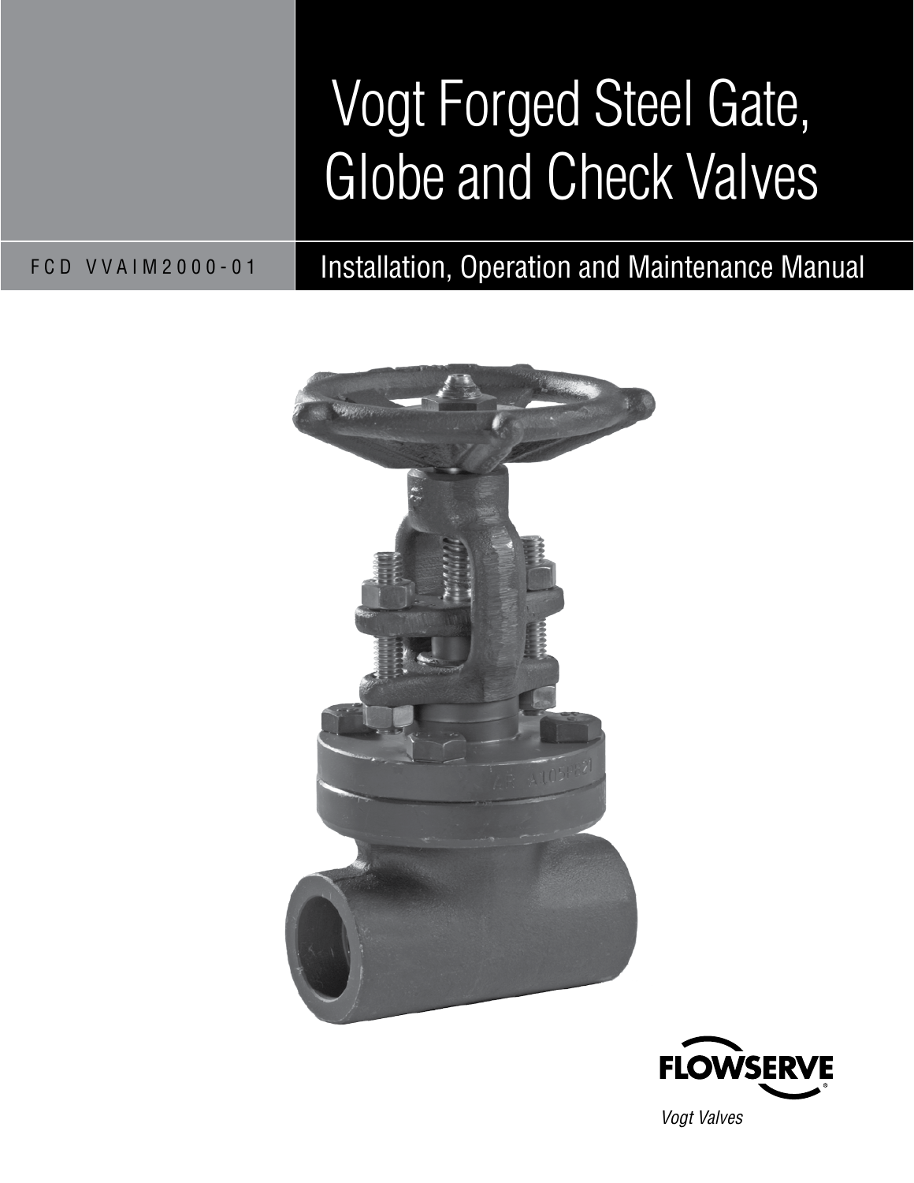# Vogt Forged Steel Gate, Globe and Check Valves

FCD VVAIM2000-01

## Installation, Operation and Maintenance Manual

FLOWSERVE

*Vogt Valves*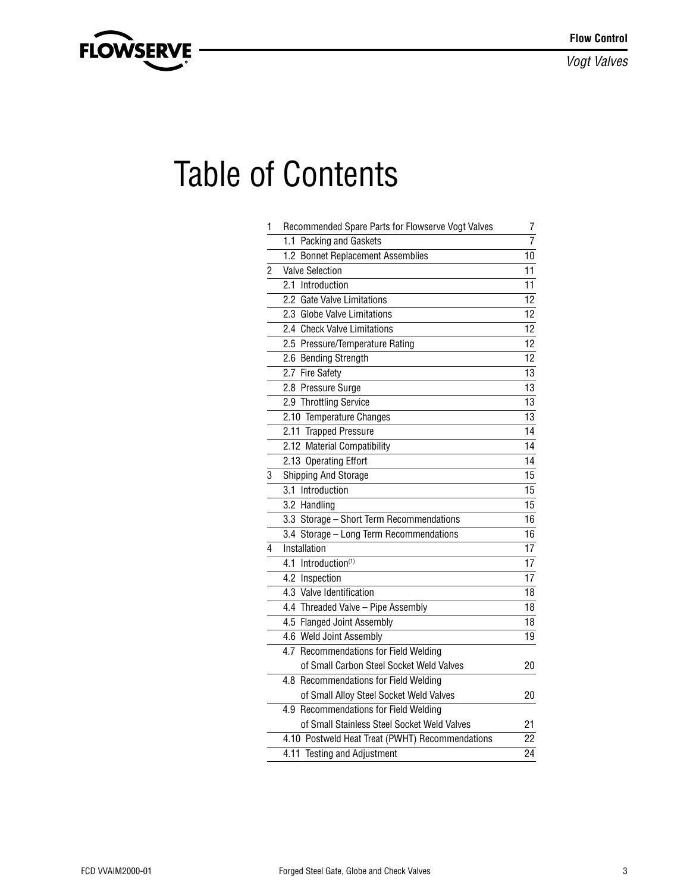# Table of Contents

| | | |
|---|---|---|
| 1 | Recommended Spare Parts for Flowserve Vogt Valves | 7 |
| | 1.1 Packing and Gaskets | 7 |
| | 1.2 Bonnet Replacement Assemblies | 10 |
| 2 | Valve Selection | 11 |
| | 2.1 Introduction | 11 |
| | 2.2 Gate Valve Limitations | 12 |
| | 2.3 Globe Valve Limitations | 12 |
| | 2.4 Check Valve Limitations | 12 |
| | 2.5 Pressure/Temperature Rating | 12 |
| | 2.6 Bending Strength | 12 |
| | 2.7 Fire Safety | 13 |
| | 2.8 Pressure Surge | 13 |
| | 2.9 Throttling Service | 13 |
| | 2.10 Temperature Changes | 13 |
| | 2.11 Trapped Pressure | 14 |
| | 2.12 Material Compatibility | 14 |
| | 2.13 Operating Effort | 14 |
| 3 | Shipping And Storage | 15 |
| | 3.1 Introduction | 15 |
| | 3.2 Handling | 15 |
| | 3.3 Storage – Short Term Recommendations | 16 |
| | 3.4 Storage – Long Term Recommendations | 16 |
| 4 | Installation | 17 |
| | 4.1 Introduction[(1)] | 17 |
| | 4.2 Inspection | 17 |
| | 4.3 Valve Identification | 18 |
| | 4.4 Threaded Valve – Pipe Assembly | 18 |
| | 4.5 Flanged Joint Assembly | 18 |
| | 4.6 Weld Joint Assembly | 19 |
| | 4.7 Recommendations for Field Welding of Small Carbon Steel Socket Weld Valves | 20 |
| | 4.8 Recommendations for Field Welding of Small Alloy Steel Socket Weld Valves | 20 |
| | 4.9 Recommendations for Field Welding of Small Stainless Steel Socket Weld Valves | 21 |
| | 4.10 Postweld Heat Treat (PWHT) Recommendations | 22 |
| | 4.11 Testing and Adjustment | 24 |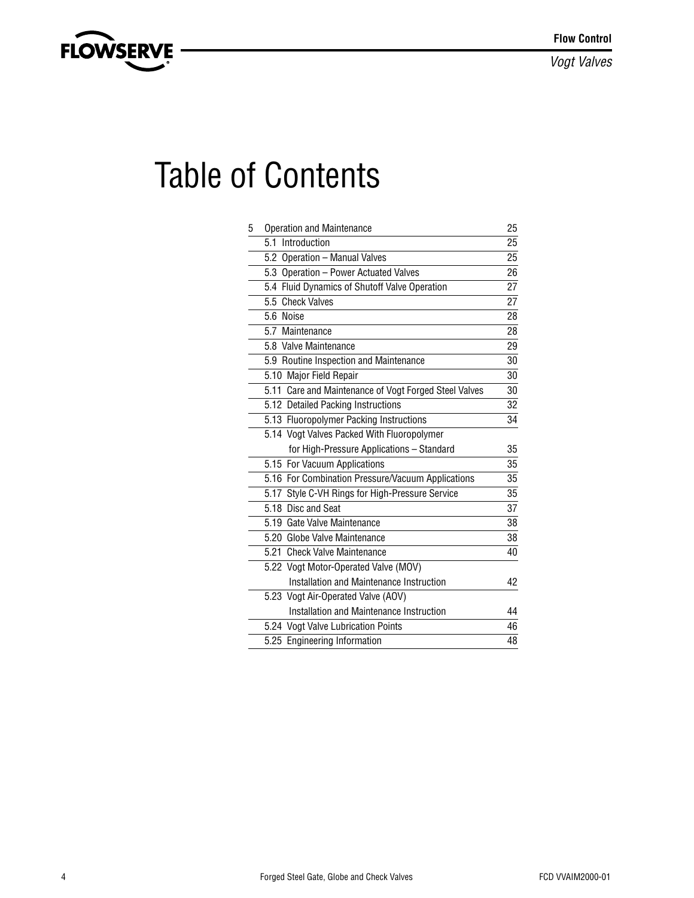# Table of Contents

| | | |
|---|---|---|
| 5 | Operation and Maintenance | 25 |
| | 5.1 Introduction | 25 |
| | 5.2 Operation – Manual Valves | 25 |
| | 5.3 Operation – Power Actuated Valves | 26 |
| | 5.4 Fluid Dynamics of Shutoff Valve Operation | 27 |
| | 5.5 Check Valves | 27 |
| | 5.6 Noise | 28 |
| | 5.7 Maintenance | 28 |
| | 5.8 Valve Maintenance | 29 |
| | 5.9 Routine Inspection and Maintenance | 30 |
| | 5.10 Major Field Repair | 30 |
| | 5.11 Care and Maintenance of Vogt Forged Steel Valves | 30 |
| | 5.12 Detailed Packing Instructions | 32 |
| | 5.13 Fluoropolymer Packing Instructions | 34 |
| | 5.14 Vogt Valves Packed With Fluoropolymer for High-Pressure Applications – Standard | 35 |
| | 5.15 For Vacuum Applications | 35 |
| | 5.16 For Combination Pressure/Vacuum Applications | 35 |
| | 5.17 Style C-VH Rings for High-Pressure Service | 35 |
| | 5.18 Disc and Seat | 37 |
| | 5.19 Gate Valve Maintenance | 38 |
| | 5.20 Globe Valve Maintenance | 38 |
| | 5.21 Check Valve Maintenance | 40 |
| | 5.22 Vogt Motor-Operated Valve (MOV) Installation and Maintenance Instruction | 42 |
| | 5.23 Vogt Air-Operated Valve (AOV) Installation and Maintenance Instruction | 44 |
| | 5.24 Vogt Valve Lubrication Points | 46 |
| | 5.25 Engineering Information | 48 |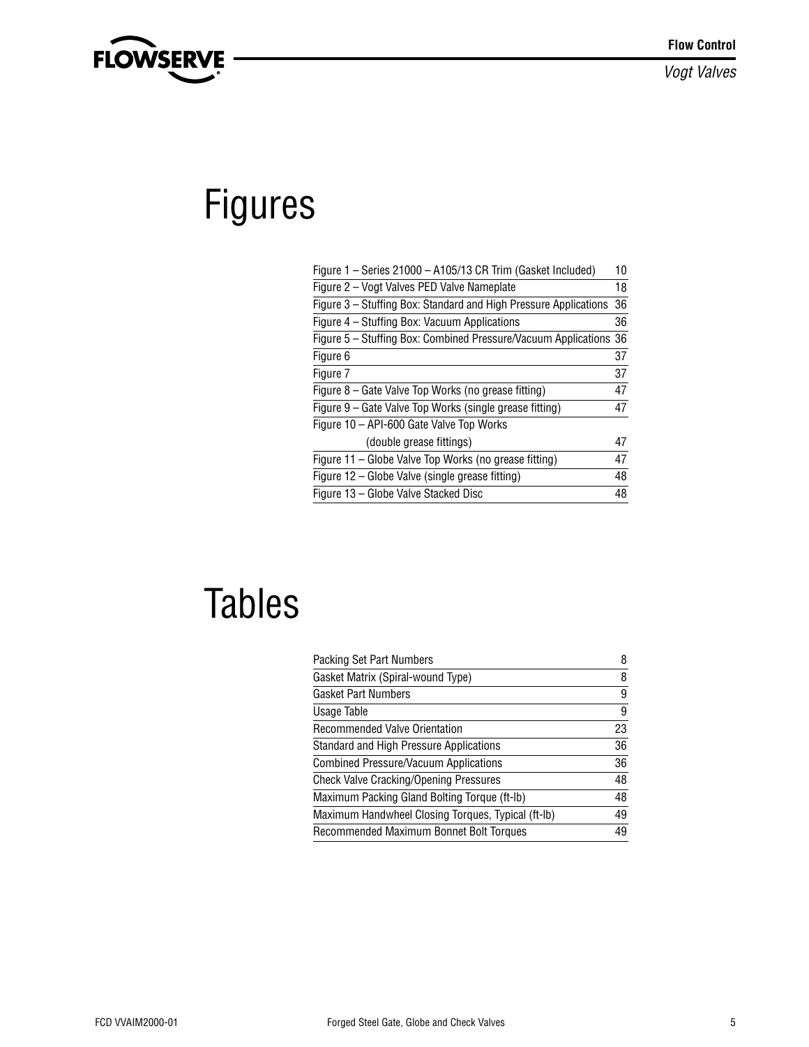# Figures

| | |
|---|---|
| Figure 1 – Series 21000 – A105/13 CR Trim (Gasket Included) | 10 |
| Figure 2 – Vogt Valves PED Valve Nameplate | 18 |
| Figure 3 – Stuffing Box: Standard and High Pressure Applications | 36 |
| Figure 4 – Stuffing Box: Vacuum Applications | 36 |
| Figure 5 – Stuffing Box: Combined Pressure/Vacuum Applications | 36 |
| Figure 6 | 37 |
| Figure 7 | 37 |
| Figure 8 – Gate Valve Top Works (no grease fitting) | 47 |
| Figure 9 – Gate Valve Top Works (single grease fitting) | 47 |
| Figure 10 – API-600 Gate Valve Top Works (double grease fittings) | 47 |
| Figure 11 – Globe Valve Top Works (no grease fitting) | 47 |
| Figure 12 – Globe Valve (single grease fitting) | 48 |
| Figure 13 – Globe Valve Stacked Disc | 48 |

# Tables

| | |
|---|---|
| Packing Set Part Numbers | 8 |
| Gasket Matrix (Spiral-wound Type) | 8 |
| Gasket Part Numbers | 9 |
| Usage Table | 9 |
| Recommended Valve Orientation | 23 |
| Standard and High Pressure Applications | 36 |
| Combined Pressure/Vacuum Applications | 36 |
| Check Valve Cracking/Opening Pressures | 48 |
| Maximum Packing Gland Bolting Torque (ft-lb) | 48 |
| Maximum Handwheel Closing Torques, Typical (ft-lb) | 49 |
| Recommended Maximum Bonnet Bolt Torques | 49 |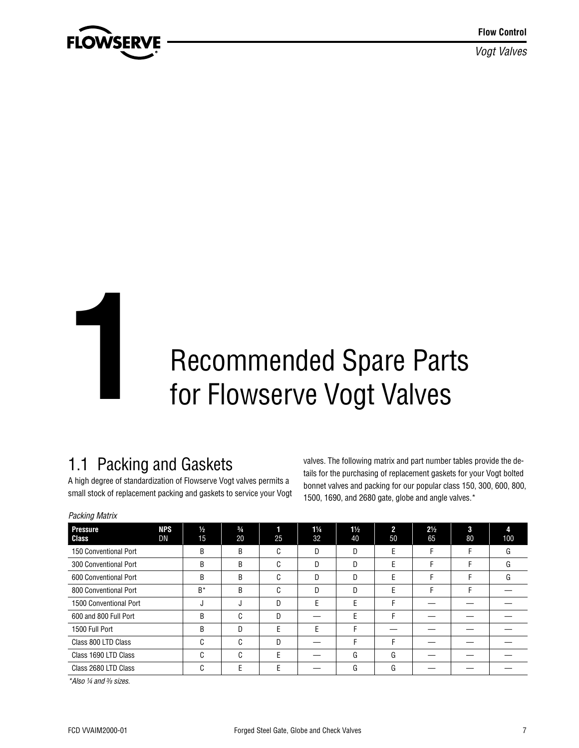// 1 Recommended Spare Parts for Flowserve Vogt Valves

## 1.1 Packing and Gaskets

A high degree of standardization of Flowserve Vogt valves permits a small stock of replacement packing and gaskets to service your Vogt valves. The following matrix and part number tables provide the details for the purchasing of replacement gaskets for your Vogt bolted bonnet valves and packing for our popular class 150, 300, 600, 800, 1500, 1690, and 2680 gate, globe and angle valves.*

*Packing Matrix*

| **Pressure Class** | **NPS** DN | **½** 15 | **¾** 20 | **1** 25 | **1¼** 32 | **1½** 40 | **2** 50 | **2½** 65 | **3** 80 | **4** 100 |
|---|---|---|---|---|---|---|---|---|---|---|
| 150 Conventional Port | | B | B | C | D | D | E | F | F | G |
| 300 Conventional Port | | B | B | C | D | D | E | F | F | G |
| 600 Conventional Port | | B | B | C | D | D | E | F | F | G |
| 800 Conventional Port | | B* | B | C | D | D | E | F | F | — |
| 1500 Conventional Port | | J | J | D | E | E | F | — | — | — |
| 600 and 800 Full Port | | B | C | D | — | E | F | — | — | — |
| 1500 Full Port | | B | D | E | E | F | — | — | — | — |
| Class 800 LTD Class | | C | C | D | — | F | F | — | — | — |
| Class 1690 LTD Class | | C | C | E | — | G | G | — | — | — |
| Class 2680 LTD Class | | C | E | E | — | G | G | — | — | — |

*\*Also ¼ and ⅜ sizes.*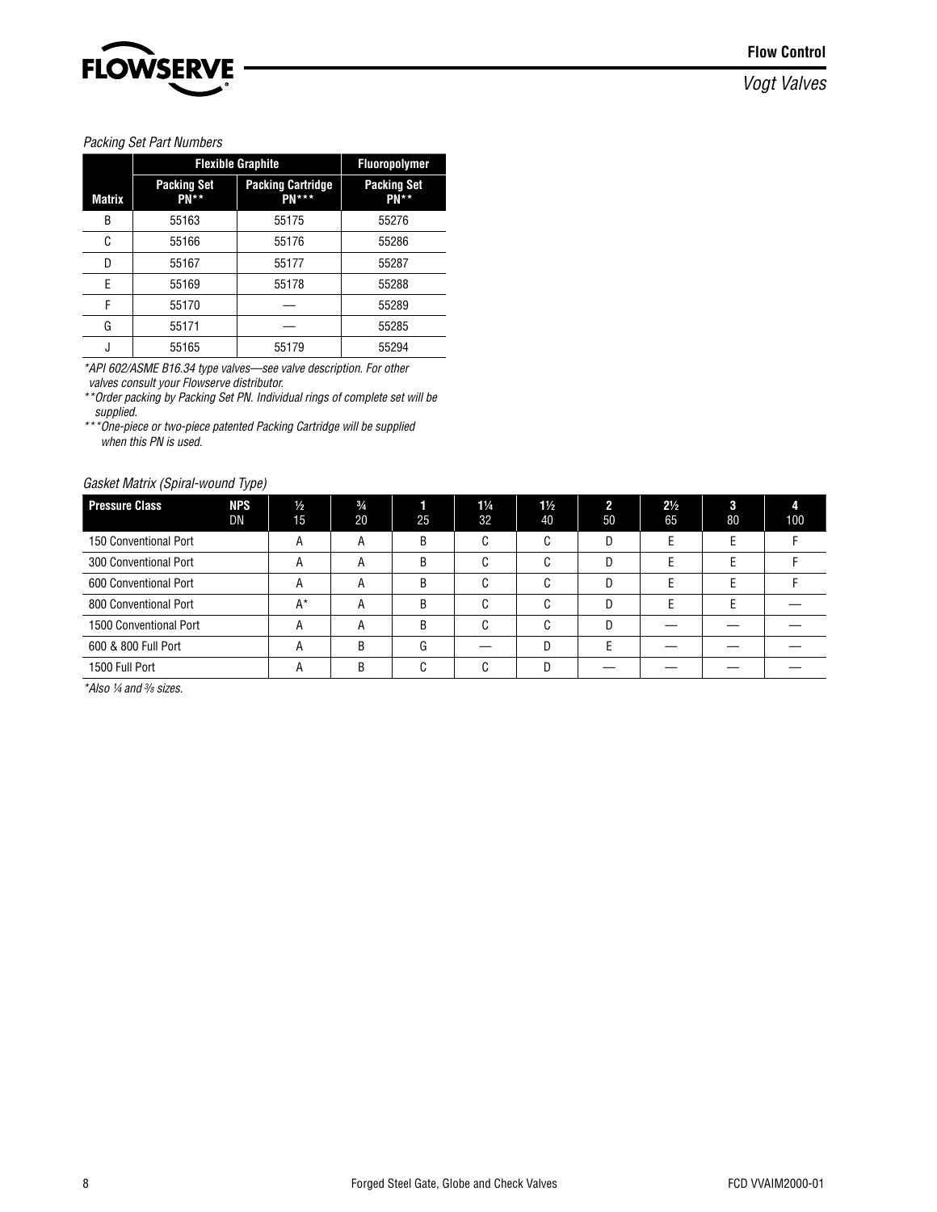*Packing Set Part Numbers*

| | Flexible Graphite | | Fluoropolymer |
|---|---|---|---|
| **Matrix** | **Packing Set PN\*\*** | **Packing Cartridge PN\*\*\*** | **Packing Set PN\*\*** |
| B | 55163 | 55175 | 55276 |
| C | 55166 | 55176 | 55286 |
| D | 55167 | 55177 | 55287 |
| E | 55169 | 55178 | 55288 |
| F | 55170 | — | 55289 |
| G | 55171 | — | 55285 |
| J | 55165 | 55179 | 55294 |

*\*API 602/ASME B16.34 type valves—see valve description. For other valves consult your Flowserve distributor.*

*\*\*Order packing by Packing Set PN. Individual rings of complete set will be supplied.*

*\*\*\*One-piece or two-piece patented Packing Cartridge will be supplied when this PN is used.*

*Gasket Matrix (Spiral-wound Type)*

| Pressure Class | NPS / DN | ½ / 15 | ¾ / 20 | 1 / 25 | 1¼ / 32 | 1½ / 40 | 2 / 50 | 2½ / 65 | 3 / 80 | 4 / 100 |
|---|---|---|---|---|---|---|---|---|---|---|
| 150 Conventional Port | | A | A | B | C | C | D | E | E | F |
| 300 Conventional Port | | A | A | B | C | C | D | E | E | F |
| 600 Conventional Port | | A | A | B | C | C | D | E | E | F |
| 800 Conventional Port | | A* | A | B | C | C | D | E | E | — |
| 1500 Conventional Port | | A | A | B | C | C | D | — | — | — |
| 600 & 800 Full Port | | A | B | G | — | D | E | — | — | — |
| 1500 Full Port | | A | B | C | C | D | — | — | — | — |

*\*Also ¼ and ⅜ sizes.*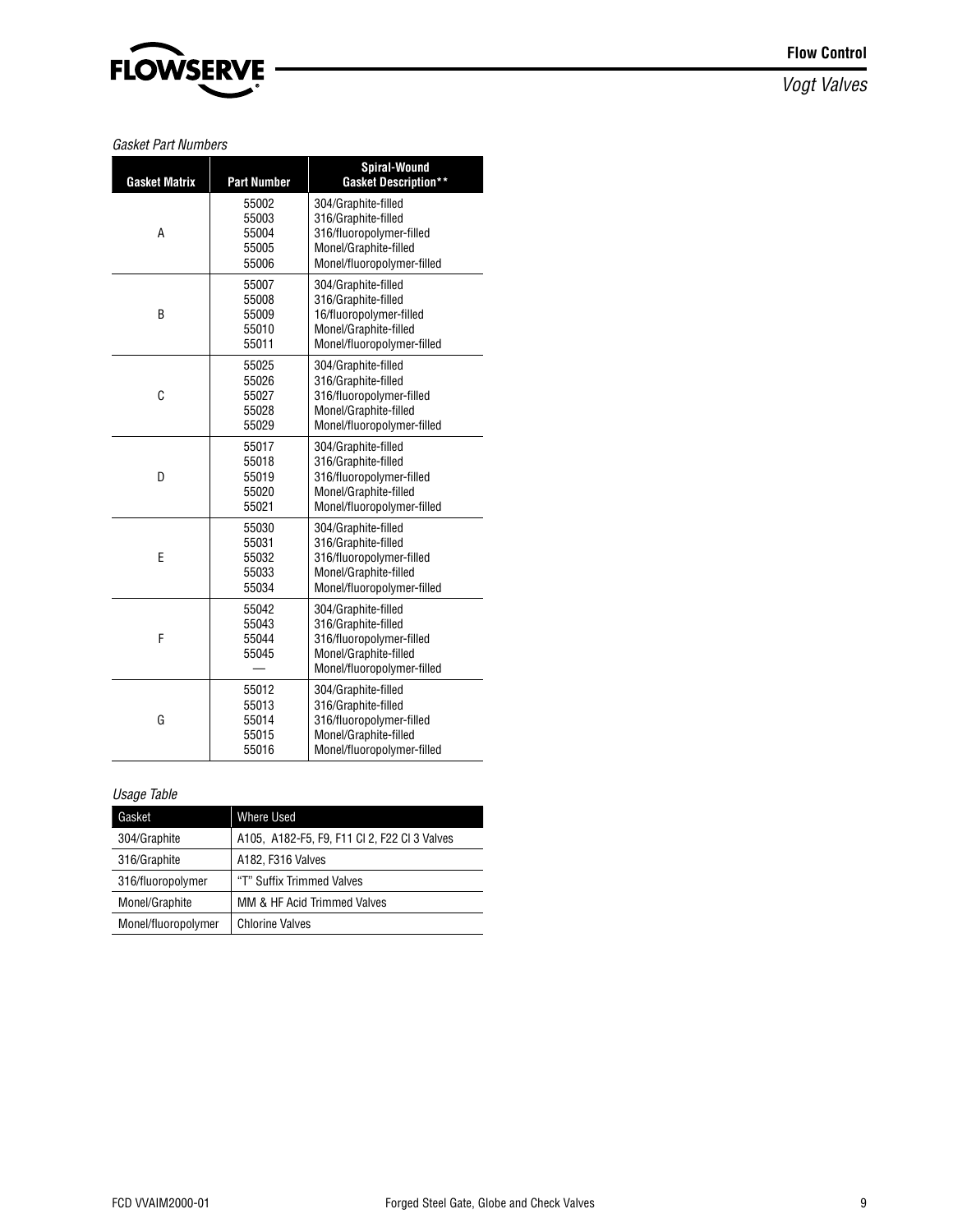*Gasket Part Numbers*

| Gasket Matrix | Part Number | Spiral-Wound Gasket Description** |
|---|---|---|
| A | 55002<br>55003<br>55004<br>55005<br>55006 | 304/Graphite-filled<br>316/Graphite-filled<br>316/fluoropolymer-filled<br>Monel/Graphite-filled<br>Monel/fluoropolymer-filled |
| B | 55007<br>55008<br>55009<br>55010<br>55011 | 304/Graphite-filled<br>316/Graphite-filled<br>16/fluoropolymer-filled<br>Monel/Graphite-filled<br>Monel/fluoropolymer-filled |
| C | 55025<br>55026<br>55027<br>55028<br>55029 | 304/Graphite-filled<br>316/Graphite-filled<br>316/fluoropolymer-filled<br>Monel/Graphite-filled<br>Monel/fluoropolymer-filled |
| D | 55017<br>55018<br>55019<br>55020<br>55021 | 304/Graphite-filled<br>316/Graphite-filled<br>316/fluoropolymer-filled<br>Monel/Graphite-filled<br>Monel/fluoropolymer-filled |
| E | 55030<br>55031<br>55032<br>55033<br>55034 | 304/Graphite-filled<br>316/Graphite-filled<br>316/fluoropolymer-filled<br>Monel/Graphite-filled<br>Monel/fluoropolymer-filled |
| F | 55042<br>55043<br>55044<br>55045<br>— | 304/Graphite-filled<br>316/Graphite-filled<br>316/fluoropolymer-filled<br>Monel/Graphite-filled<br>Monel/fluoropolymer-filled |
| G | 55012<br>55013<br>55014<br>55015<br>55016 | 304/Graphite-filled<br>316/Graphite-filled<br>316/fluoropolymer-filled<br>Monel/Graphite-filled<br>Monel/fluoropolymer-filled |

*Usage Table*

| Gasket | Where Used |
|---|---|
| 304/Graphite | A105, A182-F5, F9, F11 Cl 2, F22 Cl 3 Valves |
| 316/Graphite | A182, F316 Valves |
| 316/fluoropolymer | "T" Suffix Trimmed Valves |
| Monel/Graphite | MM & HF Acid Trimmed Valves |
| Monel/fluoropolymer | Chlorine Valves |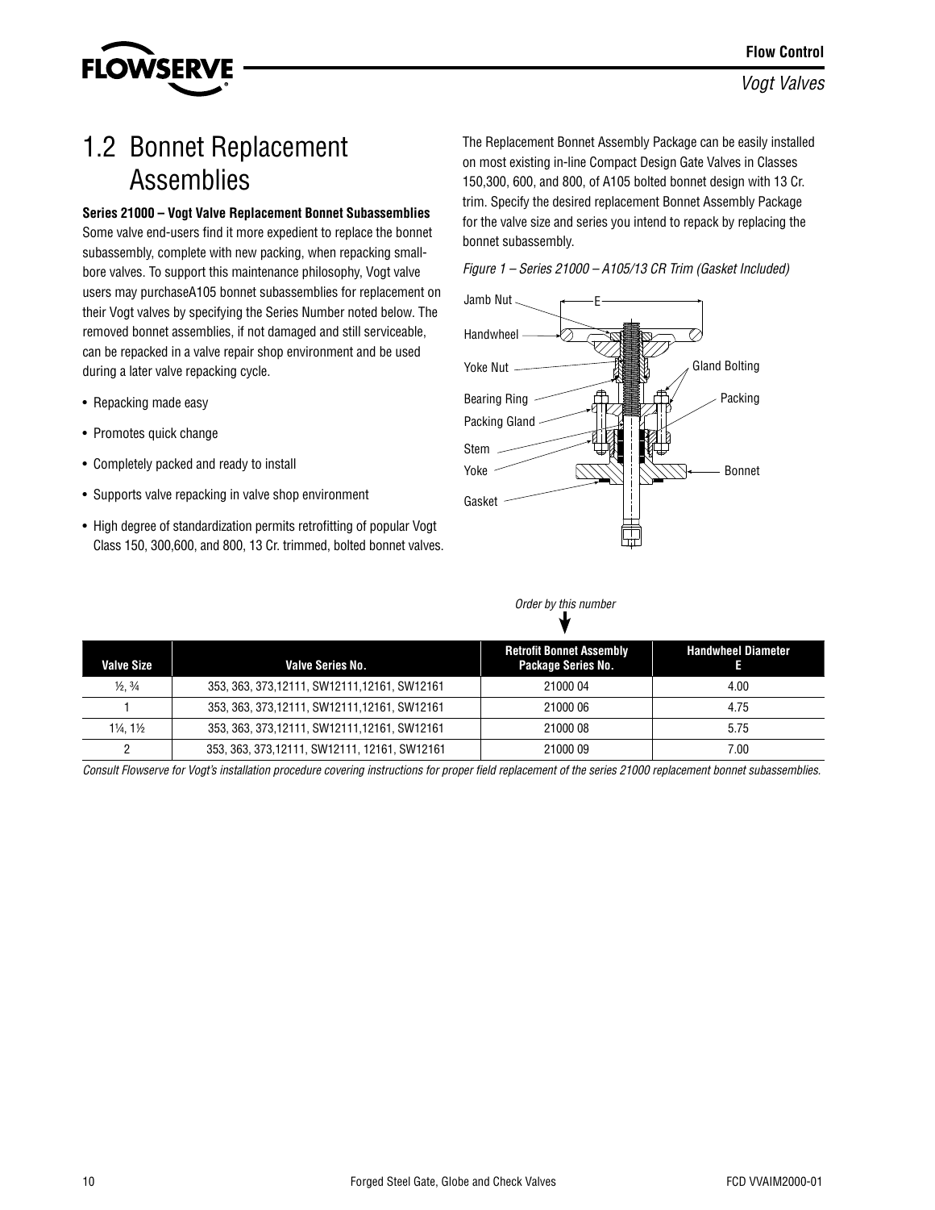# 1.2 Bonnet Replacement Assemblies

**Series 21000 – Vogt Valve Replacement Bonnet Subassemblies**

Some valve end-users find it more expedient to replace the bonnet subassembly, complete with new packing, when repacking small-bore valves. To support this maintenance philosophy, Vogt valve users may purchaseA105 bonnet subassemblies for replacement on their Vogt valves by specifying the Series Number noted below. The removed bonnet assemblies, if not damaged and still serviceable, can be repacked in a valve repair shop environment and be used during a later valve repacking cycle.

- Repacking made easy
- Promotes quick change
- Completely packed and ready to install
- Supports valve repacking in valve shop environment
- High degree of standardization permits retrofitting of popular Vogt Class 150, 300,600, and 800, 13 Cr. trimmed, bolted bonnet valves.

The Replacement Bonnet Assembly Package can be easily installed on most existing in-line Compact Design Gate Valves in Classes 150,300, 600, and 800, of A105 bolted bonnet design with 13 Cr. trim. Specify the desired replacement Bonnet Assembly Package for the valve size and series you intend to repack by replacing the bonnet subassembly.

*Figure 1 – Series 21000 – A105/13 CR Trim (Gasket Included)*

Jamb Nut, E, Handwheel, Yoke Nut, Gland Bolting, Bearing Ring, Packing, Packing Gland, Stem, Yoke, Bonnet, Gasket

*Order by this number*

| Valve Size | Valve Series No. | Retrofit Bonnet Assembly Package Series No. | Handwheel Diameter E |
|---|---|---|---|
| ½, ¾ | 353, 363, 373,12111, SW12111,12161, SW12161 | 21000 04 | 4.00 |
| 1 | 353, 363, 373,12111, SW12111,12161, SW12161 | 21000 06 | 4.75 |
| 1¼, 1½ | 353, 363, 373,12111, SW12111,12161, SW12161 | 21000 08 | 5.75 |
| 2 | 353, 363, 373,12111, SW12111, 12161, SW12161 | 21000 09 | 7.00 |

*Consult Flowserve for Vogt's installation procedure covering instructions for proper field replacement of the series 21000 replacement bonnet subassemblies.*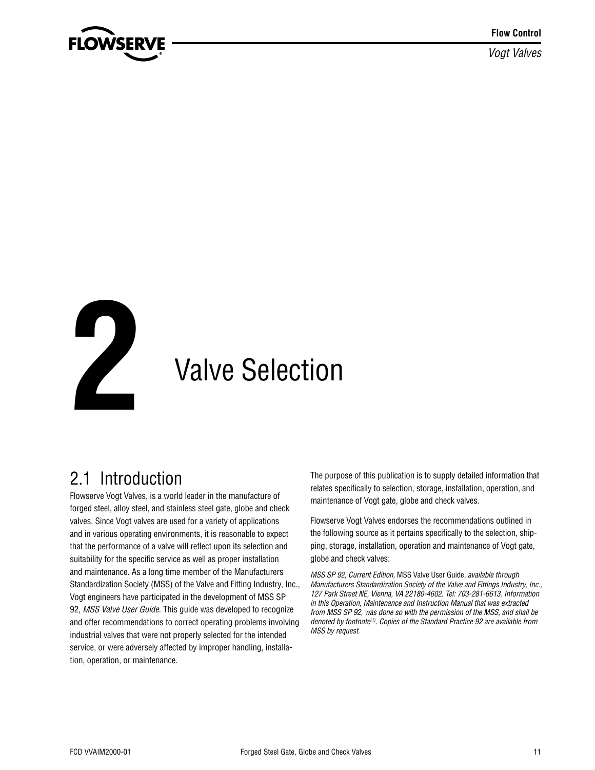# 2 Valve Selection

## 2.1 Introduction

Flowserve Vogt Valves, is a world leader in the manufacture of forged steel, alloy steel, and stainless steel gate, globe and check valves. Since Vogt valves are used for a variety of applications and in various operating environments, it is reasonable to expect that the performance of a valve will reflect upon its selection and suitability for the specific service as well as proper installation and maintenance. As a long time member of the Manufacturers Standardization Society (MSS) of the Valve and Fitting Industry, Inc., Vogt engineers have participated in the development of MSS SP 92, *MSS Valve User Guide*. This guide was developed to recognize and offer recommendations to correct operating problems involving industrial valves that were not properly selected for the intended service, or were adversely affected by improper handling, installation, operation, or maintenance.

The purpose of this publication is to supply detailed information that relates specifically to selection, storage, installation, operation, and maintenance of Vogt gate, globe and check valves.

Flowserve Vogt Valves endorses the recommendations outlined in the following source as it pertains specifically to the selection, shipping, storage, installation, operation and maintenance of Vogt gate, globe and check valves:

*MSS SP 92, Current Edition,* MSS Valve User Guide*, available through Manufacturers Standardization Society of the Valve and Fittings Industry, Inc., 127 Park Street NE, Vienna, VA 22180-4602. Tel: 703-281-6613. Information in this Operation, Maintenance and Instruction Manual that was extracted from MSS SP 92, was done so with the permission of the MSS, and shall be denoted by footnote[1]. Copies of the Standard Practice 92 are available from MSS by request.*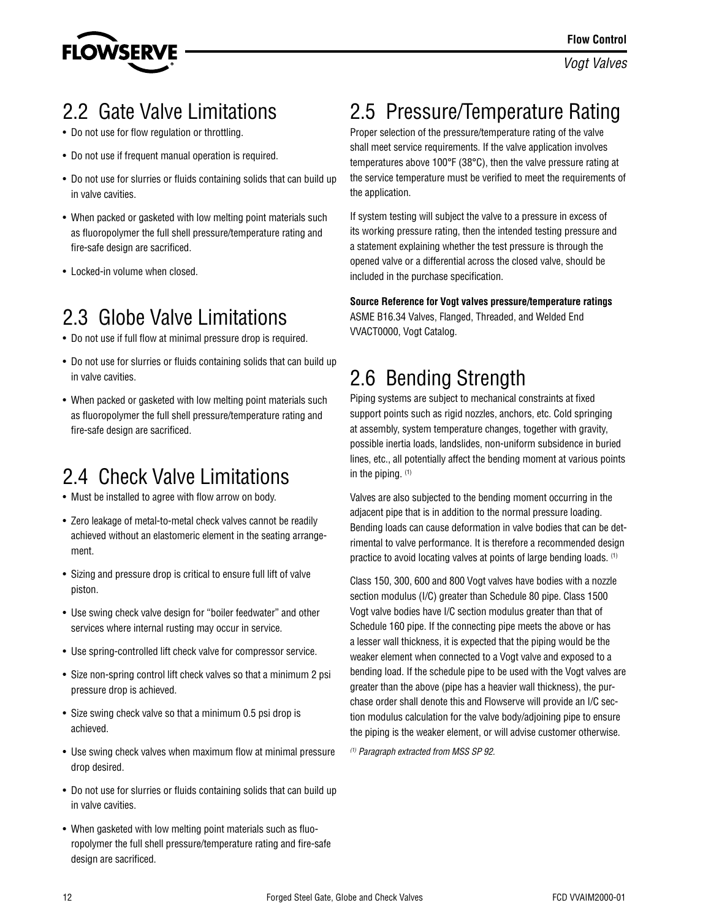## 2.2 Gate Valve Limitations

- Do not use for flow regulation or throttling.
- Do not use if frequent manual operation is required.
- Do not use for slurries or fluids containing solids that can build up in valve cavities.
- When packed or gasketed with low melting point materials such as fluoropolymer the full shell pressure/temperature rating and fire-safe design are sacrificed.
- Locked-in volume when closed.

## 2.3 Globe Valve Limitations

- Do not use if full flow at minimal pressure drop is required.
- Do not use for slurries or fluids containing solids that can build up in valve cavities.
- When packed or gasketed with low melting point materials such as fluoropolymer the full shell pressure/temperature rating and fire-safe design are sacrificed.

## 2.4 Check Valve Limitations

- Must be installed to agree with flow arrow on body.
- Zero leakage of metal-to-metal check valves cannot be readily achieved without an elastomeric element in the seating arrangement.
- Sizing and pressure drop is critical to ensure full lift of valve piston.
- Use swing check valve design for "boiler feedwater" and other services where internal rusting may occur in service.
- Use spring-controlled lift check valve for compressor service.
- Size non-spring control lift check valves so that a minimum 2 psi pressure drop is achieved.
- Size swing check valve so that a minimum 0.5 psi drop is achieved.
- Use swing check valves when maximum flow at minimal pressure drop desired.
- Do not use for slurries or fluids containing solids that can build up in valve cavities.
- When gasketed with low melting point materials such as fluoropolymer the full shell pressure/temperature rating and fire-safe design are sacrificed.

## 2.5 Pressure/Temperature Rating

Proper selection of the pressure/temperature rating of the valve shall meet service requirements. If the valve application involves temperatures above 100°F (38°C), then the valve pressure rating at the service temperature must be verified to meet the requirements of the application.

If system testing will subject the valve to a pressure in excess of its working pressure rating, then the intended testing pressure and a statement explaining whether the test pressure is through the opened valve or a differential across the closed valve, should be included in the purchase specification.

**Source Reference for Vogt valves pressure/temperature ratings**
ASME B16.34 Valves, Flanged, Threaded, and Welded End
VVACT0000, Vogt Catalog.

## 2.6 Bending Strength

Piping systems are subject to mechanical constraints at fixed support points such as rigid nozzles, anchors, etc. Cold springing at assembly, system temperature changes, together with gravity, possible inertia loads, landslides, non-uniform subsidence in buried lines, etc., all potentially affect the bending moment at various points in the piping. [1]

Valves are also subjected to the bending moment occurring in the adjacent pipe that is in addition to the normal pressure loading. Bending loads can cause deformation in valve bodies that can be detrimental to valve performance. It is therefore a recommended design practice to avoid locating valves at points of large bending loads. [1]

Class 150, 300, 600 and 800 Vogt valves have bodies with a nozzle section modulus (I/C) greater than Schedule 80 pipe. Class 1500 Vogt valve bodies have I/C section modulus greater than that of Schedule 160 pipe. If the connecting pipe meets the above or has a lesser wall thickness, it is expected that the piping would be the weaker element when connected to a Vogt valve and exposed to a bending load. If the schedule pipe to be used with the Vogt valves are greater than the above (pipe has a heavier wall thickness), the purchase order shall denote this and Flowserve will provide an I/C section modulus calculation for the valve body/adjoining pipe to ensure the piping is the weaker element, or will advise customer otherwise.

*[1] Paragraph extracted from MSS SP 92.*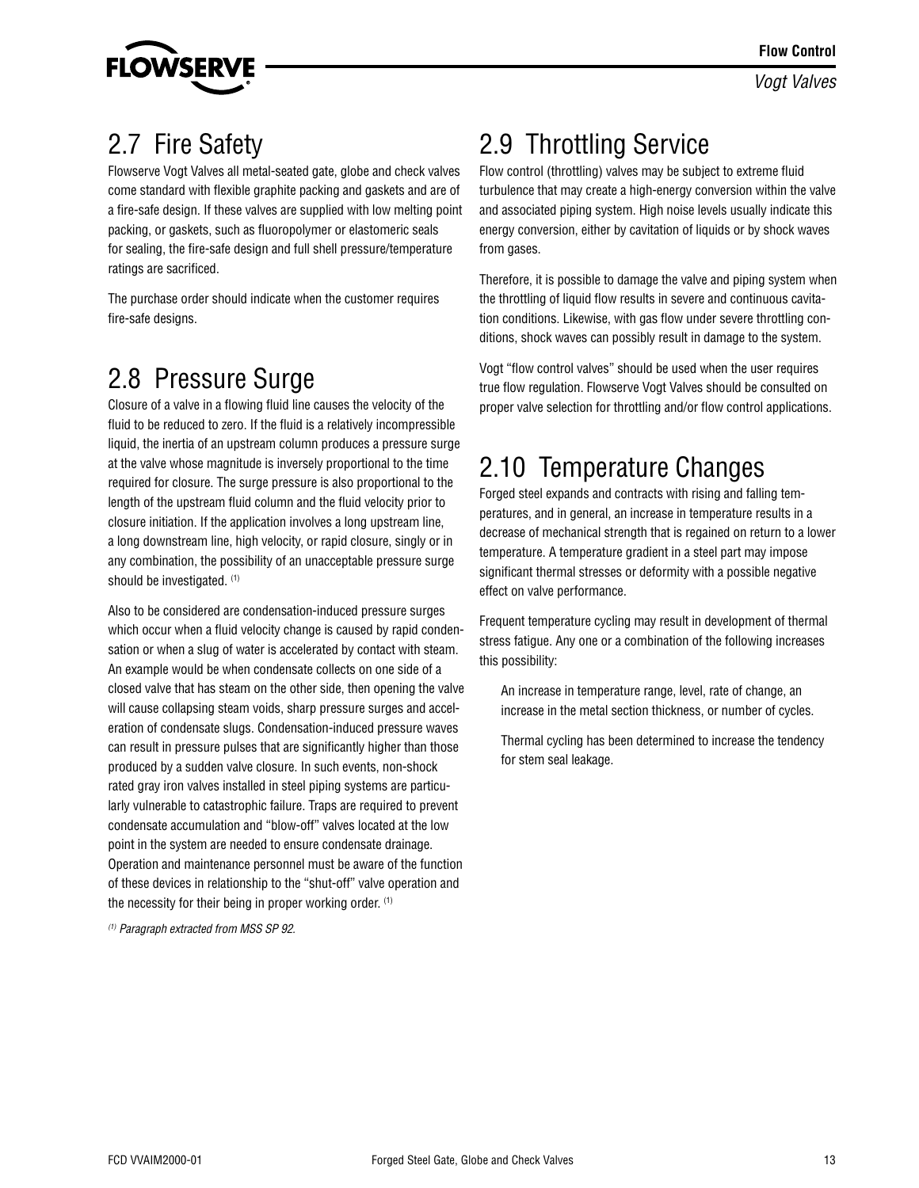## 2.7 Fire Safety

Flowserve Vogt Valves all metal-seated gate, globe and check valves come standard with flexible graphite packing and gaskets and are of a fire-safe design. If these valves are supplied with low melting point packing, or gaskets, such as fluoropolymer or elastomeric seals for sealing, the fire-safe design and full shell pressure/temperature ratings are sacrificed.

The purchase order should indicate when the customer requires fire-safe designs.

## 2.8 Pressure Surge

Closure of a valve in a flowing fluid line causes the velocity of the fluid to be reduced to zero. If the fluid is a relatively incompressible liquid, the inertia of an upstream column produces a pressure surge at the valve whose magnitude is inversely proportional to the time required for closure. The surge pressure is also proportional to the length of the upstream fluid column and the fluid velocity prior to closure initiation. If the application involves a long upstream line, a long downstream line, high velocity, or rapid closure, singly or in any combination, the possibility of an unacceptable pressure surge should be investigated. [1]

Also to be considered are condensation-induced pressure surges which occur when a fluid velocity change is caused by rapid condensation or when a slug of water is accelerated by contact with steam. An example would be when condensate collects on one side of a closed valve that has steam on the other side, then opening the valve will cause collapsing steam voids, sharp pressure surges and acceleration of condensate slugs. Condensation-induced pressure waves can result in pressure pulses that are significantly higher than those produced by a sudden valve closure. In such events, non-shock rated gray iron valves installed in steel piping systems are particularly vulnerable to catastrophic failure. Traps are required to prevent condensate accumulation and "blow-off" valves located at the low point in the system are needed to ensure condensate drainage. Operation and maintenance personnel must be aware of the function of these devices in relationship to the "shut-off" valve operation and the necessity for their being in proper working order. [1]

*[1] Paragraph extracted from MSS SP 92.*

## 2.9 Throttling Service

Flow control (throttling) valves may be subject to extreme fluid turbulence that may create a high-energy conversion within the valve and associated piping system. High noise levels usually indicate this energy conversion, either by cavitation of liquids or by shock waves from gases.

Therefore, it is possible to damage the valve and piping system when the throttling of liquid flow results in severe and continuous cavitation conditions. Likewise, with gas flow under severe throttling conditions, shock waves can possibly result in damage to the system.

Vogt "flow control valves" should be used when the user requires true flow regulation. Flowserve Vogt Valves should be consulted on proper valve selection for throttling and/or flow control applications.

## 2.10 Temperature Changes

Forged steel expands and contracts with rising and falling temperatures, and in general, an increase in temperature results in a decrease of mechanical strength that is regained on return to a lower temperature. A temperature gradient in a steel part may impose significant thermal stresses or deformity with a possible negative effect on valve performance.

Frequent temperature cycling may result in development of thermal stress fatigue. Any one or a combination of the following increases this possibility:

An increase in temperature range, level, rate of change, an increase in the metal section thickness, or number of cycles.

Thermal cycling has been determined to increase the tendency for stem seal leakage.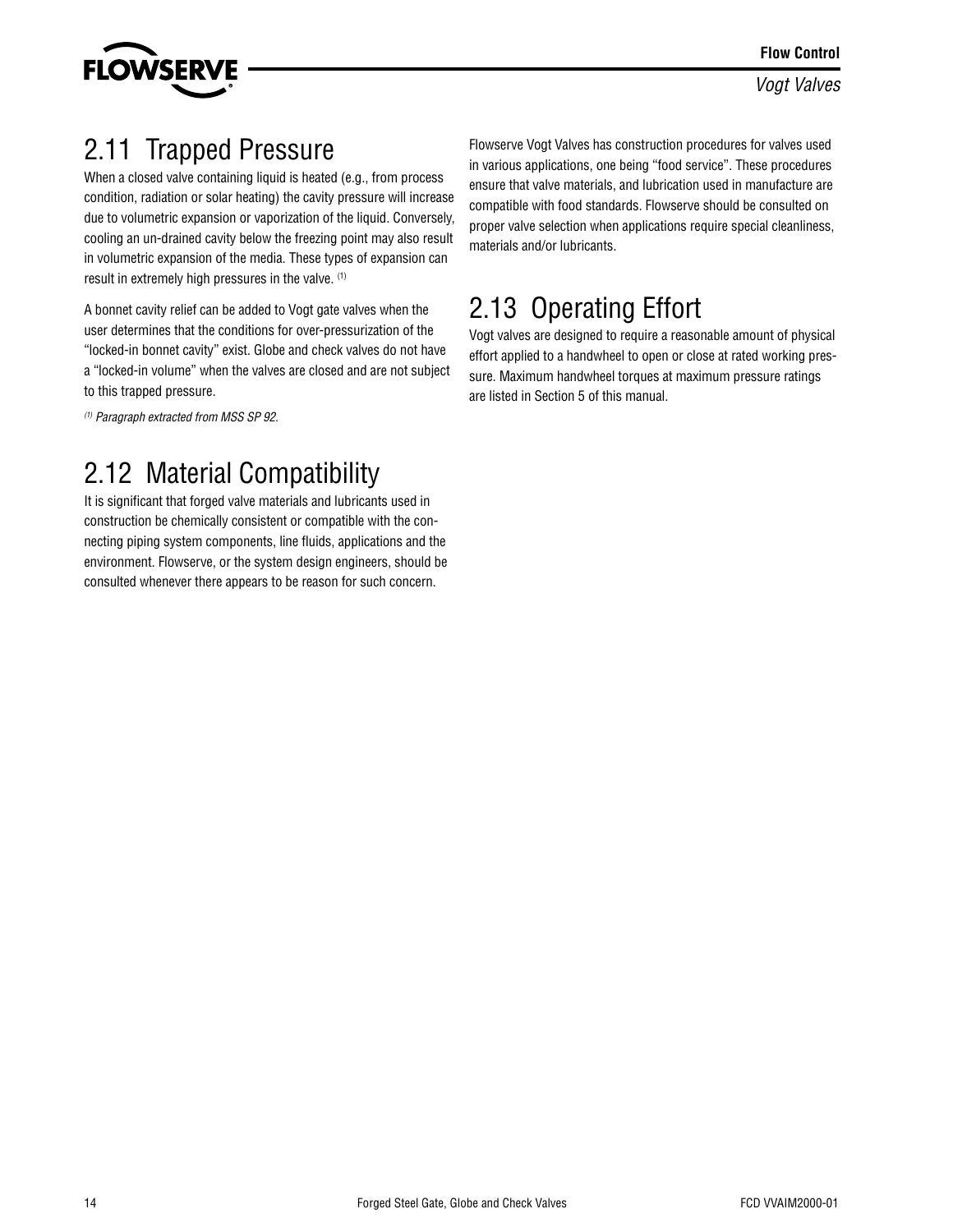## 2.11 Trapped Pressure

When a closed valve containing liquid is heated (e.g., from process condition, radiation or solar heating) the cavity pressure will increase due to volumetric expansion or vaporization of the liquid. Conversely, cooling an un-drained cavity below the freezing point may also result in volumetric expansion of the media. These types of expansion can result in extremely high pressures in the valve. [1]

A bonnet cavity relief can be added to Vogt gate valves when the user determines that the conditions for over-pressurization of the "locked-in bonnet cavity" exist. Globe and check valves do not have a "locked-in volume" when the valves are closed and are not subject to this trapped pressure.

*[1] Paragraph extracted from MSS SP 92.*

## 2.12 Material Compatibility

It is significant that forged valve materials and lubricants used in construction be chemically consistent or compatible with the connecting piping system components, line fluids, applications and the environment. Flowserve, or the system design engineers, should be consulted whenever there appears to be reason for such concern.

Flowserve Vogt Valves has construction procedures for valves used in various applications, one being "food service". These procedures ensure that valve materials, and lubrication used in manufacture are compatible with food standards. Flowserve should be consulted on proper valve selection when applications require special cleanliness, materials and/or lubricants.

## 2.13 Operating Effort

Vogt valves are designed to require a reasonable amount of physical effort applied to a handwheel to open or close at rated working pressure. Maximum handwheel torques at maximum pressure ratings are listed in Section 5 of this manual.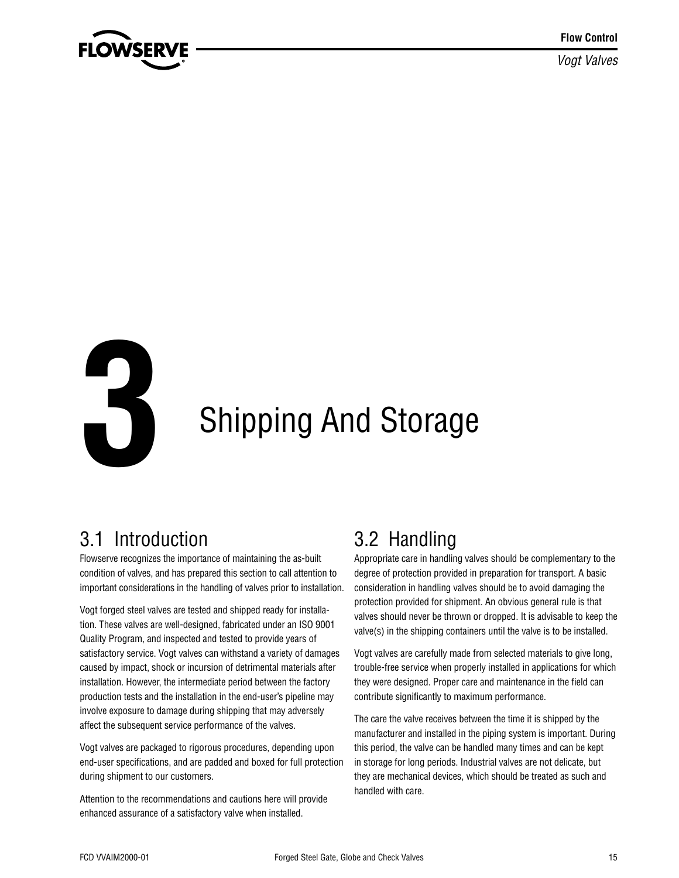# 3 Shipping And Storage

## 3.1 Introduction

Flowserve recognizes the importance of maintaining the as-built condition of valves, and has prepared this section to call attention to important considerations in the handling of valves prior to installation.

Vogt forged steel valves are tested and shipped ready for installation. These valves are well-designed, fabricated under an ISO 9001 Quality Program, and inspected and tested to provide years of satisfactory service. Vogt valves can withstand a variety of damages caused by impact, shock or incursion of detrimental materials after installation. However, the intermediate period between the factory production tests and the installation in the end-user's pipeline may involve exposure to damage during shipping that may adversely affect the subsequent service performance of the valves.

Vogt valves are packaged to rigorous procedures, depending upon end-user specifications, and are padded and boxed for full protection during shipment to our customers.

Attention to the recommendations and cautions here will provide enhanced assurance of a satisfactory valve when installed.

## 3.2 Handling

Appropriate care in handling valves should be complementary to the degree of protection provided in preparation for transport. A basic consideration in handling valves should be to avoid damaging the protection provided for shipment. An obvious general rule is that valves should never be thrown or dropped. It is advisable to keep the valve(s) in the shipping containers until the valve is to be installed.

Vogt valves are carefully made from selected materials to give long, trouble-free service when properly installed in applications for which they were designed. Proper care and maintenance in the field can contribute significantly to maximum performance.

The care the valve receives between the time it is shipped by the manufacturer and installed in the piping system is important. During this period, the valve can be handled many times and can be kept in storage for long periods. Industrial valves are not delicate, but they are mechanical devices, which should be treated as such and handled with care.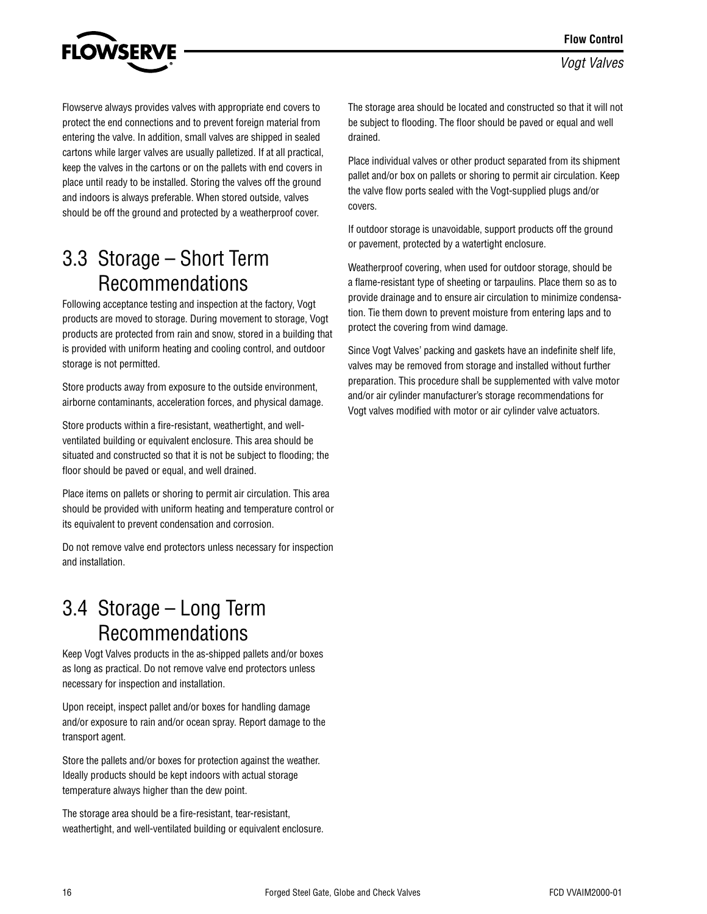Flowserve always provides valves with appropriate end covers to protect the end connections and to prevent foreign material from entering the valve. In addition, small valves are shipped in sealed cartons while larger valves are usually palletized. If at all practical, keep the valves in the cartons or on the pallets with end covers in place until ready to be installed. Storing the valves off the ground and indoors is always preferable. When stored outside, valves should be off the ground and protected by a weatherproof cover.

## 3.3 Storage – Short Term Recommendations

Following acceptance testing and inspection at the factory, Vogt products are moved to storage. During movement to storage, Vogt products are protected from rain and snow, stored in a building that is provided with uniform heating and cooling control, and outdoor storage is not permitted.

Store products away from exposure to the outside environment, airborne contaminants, acceleration forces, and physical damage.

Store products within a fire-resistant, weathertight, and well-ventilated building or equivalent enclosure. This area should be situated and constructed so that it is not be subject to flooding; the floor should be paved or equal, and well drained.

Place items on pallets or shoring to permit air circulation. This area should be provided with uniform heating and temperature control or its equivalent to prevent condensation and corrosion.

Do not remove valve end protectors unless necessary for inspection and installation.

## 3.4 Storage – Long Term Recommendations

Keep Vogt Valves products in the as-shipped pallets and/or boxes as long as practical. Do not remove valve end protectors unless necessary for inspection and installation.

Upon receipt, inspect pallet and/or boxes for handling damage and/or exposure to rain and/or ocean spray. Report damage to the transport agent.

Store the pallets and/or boxes for protection against the weather. Ideally products should be kept indoors with actual storage temperature always higher than the dew point.

The storage area should be a fire-resistant, tear-resistant, weathertight, and well-ventilated building or equivalent enclosure.

The storage area should be located and constructed so that it will not be subject to flooding. The floor should be paved or equal and well drained.

Place individual valves or other product separated from its shipment pallet and/or box on pallets or shoring to permit air circulation. Keep the valve flow ports sealed with the Vogt-supplied plugs and/or covers.

If outdoor storage is unavoidable, support products off the ground or pavement, protected by a watertight enclosure.

Weatherproof covering, when used for outdoor storage, should be a flame-resistant type of sheeting or tarpaulins. Place them so as to provide drainage and to ensure air circulation to minimize condensation. Tie them down to prevent moisture from entering laps and to protect the covering from wind damage.

Since Vogt Valves' packing and gaskets have an indefinite shelf life, valves may be removed from storage and installed without further preparation. This procedure shall be supplemented with valve motor and/or air cylinder manufacturer's storage recommendations for Vogt valves modified with motor or air cylinder valve actuators.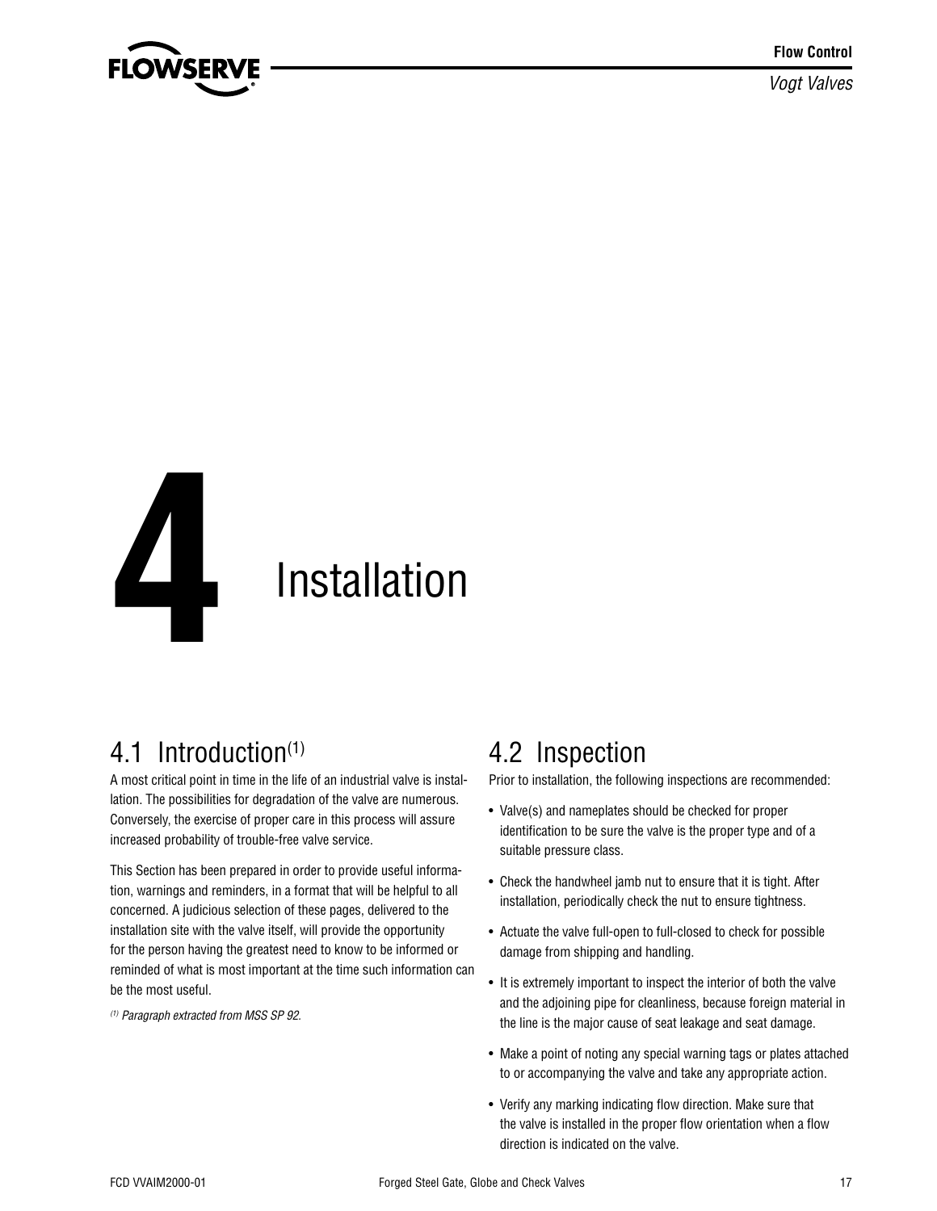# 4 Installation

## 4.1 Introduction[1]

A most critical point in time in the life of an industrial valve is installation. The possibilities for degradation of the valve are numerous. Conversely, the exercise of proper care in this process will assure increased probability of trouble-free valve service.

This Section has been prepared in order to provide useful information, warnings and reminders, in a format that will be helpful to all concerned. A judicious selection of these pages, delivered to the installation site with the valve itself, will provide the opportunity for the person having the greatest need to know to be informed or reminded of what is most important at the time such information can be the most useful.

*[1] Paragraph extracted from MSS SP 92.*

## 4.2 Inspection

Prior to installation, the following inspections are recommended:

- Valve(s) and nameplates should be checked for proper identification to be sure the valve is the proper type and of a suitable pressure class.
- Check the handwheel jamb nut to ensure that it is tight. After installation, periodically check the nut to ensure tightness.
- Actuate the valve full-open to full-closed to check for possible damage from shipping and handling.
- It is extremely important to inspect the interior of both the valve and the adjoining pipe for cleanliness, because foreign material in the line is the major cause of seat leakage and seat damage.
- Make a point of noting any special warning tags or plates attached to or accompanying the valve and take any appropriate action.
- Verify any marking indicating flow direction. Make sure that the valve is installed in the proper flow orientation when a flow direction is indicated on the valve.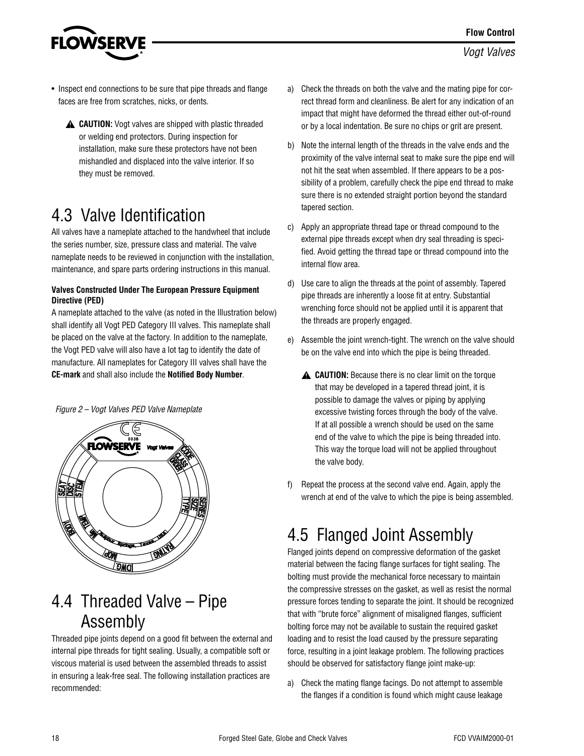- Inspect end connections to be sure that pipe threads and flange faces are free from scratches, nicks, or dents.

  ▲ **CAUTION:** Vogt valves are shipped with plastic threaded or welding end protectors. During inspection for installation, make sure these protectors have not been mishandled and displaced into the valve interior. If so they must be removed.

## 4.3 Valve Identification

All valves have a nameplate attached to the handwheel that include the series number, size, pressure class and material. The valve nameplate needs to be reviewed in conjunction with the installation, maintenance, and spare parts ordering instructions in this manual.

**Valves Constructed Under The European Pressure Equipment Directive (PED)**

A nameplate attached to the valve (as noted in the Illustration below) shall identify all Vogt PED Category III valves. This nameplate shall be placed on the valve at the factory. In addition to the nameplate, the Vogt PED valve will also have a lot tag to identify the date of manufacture. All nameplates for Category III valves shall have the **CE-mark** and shall also include the **Notified Body Number**.

*Figure 2 – Vogt Valves PED Valve Nameplate*

## 4.4 Threaded Valve – Pipe Assembly

Threaded pipe joints depend on a good fit between the external and internal pipe threads for tight sealing. Usually, a compatible soft or viscous material is used between the assembled threads to assist in ensuring a leak-free seal. The following installation practices are recommended:

a) Check the threads on both the valve and the mating pipe for correct thread form and cleanliness. Be alert for any indication of an impact that might have deformed the thread either out-of-round or by a local indentation. Be sure no chips or grit are present.

b) Note the internal length of the threads in the valve ends and the proximity of the valve internal seat to make sure the pipe end will not hit the seat when assembled. If there appears to be a possibility of a problem, carefully check the pipe end thread to make sure there is no extended straight portion beyond the standard tapered section.

c) Apply an appropriate thread tape or thread compound to the external pipe threads except when dry seal threading is specified. Avoid getting the thread tape or thread compound into the internal flow area.

d) Use care to align the threads at the point of assembly. Tapered pipe threads are inherently a loose fit at entry. Substantial wrenching force should not be applied until it is apparent that the threads are properly engaged.

e) Assemble the joint wrench-tight. The wrench on the valve should be on the valve end into which the pipe is being threaded.

   ▲ **CAUTION:** Because there is no clear limit on the torque that may be developed in a tapered thread joint, it is possible to damage the valves or piping by applying excessive twisting forces through the body of the valve. If at all possible a wrench should be used on the same end of the valve to which the pipe is being threaded into. This way the torque load will not be applied throughout the valve body.

f) Repeat the process at the second valve end. Again, apply the wrench at end of the valve to which the pipe is being assembled.

## 4.5 Flanged Joint Assembly

Flanged joints depend on compressive deformation of the gasket material between the facing flange surfaces for tight sealing. The bolting must provide the mechanical force necessary to maintain the compressive stresses on the gasket, as well as resist the normal pressure forces tending to separate the joint. It should be recognized that with "brute force" alignment of misaligned flanges, sufficient bolting force may not be available to sustain the required gasket loading and to resist the load caused by the pressure separating force, resulting in a joint leakage problem. The following practices should be observed for satisfactory flange joint make-up:

a) Check the mating flange facings. Do not attempt to assemble the flanges if a condition is found which might cause leakage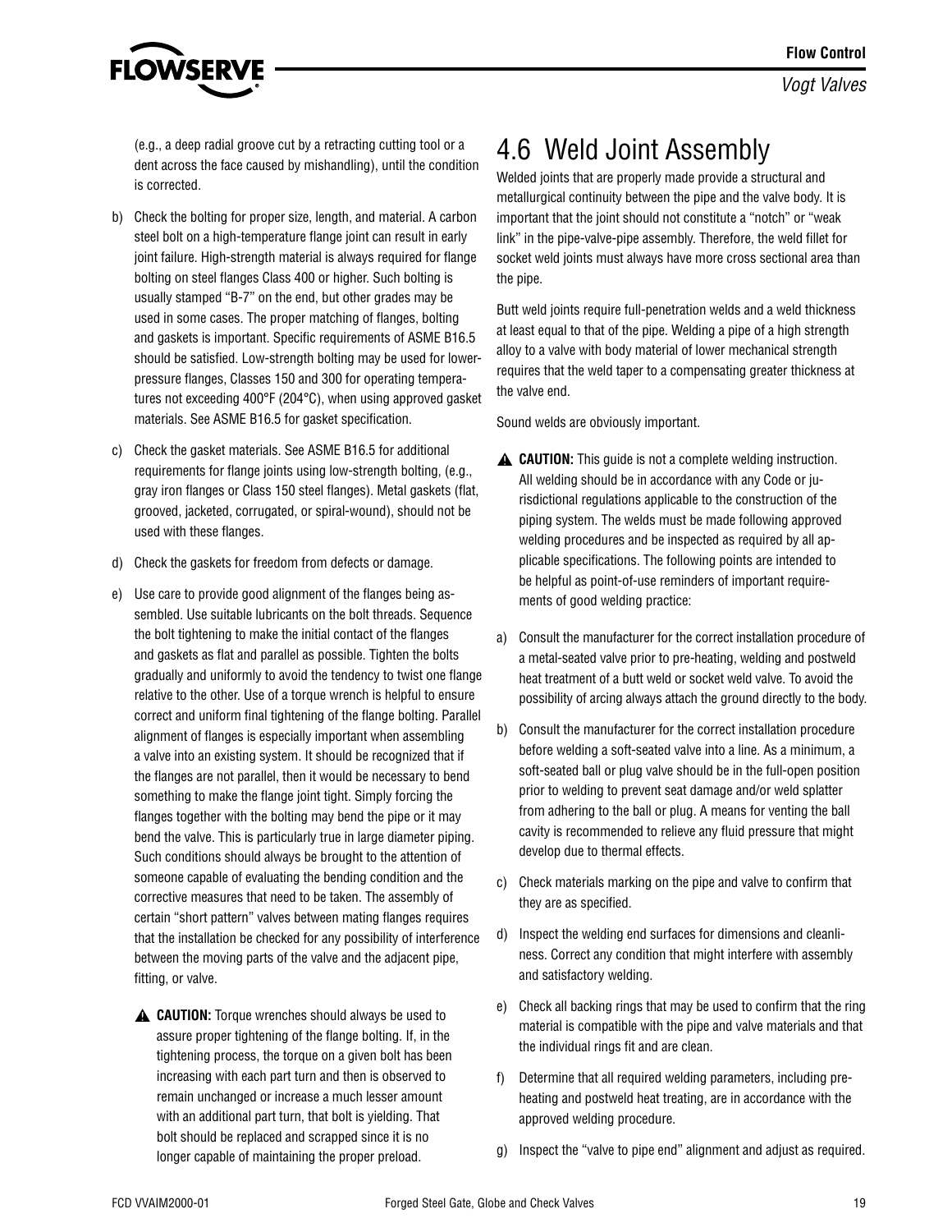(e.g., a deep radial groove cut by a retracting cutting tool or a dent across the face caused by mishandling), until the condition is corrected.

b) Check the bolting for proper size, length, and material. A carbon steel bolt on a high-temperature flange joint can result in early joint failure. High-strength material is always required for flange bolting on steel flanges Class 400 or higher. Such bolting is usually stamped "B-7" on the end, but other grades may be used in some cases. The proper matching of flanges, bolting and gaskets is important. Specific requirements of ASME B16.5 should be satisfied. Low-strength bolting may be used for lower-pressure flanges, Classes 150 and 300 for operating temperatures not exceeding 400°F (204°C), when using approved gasket materials. See ASME B16.5 for gasket specification.

c) Check the gasket materials. See ASME B16.5 for additional requirements for flange joints using low-strength bolting, (e.g., gray iron flanges or Class 150 steel flanges). Metal gaskets (flat, grooved, jacketed, corrugated, or spiral-wound), should not be used with these flanges.

d) Check the gaskets for freedom from defects or damage.

e) Use care to provide good alignment of the flanges being assembled. Use suitable lubricants on the bolt threads. Sequence the bolt tightening to make the initial contact of the flanges and gaskets as flat and parallel as possible. Tighten the bolts gradually and uniformly to avoid the tendency to twist one flange relative to the other. Use of a torque wrench is helpful to ensure correct and uniform final tightening of the flange bolting. Parallel alignment of flanges is especially important when assembling a valve into an existing system. It should be recognized that if the flanges are not parallel, then it would be necessary to bend something to make the flange joint tight. Simply forcing the flanges together with the bolting may bend the pipe or it may bend the valve. This is particularly true in large diameter piping. Such conditions should always be brought to the attention of someone capable of evaluating the bending condition and the corrective measures that need to be taken. The assembly of certain "short pattern" valves between mating flanges requires that the installation be checked for any possibility of interference between the moving parts of the valve and the adjacent pipe, fitting, or valve.

   ⚠ **CAUTION:** Torque wrenches should always be used to assure proper tightening of the flange bolting. If, in the tightening process, the torque on a given bolt has been increasing with each part turn and then is observed to remain unchanged or increase a much lesser amount with an additional part turn, that bolt is yielding. That bolt should be replaced and scrapped since it is no longer capable of maintaining the proper preload.

## 4.6 Weld Joint Assembly

Welded joints that are properly made provide a structural and metallurgical continuity between the pipe and the valve body. It is important that the joint should not constitute a "notch" or "weak link" in the pipe-valve-pipe assembly. Therefore, the weld fillet for socket weld joints must always have more cross sectional area than the pipe.

Butt weld joints require full-penetration welds and a weld thickness at least equal to that of the pipe. Welding a pipe of a high strength alloy to a valve with body material of lower mechanical strength requires that the weld taper to a compensating greater thickness at the valve end.

Sound welds are obviously important.

⚠ **CAUTION:** This guide is not a complete welding instruction. All welding should be in accordance with any Code or jurisdictional regulations applicable to the construction of the piping system. The welds must be made following approved welding procedures and be inspected as required by all applicable specifications. The following points are intended to be helpful as point-of-use reminders of important requirements of good welding practice:

a) Consult the manufacturer for the correct installation procedure of a metal-seated valve prior to pre-heating, welding and postweld heat treatment of a butt weld or socket weld valve. To avoid the possibility of arcing always attach the ground directly to the body.

b) Consult the manufacturer for the correct installation procedure before welding a soft-seated valve into a line. As a minimum, a soft-seated ball or plug valve should be in the full-open position prior to welding to prevent seat damage and/or weld splatter from adhering to the ball or plug. A means for venting the ball cavity is recommended to relieve any fluid pressure that might develop due to thermal effects.

c) Check materials marking on the pipe and valve to confirm that they are as specified.

d) Inspect the welding end surfaces for dimensions and cleanliness. Correct any condition that might interfere with assembly and satisfactory welding.

e) Check all backing rings that may be used to confirm that the ring material is compatible with the pipe and valve materials and that the individual rings fit and are clean.

f) Determine that all required welding parameters, including preheating and postweld heat treating, are in accordance with the approved welding procedure.

g) Inspect the "valve to pipe end" alignment and adjust as required.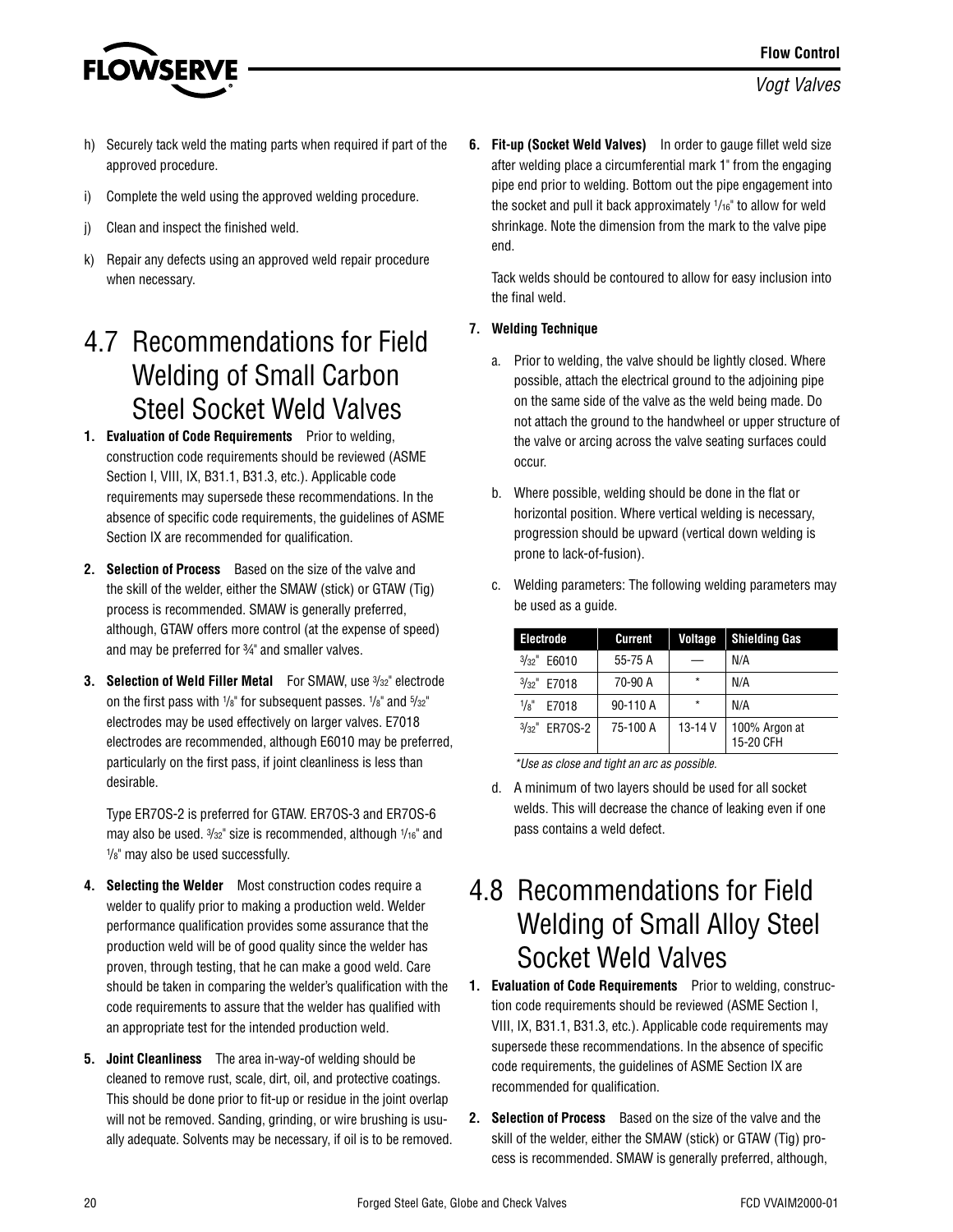h) Securely tack weld the mating parts when required if part of the approved procedure.

i) Complete the weld using the approved welding procedure.

j) Clean and inspect the finished weld.

k) Repair any defects using an approved weld repair procedure when necessary.

## 4.7 Recommendations for Field Welding of Small Carbon Steel Socket Weld Valves

1. **Evaluation of Code Requirements** Prior to welding, construction code requirements should be reviewed (ASME Section I, VIII, IX, B31.1, B31.3, etc.). Applicable code requirements may supersede these recommendations. In the absence of specific code requirements, the guidelines of ASME Section IX are recommended for qualification.

2. **Selection of Process** Based on the size of the valve and the skill of the welder, either the SMAW (stick) or GTAW (Tig) process is recommended. SMAW is generally preferred, although, GTAW offers more control (at the expense of speed) and may be preferred for ¾" and smaller valves.

3. **Selection of Weld Filler Metal** For SMAW, use 3/32" electrode on the first pass with 1/8" for subsequent passes. 1/8" and 5/32" electrodes may be used effectively on larger valves. E7018 electrodes are recommended, although E6010 may be preferred, particularly on the first pass, if joint cleanliness is less than desirable.

   Type ER7OS-2 is preferred for GTAW. ER7OS-3 and ER7OS-6 may also be used. 3/32" size is recommended, although 1/16" and 1/8" may also be used successfully.

4. **Selecting the Welder** Most construction codes require a welder to qualify prior to making a production weld. Welder performance qualification provides some assurance that the production weld will be of good quality since the welder has proven, through testing, that he can make a good weld. Care should be taken in comparing the welder's qualification with the code requirements to assure that the welder has qualified with an appropriate test for the intended production weld.

5. **Joint Cleanliness** The area in-way-of welding should be cleaned to remove rust, scale, dirt, oil, and protective coatings. This should be done prior to fit-up or residue in the joint overlap will not be removed. Sanding, grinding, or wire brushing is usually adequate. Solvents may be necessary, if oil is to be removed.

6. **Fit-up (Socket Weld Valves)** In order to gauge fillet weld size after welding place a circumferential mark 1" from the engaging pipe end prior to welding. Bottom out the pipe engagement into the socket and pull it back approximately 1/16" to allow for weld shrinkage. Note the dimension from the mark to the valve pipe end.

   Tack welds should be contoured to allow for easy inclusion into the final weld.

7. **Welding Technique**

   a. Prior to welding, the valve should be lightly closed. Where possible, attach the electrical ground to the adjoining pipe on the same side of the valve as the weld being made. Do not attach the ground to the handwheel or upper structure of the valve or arcing across the valve seating surfaces could occur.

   b. Where possible, welding should be done in the flat or horizontal position. Where vertical welding is necessary, progression should be upward (vertical down welding is prone to lack-of-fusion).

   c. Welding parameters: The following welding parameters may be used as a guide.

| Electrode | Current | Voltage | Shielding Gas |
|---|---|---|---|
| 3/32" E6010 | 55-75 A | — | N/A |
| 3/32" E7018 | 70-90 A | * | N/A |
| 1/8" E7018 | 90-110 A | * | N/A |
| 3/32" ER7OS-2 | 75-100 A | 13-14 V | 100% Argon at 15-20 CFH |

*\*Use as close and tight an arc as possible.*

   d. A minimum of two layers should be used for all socket welds. This will decrease the chance of leaking even if one pass contains a weld defect.

## 4.8 Recommendations for Field Welding of Small Alloy Steel Socket Weld Valves

1. **Evaluation of Code Requirements** Prior to welding, construction code requirements should be reviewed (ASME Section I, VIII, IX, B31.1, B31.3, etc.). Applicable code requirements may supersede these recommendations. In the absence of specific code requirements, the guidelines of ASME Section IX are recommended for qualification.

2. **Selection of Process** Based on the size of the valve and the skill of the welder, either the SMAW (stick) or GTAW (Tig) process is recommended. SMAW is generally preferred, although,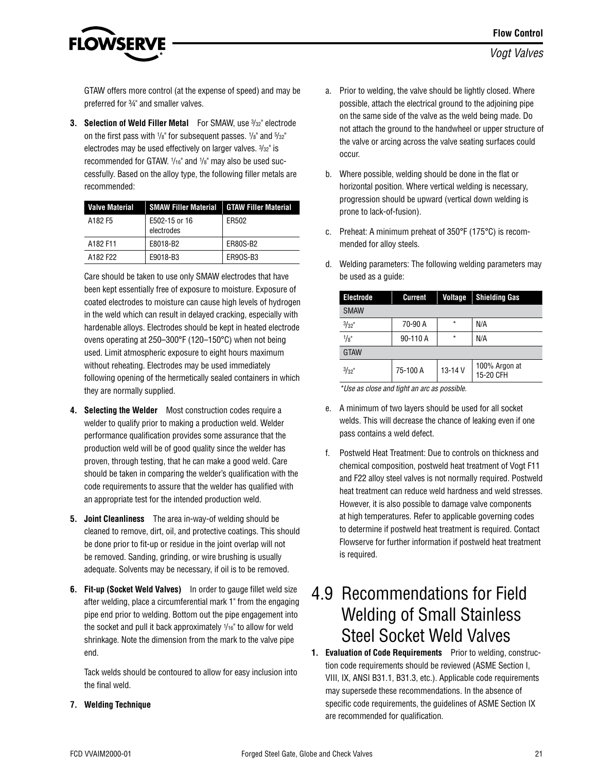GTAW offers more control (at the expense of speed) and may be preferred for ¾" and smaller valves.

**3. Selection of Weld Filler Metal** For SMAW, use 3/32" electrode on the first pass with 1/8" for subsequent passes. 1/8" and 5/32" electrodes may be used effectively on larger valves. 3/32" is recommended for GTAW. 1/16" and 1/8" may also be used successfully. Based on the alloy type, the following filler metals are recommended:

| Valve Material | SMAW Filler Material | GTAW Filler Material |
|---|---|---|
| A182 F5 | E502-15 or 16 electrodes | ER502 |
| A182 F11 | E8018-B2 | ER80S-B2 |
| A182 F22 | E9018-B3 | ER90S-B3 |

Care should be taken to use only SMAW electrodes that have been kept essentially free of exposure to moisture. Exposure of coated electrodes to moisture can cause high levels of hydrogen in the weld which can result in delayed cracking, especially with hardenable alloys. Electrodes should be kept in heated electrode ovens operating at 250–300°F (120–150°C) when not being used. Limit atmospheric exposure to eight hours maximum without reheating. Electrodes may be used immediately following opening of the hermetically sealed containers in which they are normally supplied.

**4. Selecting the Welder** Most construction codes require a welder to qualify prior to making a production weld. Welder performance qualification provides some assurance that the production weld will be of good quality since the welder has proven, through testing, that he can make a good weld. Care should be taken in comparing the welder's qualification with the code requirements to assure that the welder has qualified with an appropriate test for the intended production weld.

**5. Joint Cleanliness** The area in-way-of welding should be cleaned to remove, dirt, oil, and protective coatings. This should be done prior to fit-up or residue in the joint overlap will not be removed. Sanding, grinding, or wire brushing is usually adequate. Solvents may be necessary, if oil is to be removed.

**6. Fit-up (Socket Weld Valves)** In order to gauge fillet weld size after welding, place a circumferential mark 1" from the engaging pipe end prior to welding. Bottom out the pipe engagement into the socket and pull it back approximately 1/16" to allow for weld shrinkage. Note the dimension from the mark to the valve pipe end.

Tack welds should be contoured to allow for easy inclusion into the final weld.

**7. Welding Technique**

a. Prior to welding, the valve should be lightly closed. Where possible, attach the electrical ground to the adjoining pipe on the same side of the valve as the weld being made. Do not attach the ground to the handwheel or upper structure of the valve or arcing across the valve seating surfaces could occur.

b. Where possible, welding should be done in the flat or horizontal position. Where vertical welding is necessary, progression should be upward (vertical down welding is prone to lack-of-fusion).

c. Preheat: A minimum preheat of 350°F (175°C) is recommended for alloy steels.

d. Welding parameters: The following welding parameters may be used as a guide:

| Electrode | Current | Voltage | Shielding Gas |
|---|---|---|---|
| SMAW | | | |
| 3/32" | 70-90 A | * | N/A |
| 1/8" | 90-110 A | * | N/A |
| GTAW | | | |
| 3/32" | 75-100 A | 13-14 V | 100% Argon at 15-20 CFH |

*\*Use as close and tight an arc as possible.*

e. A minimum of two layers should be used for all socket welds. This will decrease the chance of leaking even if one pass contains a weld defect.

f. Postweld Heat Treatment: Due to controls on thickness and chemical composition, postweld heat treatment of Vogt F11 and F22 alloy steel valves is not normally required. Postweld heat treatment can reduce weld hardness and weld stresses. However, it is also possible to damage valve components at high temperatures. Refer to applicable governing codes to determine if postweld heat treatment is required. Contact Flowserve for further information if postweld heat treatment is required.

## 4.9 Recommendations for Field Welding of Small Stainless Steel Socket Weld Valves

**1. Evaluation of Code Requirements** Prior to welding, construction code requirements should be reviewed (ASME Section I, VIII, IX, ANSI B31.1, B31.3, etc.). Applicable code requirements may supersede these recommendations. In the absence of specific code requirements, the guidelines of ASME Section IX are recommended for qualification.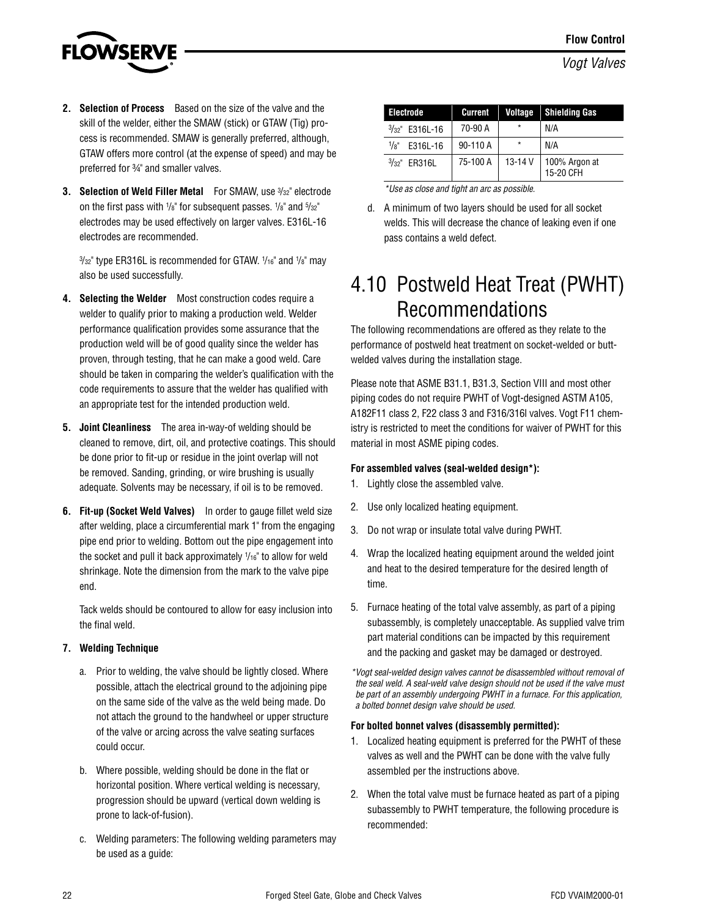2. **Selection of Process** Based on the size of the valve and the skill of the welder, either the SMAW (stick) or GTAW (Tig) process is recommended. SMAW is generally preferred, although, GTAW offers more control (at the expense of speed) and may be preferred for ¾" and smaller valves.

3. **Selection of Weld Filler Metal** For SMAW, use 3/32" electrode on the first pass with 1/8" for subsequent passes. 1/8" and 5/32" electrodes may be used effectively on larger valves. E316L-16 electrodes are recommended.

   3/32" type ER316L is recommended for GTAW. 1/16" and 1/8" may also be used successfully.

4. **Selecting the Welder** Most construction codes require a welder to qualify prior to making a production weld. Welder performance qualification provides some assurance that the production weld will be of good quality since the welder has proven, through testing, that he can make a good weld. Care should be taken in comparing the welder's qualification with the code requirements to assure that the welder has qualified with an appropriate test for the intended production weld.

5. **Joint Cleanliness** The area in-way-of welding should be cleaned to remove, dirt, oil, and protective coatings. This should be done prior to fit-up or residue in the joint overlap will not be removed. Sanding, grinding, or wire brushing is usually adequate. Solvents may be necessary, if oil is to be removed.

6. **Fit-up (Socket Weld Valves)** In order to gauge fillet weld size after welding, place a circumferential mark 1" from the engaging pipe end prior to welding. Bottom out the pipe engagement into the socket and pull it back approximately 1/16" to allow for weld shrinkage. Note the dimension from the mark to the valve pipe end.

   Tack welds should be contoured to allow for easy inclusion into the final weld.

7. **Welding Technique**

   a. Prior to welding, the valve should be lightly closed. Where possible, attach the electrical ground to the adjoining pipe on the same side of the valve as the weld being made. Do not attach the ground to the handwheel or upper structure of the valve or arcing across the valve seating surfaces could occur.

   b. Where possible, welding should be done in the flat or horizontal position. Where vertical welding is necessary, progression should be upward (vertical down welding is prone to lack-of-fusion).

   c. Welding parameters: The following welding parameters may be used as a guide:

| Electrode | Current | Voltage | Shielding Gas |
|---|---|---|---|
| 3/32" E316L-16 | 70-90 A | * | N/A |
| 1/8" E316L-16 | 90-110 A | * | N/A |
| 3/32" ER316L | 75-100 A | 13-14 V | 100% Argon at 15-20 CFH |

*\*Use as close and tight an arc as possible.*

   d. A minimum of two layers should be used for all socket welds. This will decrease the chance of leaking even if one pass contains a weld defect.

# 4.10 Postweld Heat Treat (PWHT) Recommendations

The following recommendations are offered as they relate to the performance of postweld heat treatment on socket-welded or butt-welded valves during the installation stage.

Please note that ASME B31.1, B31.3, Section VIII and most other piping codes do not require PWHT of Vogt-designed ASTM A105, A182F11 class 2, F22 class 3 and F316/316l valves. Vogt F11 chemistry is restricted to meet the conditions for waiver of PWHT for this material in most ASME piping codes.

**For assembled valves (seal-welded design*):**

1. Lightly close the assembled valve.
2. Use only localized heating equipment.
3. Do not wrap or insulate total valve during PWHT.
4. Wrap the localized heating equipment around the welded joint and heat to the desired temperature for the desired length of time.
5. Furnace heating of the total valve assembly, as part of a piping subassembly, is completely unacceptable. As supplied valve trim part material conditions can be impacted by this requirement and the packing and gasket may be damaged or destroyed.

*\*Vogt seal-welded design valves cannot be disassembled without removal of the seal weld. A seal-weld valve design should not be used if the valve must be part of an assembly undergoing PWHT in a furnace. For this application, a bolted bonnet design valve should be used.*

**For bolted bonnet valves (disassembly permitted):**

1. Localized heating equipment is preferred for the PWHT of these valves as well and the PWHT can be done with the valve fully assembled per the instructions above.
2. When the total valve must be furnace heated as part of a piping subassembly to PWHT temperature, the following procedure is recommended: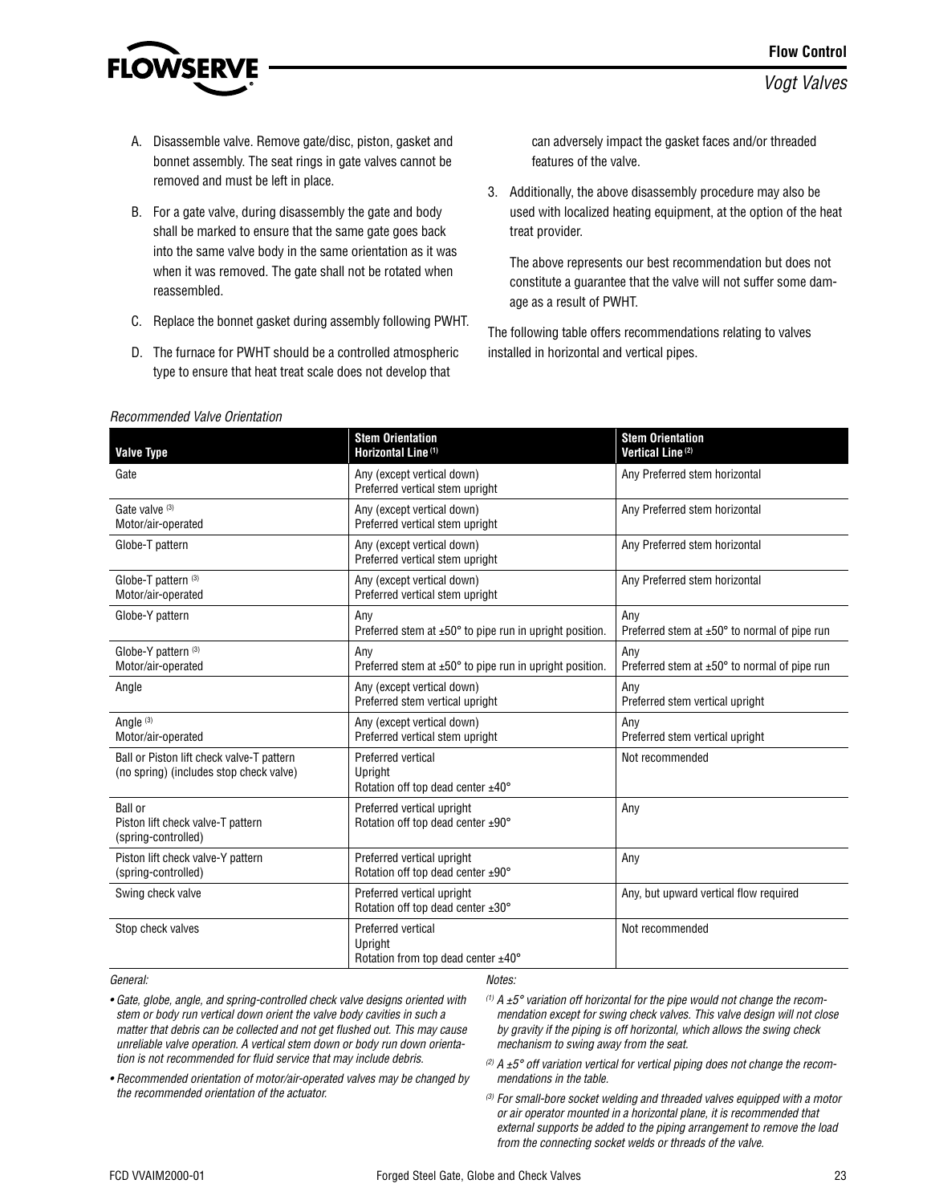A. Disassemble valve. Remove gate/disc, piston, gasket and bonnet assembly. The seat rings in gate valves cannot be removed and must be left in place.

B. For a gate valve, during disassembly the gate and body shall be marked to ensure that the same gate goes back into the same valve body in the same orientation as it was when it was removed. The gate shall not be rotated when reassembled.

C. Replace the bonnet gasket during assembly following PWHT.

D. The furnace for PWHT should be a controlled atmospheric type to ensure that heat treat scale does not develop that can adversely impact the gasket faces and/or threaded features of the valve.

3. Additionally, the above disassembly procedure may also be used with localized heating equipment, at the option of the heat treat provider.

   The above represents our best recommendation but does not constitute a guarantee that the valve will not suffer some damage as a result of PWHT.

The following table offers recommendations relating to valves installed in horizontal and vertical pipes.

*Recommended Valve Orientation*

| Valve Type | Stem Orientation Horizontal Line [(1)] | Stem Orientation Vertical Line [(2)] |
|---|---|---|
| Gate | Any (except vertical down)<br>Preferred vertical stem upright | Any Preferred stem horizontal |
| Gate valve [(3)]<br>Motor/air-operated | Any (except vertical down)<br>Preferred vertical stem upright | Any Preferred stem horizontal |
| Globe-T pattern | Any (except vertical down)<br>Preferred vertical stem upright | Any Preferred stem horizontal |
| Globe-T pattern [(3)]<br>Motor/air-operated | Any (except vertical down)<br>Preferred vertical stem upright | Any Preferred stem horizontal |
| Globe-Y pattern | Any<br>Preferred stem at ±50° to pipe run in upright position. | Any<br>Preferred stem at ±50° to normal of pipe run |
| Globe-Y pattern [(3)]<br>Motor/air-operated | Any<br>Preferred stem at ±50° to pipe run in upright position. | Any<br>Preferred stem at ±50° to normal of pipe run |
| Angle | Any (except vertical down)<br>Preferred stem vertical upright | Any<br>Preferred stem vertical upright |
| Angle [(3)]<br>Motor/air-operated | Any (except vertical down)<br>Preferred vertical stem upright | Any<br>Preferred stem vertical upright |
| Ball or Piston lift check valve-T pattern (no spring) (includes stop check valve) | Preferred vertical<br>Upright<br>Rotation off top dead center ±40° | Not recommended |
| Ball or<br>Piston lift check valve-T pattern (spring-controlled) | Preferred vertical upright<br>Rotation off top dead center ±90° | Any |
| Piston lift check valve-Y pattern (spring-controlled) | Preferred vertical upright<br>Rotation off top dead center ±90° | Any |
| Swing check valve | Preferred vertical upright<br>Rotation off top dead center ±30° | Any, but upward vertical flow required |
| Stop check valves | Preferred vertical<br>Upright<br>Rotation from top dead center ±40° | Not recommended |

*General:*

- *Gate, globe, angle, and spring-controlled check valve designs oriented with stem or body run vertical down orient the valve body cavities in such a matter that debris can be collected and not get flushed out. This may cause unreliable valve operation. A vertical stem down or body run down orientation is not recommended for fluid service that may include debris.*
- *Recommended orientation of motor/air-operated valves may be changed by the recommended orientation of the actuator.*

*Notes:*

*(1) A ±5° variation off horizontal for the pipe would not change the recommendation except for swing check valves. This valve design will not close by gravity if the piping is off horizontal, which allows the swing check mechanism to swing away from the seat.*

*(2) A ±5° off variation vertical for vertical piping does not change the recommendations in the table.*

*(3) For small-bore socket welding and threaded valves equipped with a motor or air operator mounted in a horizontal plane, it is recommended that external supports be added to the piping arrangement to remove the load from the connecting socket welds or threads of the valve.*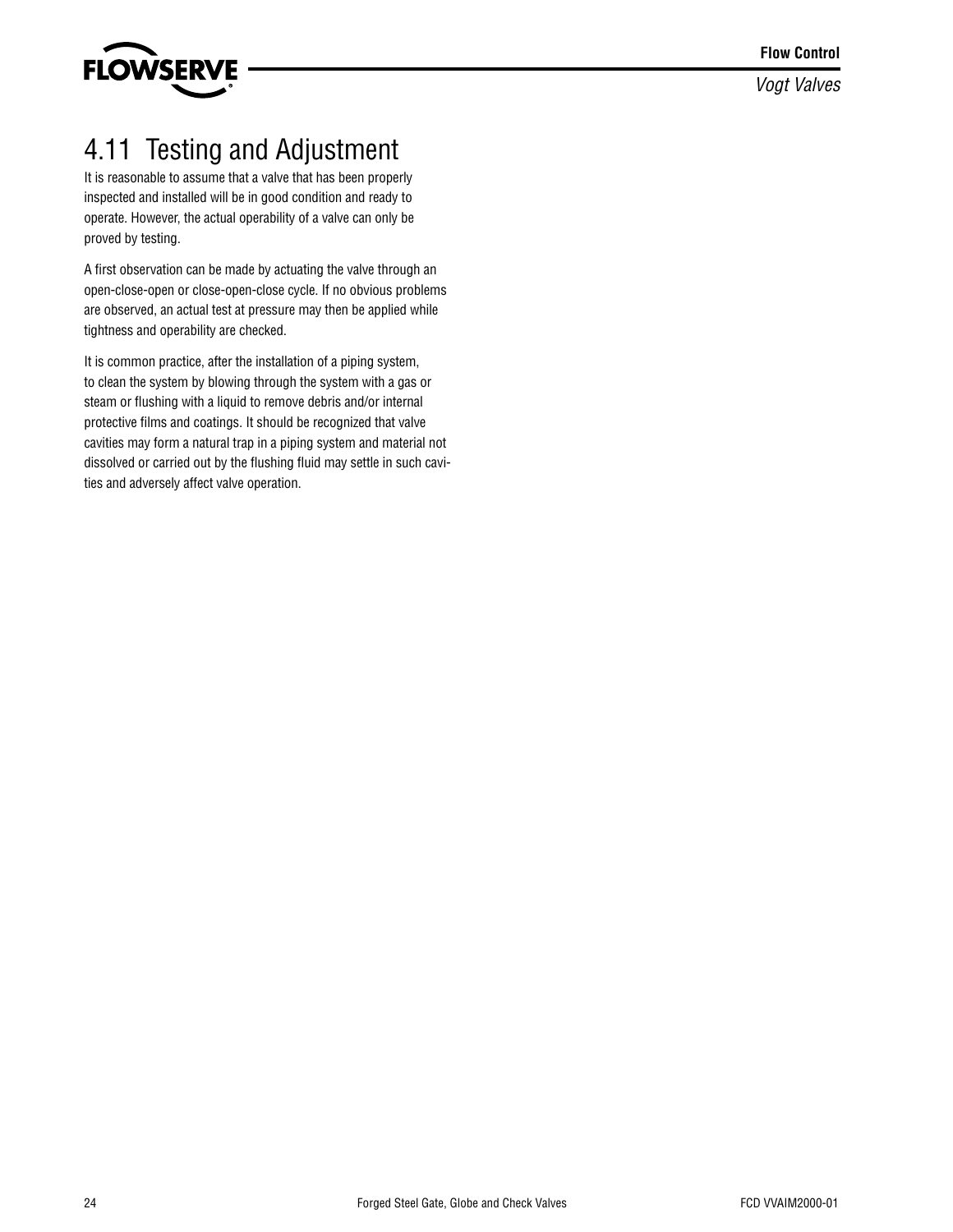## 4.11 Testing and Adjustment

It is reasonable to assume that a valve that has been properly inspected and installed will be in good condition and ready to operate. However, the actual operability of a valve can only be proved by testing.

A first observation can be made by actuating the valve through an open-close-open or close-open-close cycle. If no obvious problems are observed, an actual test at pressure may then be applied while tightness and operability are checked.

It is common practice, after the installation of a piping system, to clean the system by blowing through the system with a gas or steam or flushing with a liquid to remove debris and/or internal protective films and coatings. It should be recognized that valve cavities may form a natural trap in a piping system and material not dissolved or carried out by the flushing fluid may settle in such cavities and adversely affect valve operation.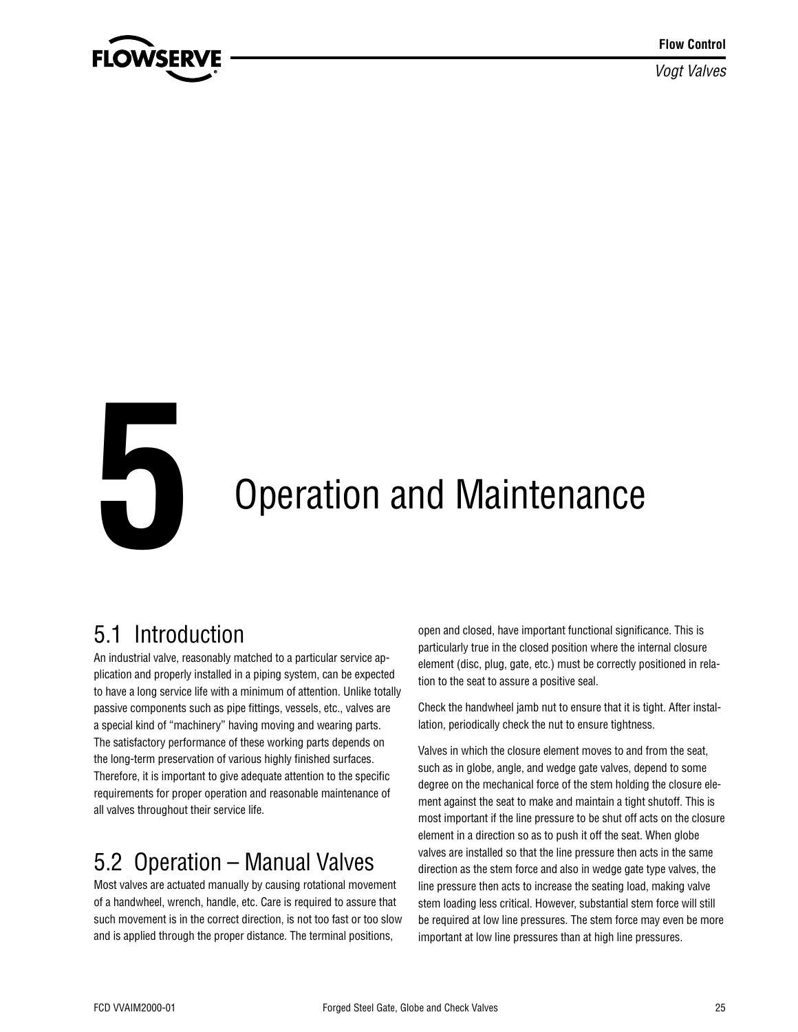# 5 Operation and Maintenance

## 5.1 Introduction

An industrial valve, reasonably matched to a particular service application and properly installed in a piping system, can be expected to have a long service life with a minimum of attention. Unlike totally passive components such as pipe fittings, vessels, etc., valves are a special kind of "machinery" having moving and wearing parts. The satisfactory performance of these working parts depends on the long-term preservation of various highly finished surfaces. Therefore, it is important to give adequate attention to the specific requirements for proper operation and reasonable maintenance of all valves throughout their service life.

## 5.2 Operation – Manual Valves

Most valves are actuated manually by causing rotational movement of a handwheel, wrench, handle, etc. Care is required to assure that such movement is in the correct direction, is not too fast or too slow and is applied through the proper distance. The terminal positions, open and closed, have important functional significance. This is particularly true in the closed position where the internal closure element (disc, plug, gate, etc.) must be correctly positioned in relation to the seat to assure a positive seal.

Check the handwheel jamb nut to ensure that it is tight. After installation, periodically check the nut to ensure tightness.

Valves in which the closure element moves to and from the seat, such as in globe, angle, and wedge gate valves, depend to some degree on the mechanical force of the stem holding the closure element against the seat to make and maintain a tight shutoff. This is most important if the line pressure to be shut off acts on the closure element in a direction so as to push it off the seat. When globe valves are installed so that the line pressure then acts in the same direction as the stem force and also in wedge gate type valves, the line pressure then acts to increase the seating load, making valve stem loading less critical. However, substantial stem force will still be required at low line pressures. The stem force may even be more important at low line pressures than at high line pressures.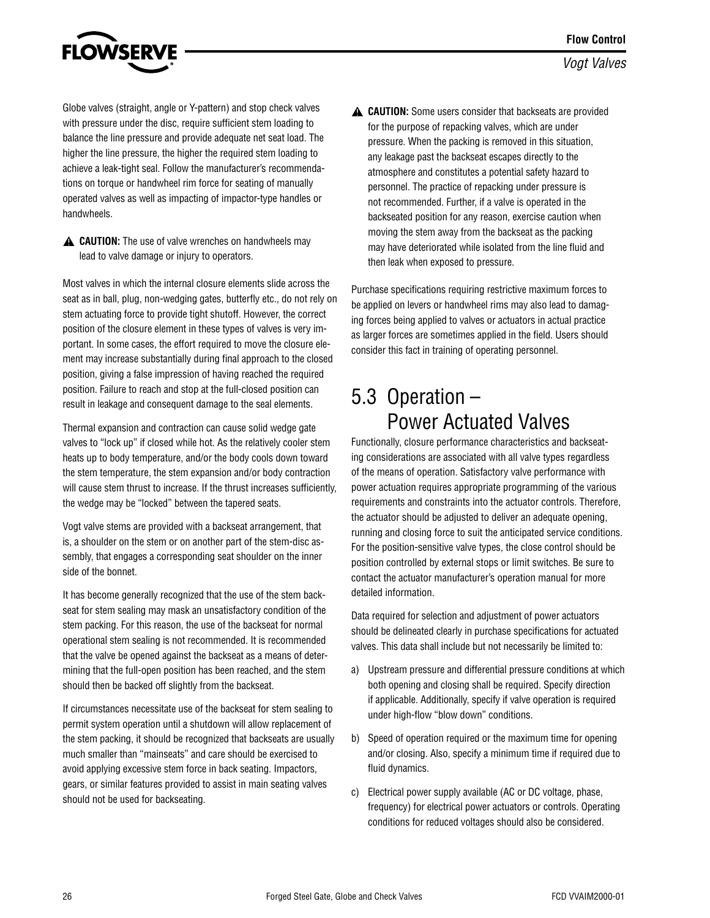Globe valves (straight, angle or Y-pattern) and stop check valves with pressure under the disc, require sufficient stem loading to balance the line pressure and provide adequate net seat load. The higher the line pressure, the higher the required stem loading to achieve a leak-tight seal. Follow the manufacturer's recommendations on torque or handwheel rim force for seating of manually operated valves as well as impacting of impactor-type handles or handwheels.

⚠ **CAUTION:** The use of valve wrenches on handwheels may lead to valve damage or injury to operators.

Most valves in which the internal closure elements slide across the seat as in ball, plug, non-wedging gates, butterfly etc., do not rely on stem actuating force to provide tight shutoff. However, the correct position of the closure element in these types of valves is very important. In some cases, the effort required to move the closure element may increase substantially during final approach to the closed position, giving a false impression of having reached the required position. Failure to reach and stop at the full-closed position can result in leakage and consequent damage to the seal elements.

Thermal expansion and contraction can cause solid wedge gate valves to "lock up" if closed while hot. As the relatively cooler stem heats up to body temperature, and/or the body cools down toward the stem temperature, the stem expansion and/or body contraction will cause stem thrust to increase. If the thrust increases sufficiently, the wedge may be "locked" between the tapered seats.

Vogt valve stems are provided with a backseat arrangement, that is, a shoulder on the stem or on another part of the stem-disc assembly, that engages a corresponding seat shoulder on the inner side of the bonnet.

It has become generally recognized that the use of the stem backseat for stem sealing may mask an unsatisfactory condition of the stem packing. For this reason, the use of the backseat for normal operational stem sealing is not recommended. It is recommended that the valve be opened against the backseat as a means of determining that the full-open position has been reached, and the stem should then be backed off slightly from the backseat.

If circumstances necessitate use of the backseat for stem sealing to permit system operation until a shutdown will allow replacement of the stem packing, it should be recognized that backseats are usually much smaller than "mainseats" and care should be exercised to avoid applying excessive stem force in back seating. Impactors, gears, or similar features provided to assist in main seating valves should not be used for backseating.

⚠ **CAUTION:** Some users consider that backseats are provided for the purpose of repacking valves, which are under pressure. When the packing is removed in this situation, any leakage past the backseat escapes directly to the atmosphere and constitutes a potential safety hazard to personnel. The practice of repacking under pressure is not recommended. Further, if a valve is operated in the backseated position for any reason, exercise caution when moving the stem away from the backseat as the packing may have deteriorated while isolated from the line fluid and then leak when exposed to pressure.

Purchase specifications requiring restrictive maximum forces to be applied on levers or handwheel rims may also lead to damaging forces being applied to valves or actuators in actual practice as larger forces are sometimes applied in the field. Users should consider this fact in training of operating personnel.

## 5.3 Operation – Power Actuated Valves

Functionally, closure performance characteristics and backseating considerations are associated with all valve types regardless of the means of operation. Satisfactory valve performance with power actuation requires appropriate programming of the various requirements and constraints into the actuator controls. Therefore, the actuator should be adjusted to deliver an adequate opening, running and closing force to suit the anticipated service conditions. For the position-sensitive valve types, the close control should be position controlled by external stops or limit switches. Be sure to contact the actuator manufacturer's operation manual for more detailed information.

Data required for selection and adjustment of power actuators should be delineated clearly in purchase specifications for actuated valves. This data shall include but not necessarily be limited to:

a) Upstream pressure and differential pressure conditions at which both opening and closing shall be required. Specify direction if applicable. Additionally, specify if valve operation is required under high-flow "blow down" conditions.

b) Speed of operation required or the maximum time for opening and/or closing. Also, specify a minimum time if required due to fluid dynamics.

c) Electrical power supply available (AC or DC voltage, phase, frequency) for electrical power actuators or controls. Operating conditions for reduced voltages should also be considered.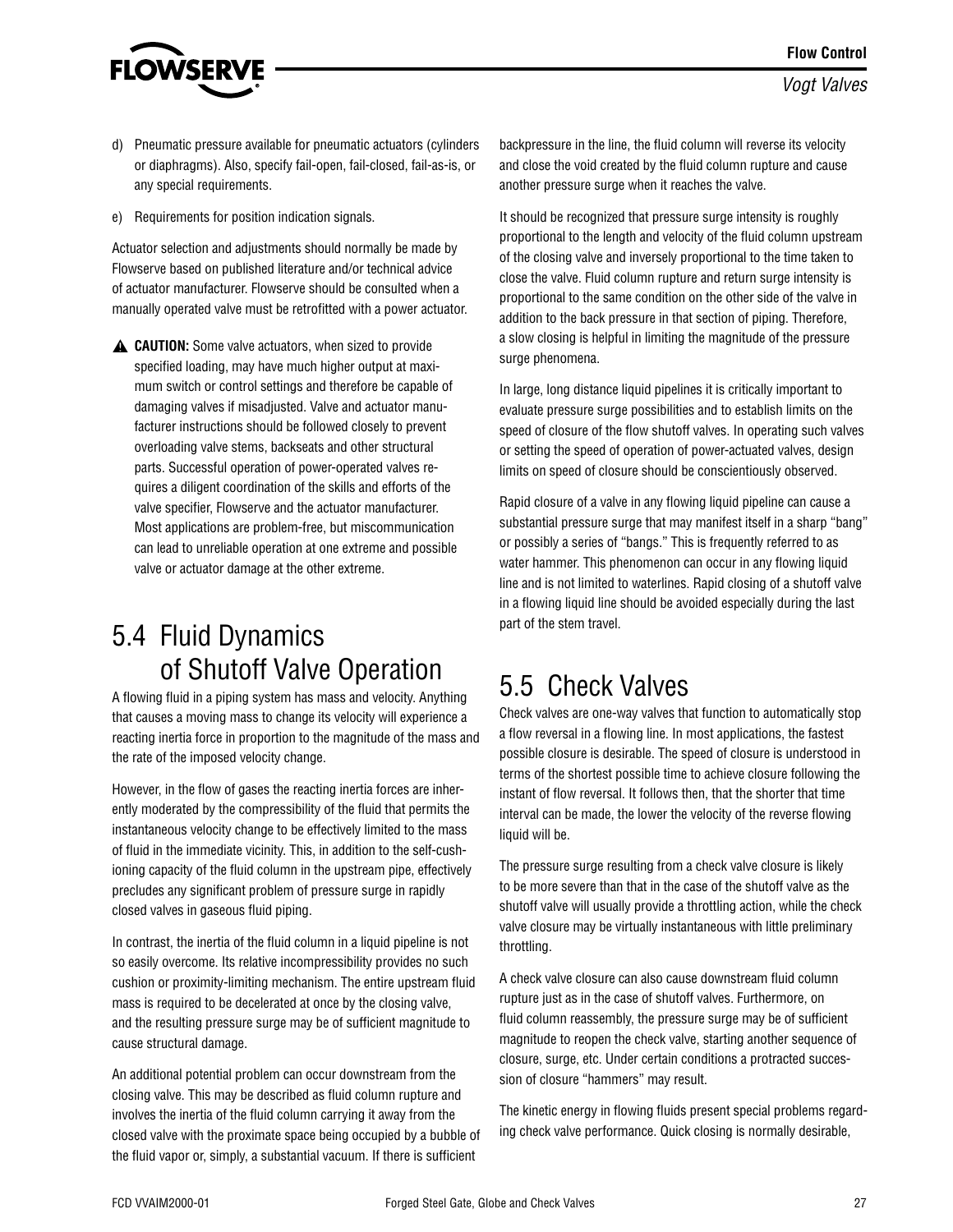d) Pneumatic pressure available for pneumatic actuators (cylinders or diaphragms). Also, specify fail-open, fail-closed, fail-as-is, or any special requirements.

e) Requirements for position indication signals.

Actuator selection and adjustments should normally be made by Flowserve based on published literature and/or technical advice of actuator manufacturer. Flowserve should be consulted when a manually operated valve must be retrofitted with a power actuator.

⚠ **CAUTION:** Some valve actuators, when sized to provide specified loading, may have much higher output at maximum switch or control settings and therefore be capable of damaging valves if misadjusted. Valve and actuator manufacturer instructions should be followed closely to prevent overloading valve stems, backseats and other structural parts. Successful operation of power-operated valves requires a diligent coordination of the skills and efforts of the valve specifier, Flowserve and the actuator manufacturer. Most applications are problem-free, but miscommunication can lead to unreliable operation at one extreme and possible valve or actuator damage at the other extreme.

## 5.4 Fluid Dynamics of Shutoff Valve Operation

A flowing fluid in a piping system has mass and velocity. Anything that causes a moving mass to change its velocity will experience a reacting inertia force in proportion to the magnitude of the mass and the rate of the imposed velocity change.

However, in the flow of gases the reacting inertia forces are inherently moderated by the compressibility of the fluid that permits the instantaneous velocity change to be effectively limited to the mass of fluid in the immediate vicinity. This, in addition to the self-cushioning capacity of the fluid column in the upstream pipe, effectively precludes any significant problem of pressure surge in rapidly closed valves in gaseous fluid piping.

In contrast, the inertia of the fluid column in a liquid pipeline is not so easily overcome. Its relative incompressibility provides no such cushion or proximity-limiting mechanism. The entire upstream fluid mass is required to be decelerated at once by the closing valve, and the resulting pressure surge may be of sufficient magnitude to cause structural damage.

An additional potential problem can occur downstream from the closing valve. This may be described as fluid column rupture and involves the inertia of the fluid column carrying it away from the closed valve with the proximate space being occupied by a bubble of the fluid vapor or, simply, a substantial vacuum. If there is sufficient backpressure in the line, the fluid column will reverse its velocity and close the void created by the fluid column rupture and cause another pressure surge when it reaches the valve.

It should be recognized that pressure surge intensity is roughly proportional to the length and velocity of the fluid column upstream of the closing valve and inversely proportional to the time taken to close the valve. Fluid column rupture and return surge intensity is proportional to the same condition on the other side of the valve in addition to the back pressure in that section of piping. Therefore, a slow closing is helpful in limiting the magnitude of the pressure surge phenomena.

In large, long distance liquid pipelines it is critically important to evaluate pressure surge possibilities and to establish limits on the speed of closure of the flow shutoff valves. In operating such valves or setting the speed of operation of power-actuated valves, design limits on speed of closure should be conscientiously observed.

Rapid closure of a valve in any flowing liquid pipeline can cause a substantial pressure surge that may manifest itself in a sharp "bang" or possibly a series of "bangs." This is frequently referred to as water hammer. This phenomenon can occur in any flowing liquid line and is not limited to waterlines. Rapid closing of a shutoff valve in a flowing liquid line should be avoided especially during the last part of the stem travel.

## 5.5 Check Valves

Check valves are one-way valves that function to automatically stop a flow reversal in a flowing line. In most applications, the fastest possible closure is desirable. The speed of closure is understood in terms of the shortest possible time to achieve closure following the instant of flow reversal. It follows then, that the shorter that time interval can be made, the lower the velocity of the reverse flowing liquid will be.

The pressure surge resulting from a check valve closure is likely to be more severe than that in the case of the shutoff valve as the shutoff valve will usually provide a throttling action, while the check valve closure may be virtually instantaneous with little preliminary throttling.

A check valve closure can also cause downstream fluid column rupture just as in the case of shutoff valves. Furthermore, on fluid column reassembly, the pressure surge may be of sufficient magnitude to reopen the check valve, starting another sequence of closure, surge, etc. Under certain conditions a protracted succession of closure "hammers" may result.

The kinetic energy in flowing fluids present special problems regarding check valve performance. Quick closing is normally desirable,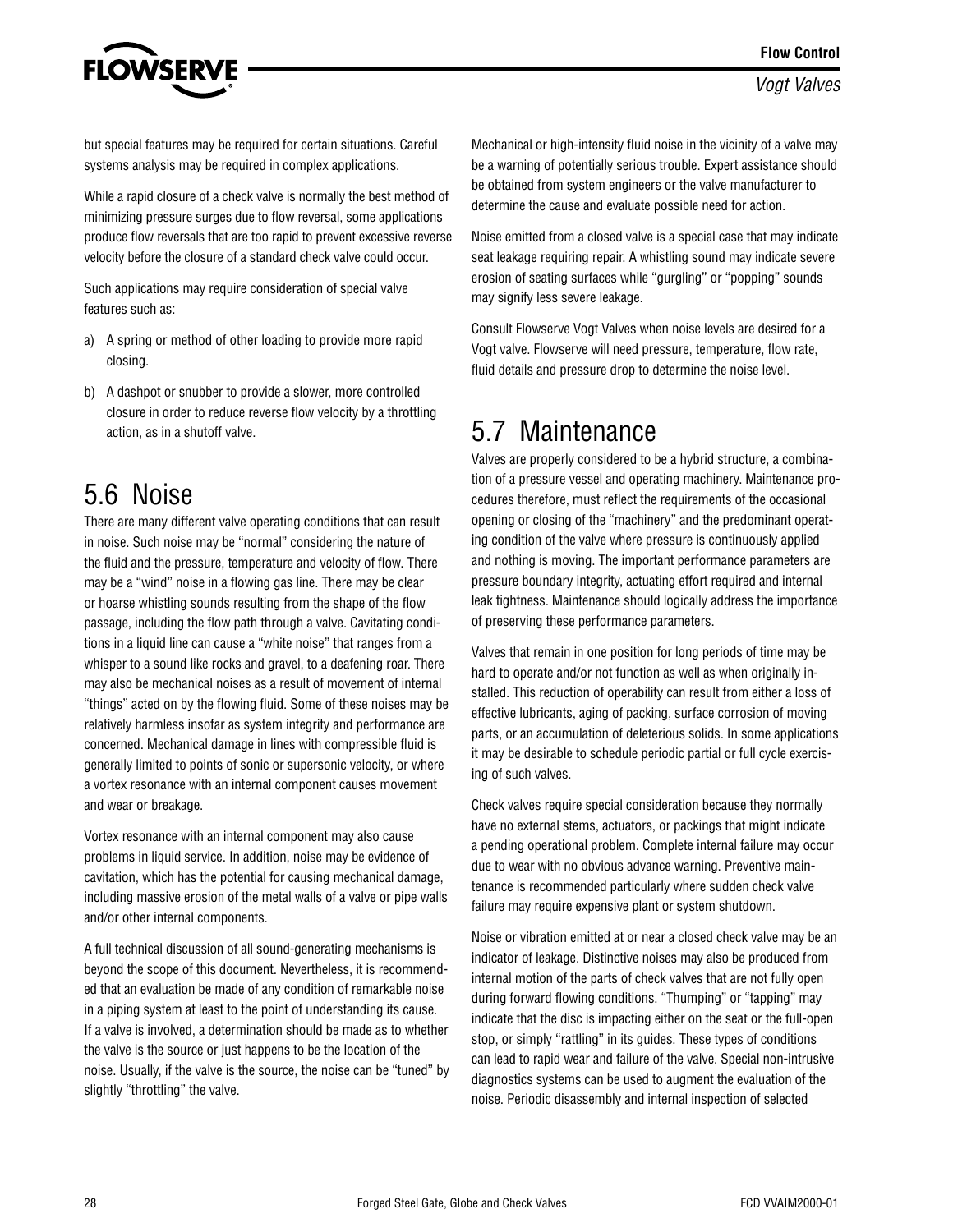but special features may be required for certain situations. Careful systems analysis may be required in complex applications.

While a rapid closure of a check valve is normally the best method of minimizing pressure surges due to flow reversal, some applications produce flow reversals that are too rapid to prevent excessive reverse velocity before the closure of a standard check valve could occur.

Such applications may require consideration of special valve features such as:

a) A spring or method of other loading to provide more rapid closing.

b) A dashpot or snubber to provide a slower, more controlled closure in order to reduce reverse flow velocity by a throttling action, as in a shutoff valve.

# 5.6 Noise

There are many different valve operating conditions that can result in noise. Such noise may be "normal" considering the nature of the fluid and the pressure, temperature and velocity of flow. There may be a "wind" noise in a flowing gas line. There may be clear or hoarse whistling sounds resulting from the shape of the flow passage, including the flow path through a valve. Cavitating conditions in a liquid line can cause a "white noise" that ranges from a whisper to a sound like rocks and gravel, to a deafening roar. There may also be mechanical noises as a result of movement of internal "things" acted on by the flowing fluid. Some of these noises may be relatively harmless insofar as system integrity and performance are concerned. Mechanical damage in lines with compressible fluid is generally limited to points of sonic or supersonic velocity, or where a vortex resonance with an internal component causes movement and wear or breakage.

Vortex resonance with an internal component may also cause problems in liquid service. In addition, noise may be evidence of cavitation, which has the potential for causing mechanical damage, including massive erosion of the metal walls of a valve or pipe walls and/or other internal components.

A full technical discussion of all sound-generating mechanisms is beyond the scope of this document. Nevertheless, it is recommended that an evaluation be made of any condition of remarkable noise in a piping system at least to the point of understanding its cause. If a valve is involved, a determination should be made as to whether the valve is the source or just happens to be the location of the noise. Usually, if the valve is the source, the noise can be "tuned" by slightly "throttling" the valve.

Mechanical or high-intensity fluid noise in the vicinity of a valve may be a warning of potentially serious trouble. Expert assistance should be obtained from system engineers or the valve manufacturer to determine the cause and evaluate possible need for action.

Noise emitted from a closed valve is a special case that may indicate seat leakage requiring repair. A whistling sound may indicate severe erosion of seating surfaces while "gurgling" or "popping" sounds may signify less severe leakage.

Consult Flowserve Vogt Valves when noise levels are desired for a Vogt valve. Flowserve will need pressure, temperature, flow rate, fluid details and pressure drop to determine the noise level.

# 5.7 Maintenance

Valves are properly considered to be a hybrid structure, a combination of a pressure vessel and operating machinery. Maintenance procedures therefore, must reflect the requirements of the occasional opening or closing of the "machinery" and the predominant operating condition of the valve where pressure is continuously applied and nothing is moving. The important performance parameters are pressure boundary integrity, actuating effort required and internal leak tightness. Maintenance should logically address the importance of preserving these performance parameters.

Valves that remain in one position for long periods of time may be hard to operate and/or not function as well as when originally installed. This reduction of operability can result from either a loss of effective lubricants, aging of packing, surface corrosion of moving parts, or an accumulation of deleterious solids. In some applications it may be desirable to schedule periodic partial or full cycle exercising of such valves.

Check valves require special consideration because they normally have no external stems, actuators, or packings that might indicate a pending operational problem. Complete internal failure may occur due to wear with no obvious advance warning. Preventive maintenance is recommended particularly where sudden check valve failure may require expensive plant or system shutdown.

Noise or vibration emitted at or near a closed check valve may be an indicator of leakage. Distinctive noises may also be produced from internal motion of the parts of check valves that are not fully open during forward flowing conditions. "Thumping" or "tapping" may indicate that the disc is impacting either on the seat or the full-open stop, or simply "rattling" in its guides. These types of conditions can lead to rapid wear and failure of the valve. Special non-intrusive diagnostics systems can be used to augment the evaluation of the noise. Periodic disassembly and internal inspection of selected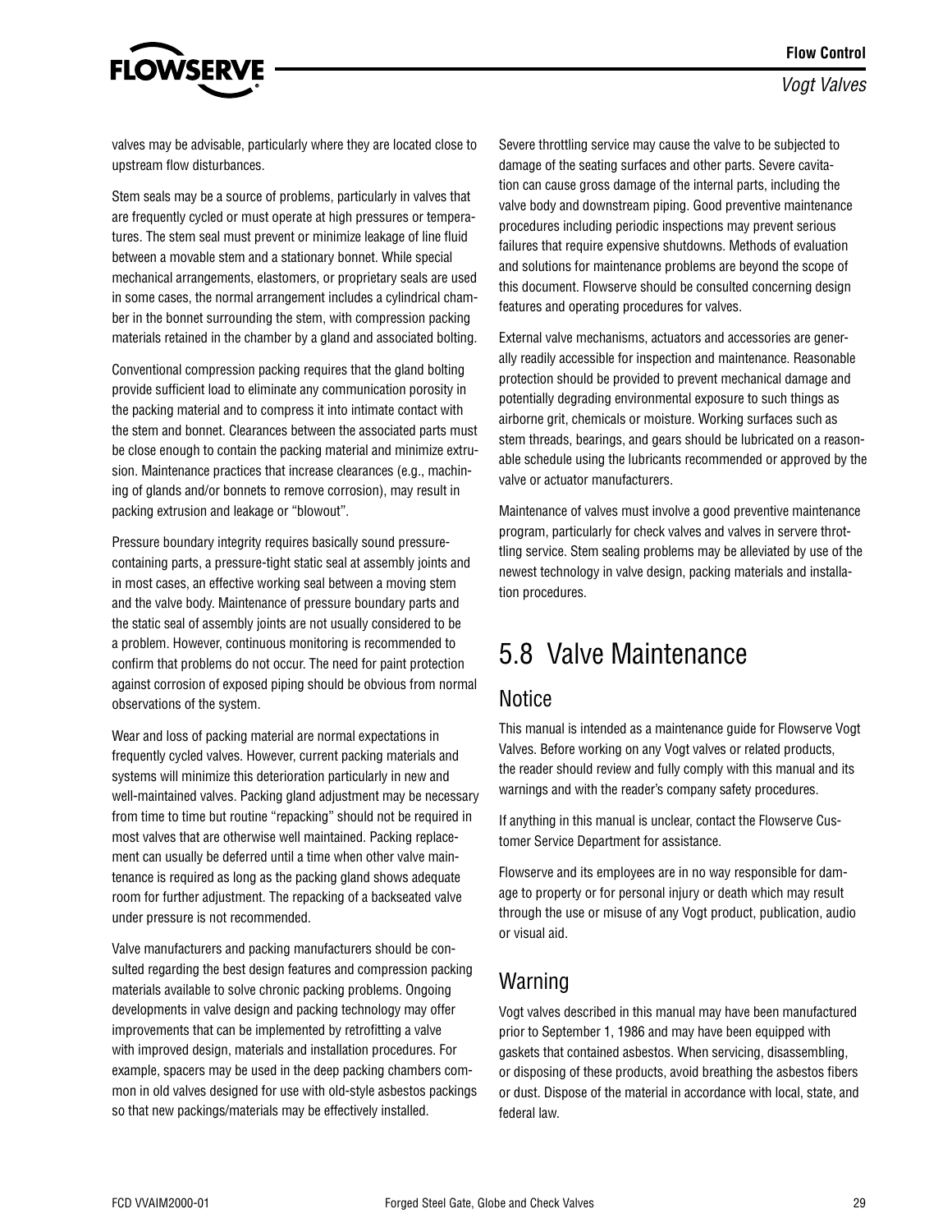valves may be advisable, particularly where they are located close to upstream flow disturbances.

Stem seals may be a source of problems, particularly in valves that are frequently cycled or must operate at high pressures or temperatures. The stem seal must prevent or minimize leakage of line fluid between a movable stem and a stationary bonnet. While special mechanical arrangements, elastomers, or proprietary seals are used in some cases, the normal arrangement includes a cylindrical chamber in the bonnet surrounding the stem, with compression packing materials retained in the chamber by a gland and associated bolting.

Conventional compression packing requires that the gland bolting provide sufficient load to eliminate any communication porosity in the packing material and to compress it into intimate contact with the stem and bonnet. Clearances between the associated parts must be close enough to contain the packing material and minimize extrusion. Maintenance practices that increase clearances (e.g., machining of glands and/or bonnets to remove corrosion), may result in packing extrusion and leakage or "blowout".

Pressure boundary integrity requires basically sound pressure-containing parts, a pressure-tight static seal at assembly joints and in most cases, an effective working seal between a moving stem and the valve body. Maintenance of pressure boundary parts and the static seal of assembly joints are not usually considered to be a problem. However, continuous monitoring is recommended to confirm that problems do not occur. The need for paint protection against corrosion of exposed piping should be obvious from normal observations of the system.

Wear and loss of packing material are normal expectations in frequently cycled valves. However, current packing materials and systems will minimize this deterioration particularly in new and well-maintained valves. Packing gland adjustment may be necessary from time to time but routine "repacking" should not be required in most valves that are otherwise well maintained. Packing replacement can usually be deferred until a time when other valve maintenance is required as long as the packing gland shows adequate room for further adjustment. The repacking of a backseated valve under pressure is not recommended.

Valve manufacturers and packing manufacturers should be consulted regarding the best design features and compression packing materials available to solve chronic packing problems. Ongoing developments in valve design and packing technology may offer improvements that can be implemented by retrofitting a valve with improved design, materials and installation procedures. For example, spacers may be used in the deep packing chambers common in old valves designed for use with old-style asbestos packings so that new packings/materials may be effectively installed.

Severe throttling service may cause the valve to be subjected to damage of the seating surfaces and other parts. Severe cavitation can cause gross damage of the internal parts, including the valve body and downstream piping. Good preventive maintenance procedures including periodic inspections may prevent serious failures that require expensive shutdowns. Methods of evaluation and solutions for maintenance problems are beyond the scope of this document. Flowserve should be consulted concerning design features and operating procedures for valves.

External valve mechanisms, actuators and accessories are generally readily accessible for inspection and maintenance. Reasonable protection should be provided to prevent mechanical damage and potentially degrading environmental exposure to such things as airborne grit, chemicals or moisture. Working surfaces such as stem threads, bearings, and gears should be lubricated on a reasonable schedule using the lubricants recommended or approved by the valve or actuator manufacturers.

Maintenance of valves must involve a good preventive maintenance program, particularly for check valves and valves in servere throttling service. Stem sealing problems may be alleviated by use of the newest technology in valve design, packing materials and installation procedures.

# 5.8 Valve Maintenance

## Notice

This manual is intended as a maintenance guide for Flowserve Vogt Valves. Before working on any Vogt valves or related products, the reader should review and fully comply with this manual and its warnings and with the reader's company safety procedures.

If anything in this manual is unclear, contact the Flowserve Customer Service Department for assistance.

Flowserve and its employees are in no way responsible for damage to property or for personal injury or death which may result through the use or misuse of any Vogt product, publication, audio or visual aid.

## Warning

Vogt valves described in this manual may have been manufactured prior to September 1, 1986 and may have been equipped with gaskets that contained asbestos. When servicing, disassembling, or disposing of these products, avoid breathing the asbestos fibers or dust. Dispose of the material in accordance with local, state, and federal law.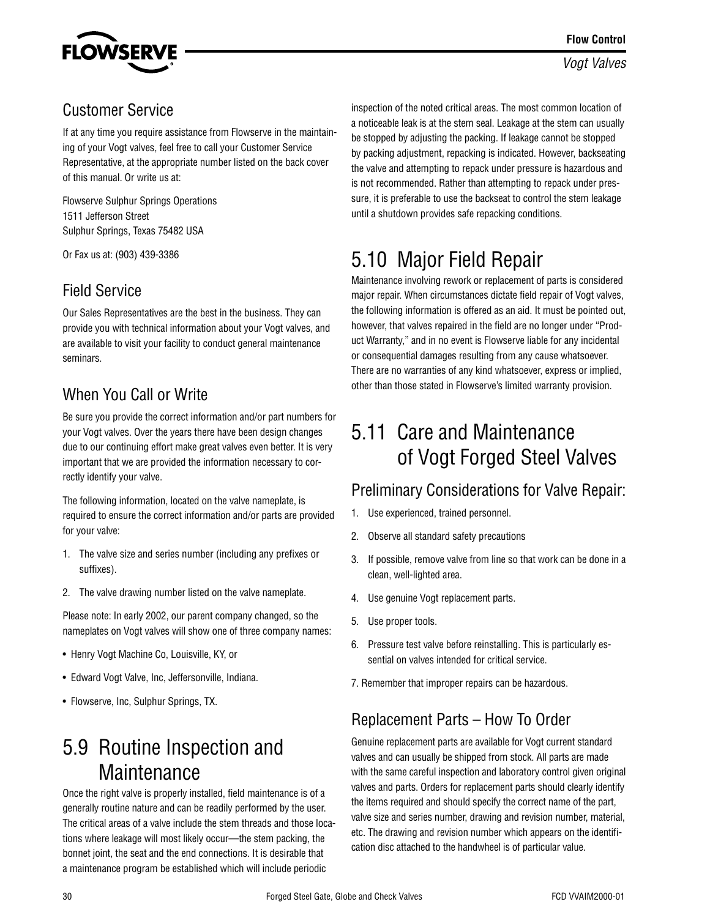## Customer Service

If at any time you require assistance from Flowserve in the maintaining of your Vogt valves, feel free to call your Customer Service Representative, at the appropriate number listed on the back cover of this manual. Or write us at:

Flowserve Sulphur Springs Operations
1511 Jefferson Street
Sulphur Springs, Texas 75482 USA

Or Fax us at: (903) 439-3386

## Field Service

Our Sales Representatives are the best in the business. They can provide you with technical information about your Vogt valves, and are available to visit your facility to conduct general maintenance seminars.

## When You Call or Write

Be sure you provide the correct information and/or part numbers for your Vogt valves. Over the years there have been design changes due to our continuing effort make great valves even better. It is very important that we are provided the information necessary to correctly identify your valve.

The following information, located on the valve nameplate, is required to ensure the correct information and/or parts are provided for your valve:

1. The valve size and series number (including any prefixes or suffixes).
2. The valve drawing number listed on the valve nameplate.

Please note: In early 2002, our parent company changed, so the nameplates on Vogt valves will show one of three company names:

- Henry Vogt Machine Co, Louisville, KY, or
- Edward Vogt Valve, Inc, Jeffersonville, Indiana.
- Flowserve, Inc, Sulphur Springs, TX.

# 5.9 Routine Inspection and Maintenance

Once the right valve is properly installed, field maintenance is of a generally routine nature and can be readily performed by the user. The critical areas of a valve include the stem threads and those locations where leakage will most likely occur—the stem packing, the bonnet joint, the seat and the end connections. It is desirable that a maintenance program be established which will include periodic inspection of the noted critical areas. The most common location of a noticeable leak is at the stem seal. Leakage at the stem can usually be stopped by adjusting the packing. If leakage cannot be stopped by packing adjustment, repacking is indicated. However, backseating the valve and attempting to repack under pressure is hazardous and is not recommended. Rather than attempting to repack under pressure, it is preferable to use the backseat to control the stem leakage until a shutdown provides safe repacking conditions.

# 5.10 Major Field Repair

Maintenance involving rework or replacement of parts is considered major repair. When circumstances dictate field repair of Vogt valves, the following information is offered as an aid. It must be pointed out, however, that valves repaired in the field are no longer under "Product Warranty," and in no event is Flowserve liable for any incidental or consequential damages resulting from any cause whatsoever. There are no warranties of any kind whatsoever, express or implied, other than those stated in Flowserve's limited warranty provision.

# 5.11 Care and Maintenance of Vogt Forged Steel Valves

## Preliminary Considerations for Valve Repair:

1. Use experienced, trained personnel.
2. Observe all standard safety precautions
3. If possible, remove valve from line so that work can be done in a clean, well-lighted area.
4. Use genuine Vogt replacement parts.
5. Use proper tools.
6. Pressure test valve before reinstalling. This is particularly essential on valves intended for critical service.
7. Remember that improper repairs can be hazardous.

## Replacement Parts – How To Order

Genuine replacement parts are available for Vogt current standard valves and can usually be shipped from stock. All parts are made with the same careful inspection and laboratory control given original valves and parts. Orders for replacement parts should clearly identify the items required and should specify the correct name of the part, valve size and series number, drawing and revision number, material, etc. The drawing and revision number which appears on the identification disc attached to the handwheel is of particular value.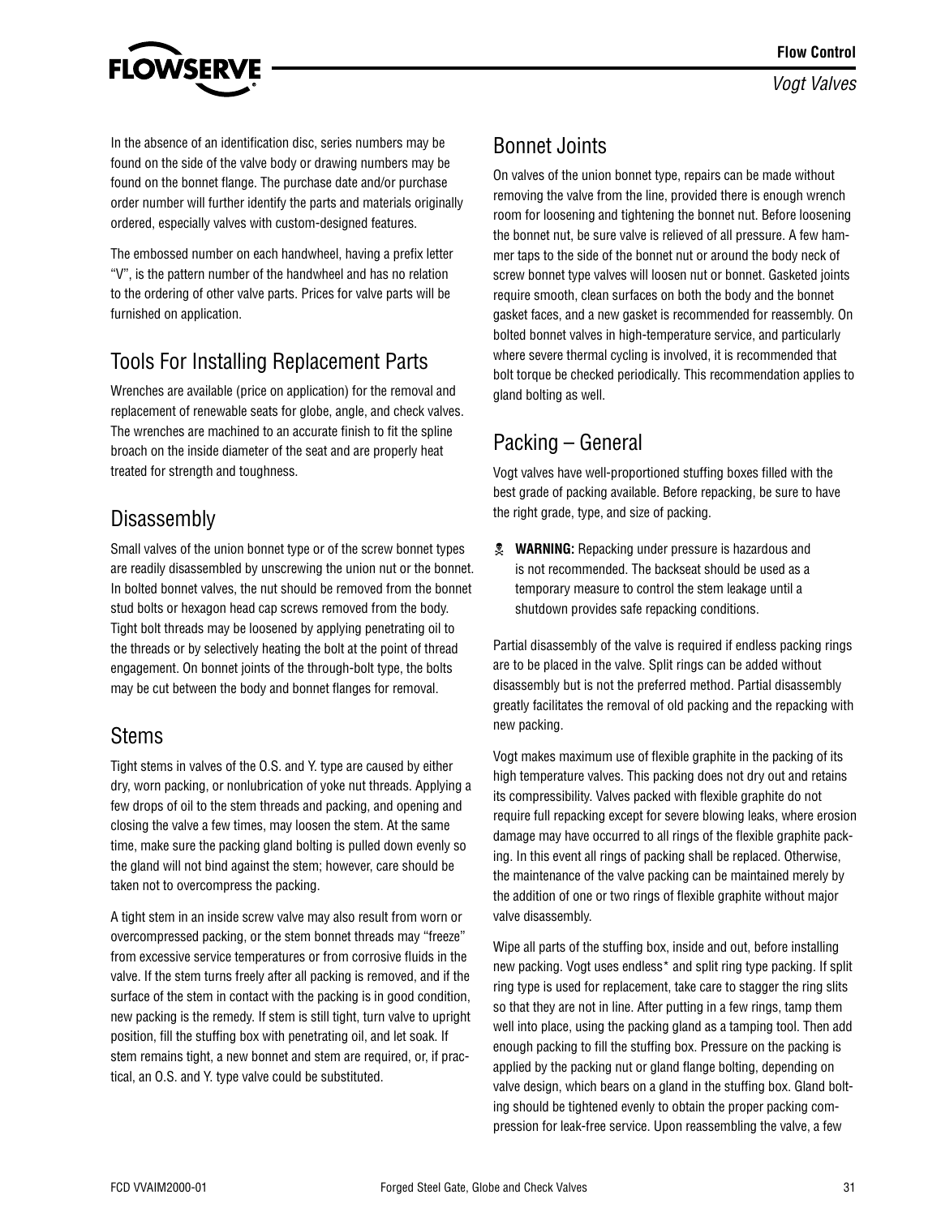In the absence of an identification disc, series numbers may be found on the side of the valve body or drawing numbers may be found on the bonnet flange. The purchase date and/or purchase order number will further identify the parts and materials originally ordered, especially valves with custom-designed features.

The embossed number on each handwheel, having a prefix letter "V", is the pattern number of the handwheel and has no relation to the ordering of other valve parts. Prices for valve parts will be furnished on application.

## Tools For Installing Replacement Parts

Wrenches are available (price on application) for the removal and replacement of renewable seats for globe, angle, and check valves. The wrenches are machined to an accurate finish to fit the spline broach on the inside diameter of the seat and are properly heat treated for strength and toughness.

## Disassembly

Small valves of the union bonnet type or of the screw bonnet types are readily disassembled by unscrewing the union nut or the bonnet. In bolted bonnet valves, the nut should be removed from the bonnet stud bolts or hexagon head cap screws removed from the body. Tight bolt threads may be loosened by applying penetrating oil to the threads or by selectively heating the bolt at the point of thread engagement. On bonnet joints of the through-bolt type, the bolts may be cut between the body and bonnet flanges for removal.

## Stems

Tight stems in valves of the O.S. and Y. type are caused by either dry, worn packing, or nonlubrication of yoke nut threads. Applying a few drops of oil to the stem threads and packing, and opening and closing the valve a few times, may loosen the stem. At the same time, make sure the packing gland bolting is pulled down evenly so the gland will not bind against the stem; however, care should be taken not to overcompress the packing.

A tight stem in an inside screw valve may also result from worn or overcompressed packing, or the stem bonnet threads may "freeze" from excessive service temperatures or from corrosive fluids in the valve. If the stem turns freely after all packing is removed, and if the surface of the stem in contact with the packing is in good condition, new packing is the remedy. If stem is still tight, turn valve to upright position, fill the stuffing box with penetrating oil, and let soak. If stem remains tight, a new bonnet and stem are required, or, if practical, an O.S. and Y. type valve could be substituted.

## Bonnet Joints

On valves of the union bonnet type, repairs can be made without removing the valve from the line, provided there is enough wrench room for loosening and tightening the bonnet nut. Before loosening the bonnet nut, be sure valve is relieved of all pressure. A few hammer taps to the side of the bonnet nut or around the body neck of screw bonnet type valves will loosen nut or bonnet. Gasketed joints require smooth, clean surfaces on both the body and the bonnet gasket faces, and a new gasket is recommended for reassembly. On bolted bonnet valves in high-temperature service, and particularly where severe thermal cycling is involved, it is recommended that bolt torque be checked periodically. This recommendation applies to gland bolting as well.

## Packing – General

Vogt valves have well-proportioned stuffing boxes filled with the best grade of packing available. Before repacking, be sure to have the right grade, type, and size of packing.

**WARNING:** Repacking under pressure is hazardous and is not recommended. The backseat should be used as a temporary measure to control the stem leakage until a shutdown provides safe repacking conditions.

Partial disassembly of the valve is required if endless packing rings are to be placed in the valve. Split rings can be added without disassembly but is not the preferred method. Partial disassembly greatly facilitates the removal of old packing and the repacking with new packing.

Vogt makes maximum use of flexible graphite in the packing of its high temperature valves. This packing does not dry out and retains its compressibility. Valves packed with flexible graphite do not require full repacking except for severe blowing leaks, where erosion damage may have occurred to all rings of the flexible graphite packing. In this event all rings of packing shall be replaced. Otherwise, the maintenance of the valve packing can be maintained merely by the addition of one or two rings of flexible graphite without major valve disassembly.

Wipe all parts of the stuffing box, inside and out, before installing new packing. Vogt uses endless* and split ring type packing. If split ring type is used for replacement, take care to stagger the ring slits so that they are not in line. After putting in a few rings, tamp them well into place, using the packing gland as a tamping tool. Then add enough packing to fill the stuffing box. Pressure on the packing is applied by the packing nut or gland flange bolting, depending on valve design, which bears on a gland in the stuffing box. Gland bolting should be tightened evenly to obtain the proper packing compression for leak-free service. Upon reassembling the valve, a few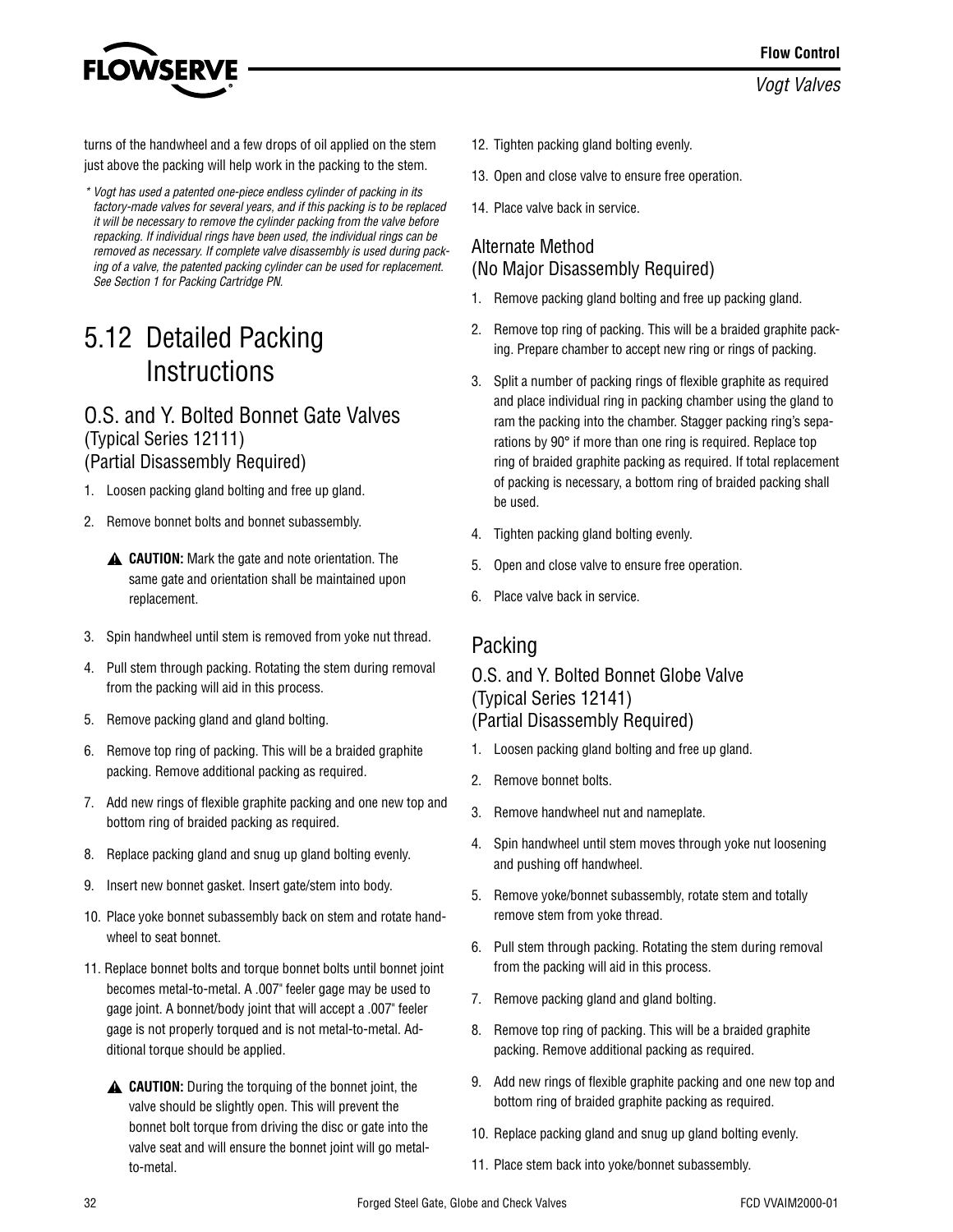turns of the handwheel and a few drops of oil applied on the stem just above the packing will help work in the packing to the stem.

*\* Vogt has used a patented one-piece endless cylinder of packing in its factory-made valves for several years, and if this packing is to be replaced it will be necessary to remove the cylinder packing from the valve before repacking. If individual rings have been used, the individual rings can be removed as necessary. If complete valve disassembly is used during packing of a valve, the patented packing cylinder can be used for replacement. See Section 1 for Packing Cartridge PN.*

# 5.12 Detailed Packing Instructions

## O.S. and Y. Bolted Bonnet Gate Valves (Typical Series 12111) (Partial Disassembly Required)

1. Loosen packing gland bolting and free up gland.
2. Remove bonnet bolts and bonnet subassembly.

   ⚠ **CAUTION:** Mark the gate and note orientation. The same gate and orientation shall be maintained upon replacement.

3. Spin handwheel until stem is removed from yoke nut thread.
4. Pull stem through packing. Rotating the stem during removal from the packing will aid in this process.
5. Remove packing gland and gland bolting.
6. Remove top ring of packing. This will be a braided graphite packing. Remove additional packing as required.
7. Add new rings of flexible graphite packing and one new top and bottom ring of braided packing as required.
8. Replace packing gland and snug up gland bolting evenly.
9. Insert new bonnet gasket. Insert gate/stem into body.
10. Place yoke bonnet subassembly back on stem and rotate handwheel to seat bonnet.
11. Replace bonnet bolts and torque bonnet bolts until bonnet joint becomes metal-to-metal. A .007" feeler gage may be used to gage joint. A bonnet/body joint that will accept a .007" feeler gage is not properly torqued and is not metal-to-metal. Additional torque should be applied.

    ⚠ **CAUTION:** During the torquing of the bonnet joint, the valve should be slightly open. This will prevent the bonnet bolt torque from driving the disc or gate into the valve seat and will ensure the bonnet joint will go metal-to-metal.

12. Tighten packing gland bolting evenly.
13. Open and close valve to ensure free operation.
14. Place valve back in service.

## Alternate Method (No Major Disassembly Required)

1. Remove packing gland bolting and free up packing gland.
2. Remove top ring of packing. This will be a braided graphite packing. Prepare chamber to accept new ring or rings of packing.
3. Split a number of packing rings of flexible graphite as required and place individual ring in packing chamber using the gland to ram the packing into the chamber. Stagger packing ring's separations by 90° if more than one ring is required. Replace top ring of braided graphite packing as required. If total replacement of packing is necessary, a bottom ring of braided packing shall be used.
4. Tighten packing gland bolting evenly.
5. Open and close valve to ensure free operation.
6. Place valve back in service.

## Packing

### O.S. and Y. Bolted Bonnet Globe Valve (Typical Series 12141) (Partial Disassembly Required)

1. Loosen packing gland bolting and free up gland.
2. Remove bonnet bolts.
3. Remove handwheel nut and nameplate.
4. Spin handwheel until stem moves through yoke nut loosening and pushing off handwheel.
5. Remove yoke/bonnet subassembly, rotate stem and totally remove stem from yoke thread.
6. Pull stem through packing. Rotating the stem during removal from the packing will aid in this process.
7. Remove packing gland and gland bolting.
8. Remove top ring of packing. This will be a braided graphite packing. Remove additional packing as required.
9. Add new rings of flexible graphite packing and one new top and bottom ring of braided graphite packing as required.
10. Replace packing gland and snug up gland bolting evenly.
11. Place stem back into yoke/bonnet subassembly.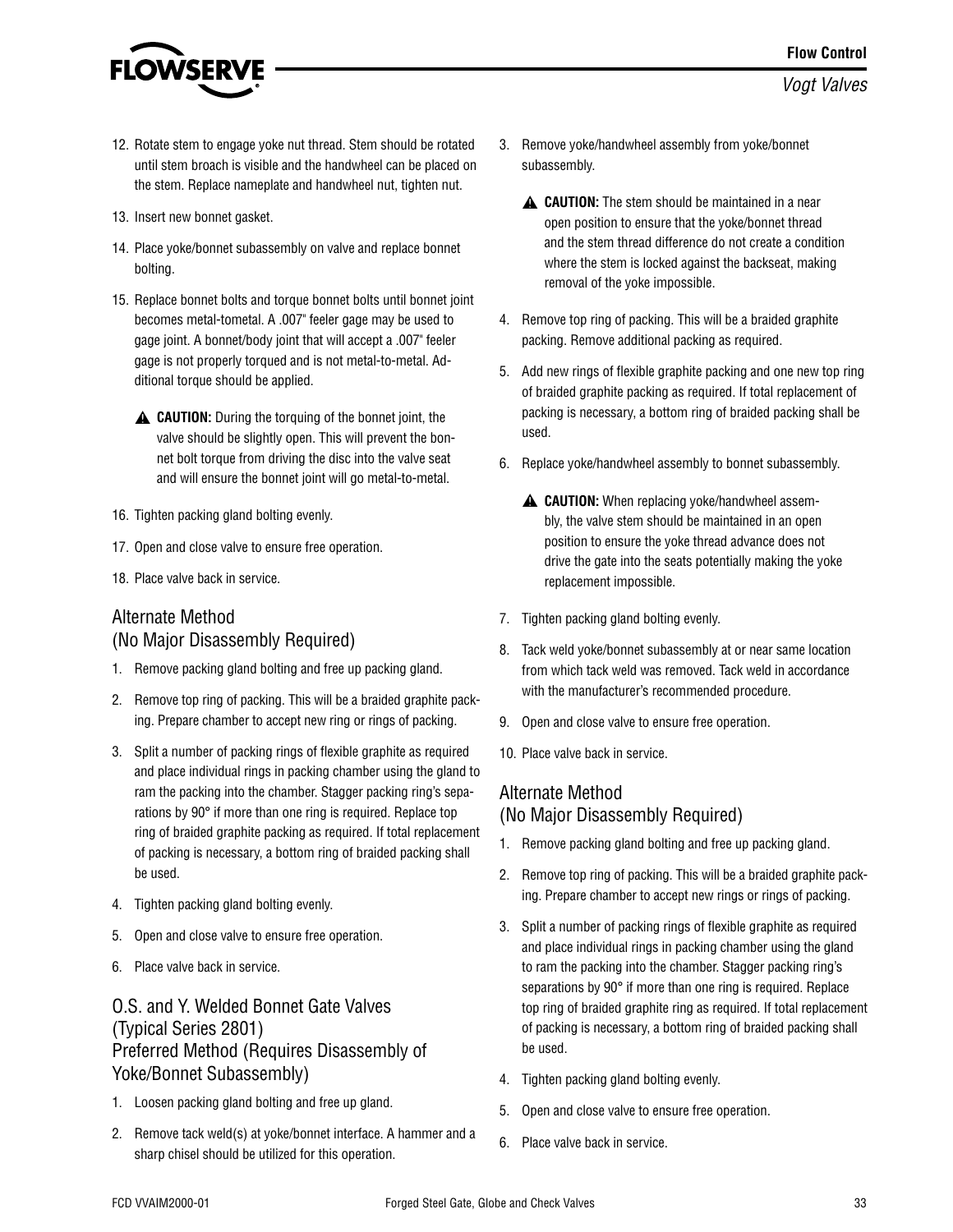12. Rotate stem to engage yoke nut thread. Stem should be rotated until stem broach is visible and the handwheel can be placed on the stem. Replace nameplate and handwheel nut, tighten nut.

13. Insert new bonnet gasket.

14. Place yoke/bonnet subassembly on valve and replace bonnet bolting.

15. Replace bonnet bolts and torque bonnet bolts until bonnet joint becomes metal-tometal. A .007" feeler gage may be used to gage joint. A bonnet/body joint that will accept a .007" feeler gage is not properly torqued and is not metal-to-metal. Additional torque should be applied.

   ⚠ **CAUTION:** During the torquing of the bonnet joint, the valve should be slightly open. This will prevent the bonnet bolt torque from driving the disc into the valve seat and will ensure the bonnet joint will go metal-to-metal.

16. Tighten packing gland bolting evenly.

17. Open and close valve to ensure free operation.

18. Place valve back in service.

## Alternate Method (No Major Disassembly Required)

1. Remove packing gland bolting and free up packing gland.

2. Remove top ring of packing. This will be a braided graphite packing. Prepare chamber to accept new ring or rings of packing.

3. Split a number of packing rings of flexible graphite as required and place individual rings in packing chamber using the gland to ram the packing into the chamber. Stagger packing ring's separations by 90° if more than one ring is required. Replace top ring of braided graphite packing as required. If total replacement of packing is necessary, a bottom ring of braided packing shall be used.

4. Tighten packing gland bolting evenly.

5. Open and close valve to ensure free operation.

6. Place valve back in service.

## O.S. and Y. Welded Bonnet Gate Valves (Typical Series 2801) Preferred Method (Requires Disassembly of Yoke/Bonnet Subassembly)

1. Loosen packing gland bolting and free up gland.

2. Remove tack weld(s) at yoke/bonnet interface. A hammer and a sharp chisel should be utilized for this operation.

3. Remove yoke/handwheel assembly from yoke/bonnet subassembly.

   ⚠ **CAUTION:** The stem should be maintained in a near open position to ensure that the yoke/bonnet thread and the stem thread difference do not create a condition where the stem is locked against the backseat, making removal of the yoke impossible.

4. Remove top ring of packing. This will be a braided graphite packing. Remove additional packing as required.

5. Add new rings of flexible graphite packing and one new top ring of braided graphite packing as required. If total replacement of packing is necessary, a bottom ring of braided packing shall be used.

6. Replace yoke/handwheel assembly to bonnet subassembly.

   ⚠ **CAUTION:** When replacing yoke/handwheel assembly, the valve stem should be maintained in an open position to ensure the yoke thread advance does not drive the gate into the seats potentially making the yoke replacement impossible.

7. Tighten packing gland bolting evenly.

8. Tack weld yoke/bonnet subassembly at or near same location from which tack weld was removed. Tack weld in accordance with the manufacturer's recommended procedure.

9. Open and close valve to ensure free operation.

10. Place valve back in service.

## Alternate Method (No Major Disassembly Required)

1. Remove packing gland bolting and free up packing gland.

2. Remove top ring of packing. This will be a braided graphite packing. Prepare chamber to accept new rings or rings of packing.

3. Split a number of packing rings of flexible graphite as required and place individual rings in packing chamber using the gland to ram the packing into the chamber. Stagger packing ring's separations by 90° if more than one ring is required. Replace top ring of braided graphite ring as required. If total replacement of packing is necessary, a bottom ring of braided packing shall be used.

4. Tighten packing gland bolting evenly.

5. Open and close valve to ensure free operation.

6. Place valve back in service.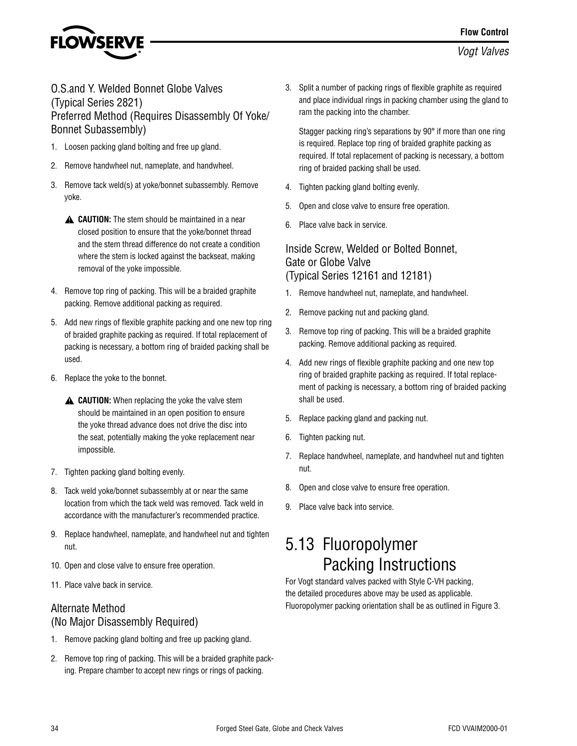### O.S.and Y. Welded Bonnet Globe Valves (Typical Series 2821) Preferred Method (Requires Disassembly Of Yoke/ Bonnet Subassembly)

1. Loosen packing gland bolting and free up gland.
2. Remove handwheel nut, nameplate, and handwheel.
3. Remove tack weld(s) at yoke/bonnet subassembly. Remove yoke.

   ▲ **CAUTION:** The stem should be maintained in a near closed position to ensure that the yoke/bonnet thread and the stem thread difference do not create a condition where the stem is locked against the backseat, making removal of the yoke impossible.

4. Remove top ring of packing. This will be a braided graphite packing. Remove additional packing as required.
5. Add new rings of flexible graphite packing and one new top ring of braided graphite packing as required. If total replacement of packing is necessary, a bottom ring of braided packing shall be used.
6. Replace the yoke to the bonnet.

   ▲ **CAUTION:** When replacing the yoke the valve stem should be maintained in an open position to ensure the yoke thread advance does not drive the disc into the seat, potentially making the yoke replacement near impossible.

7. Tighten packing gland bolting evenly.
8. Tack weld yoke/bonnet subassembly at or near the same location from which the tack weld was removed. Tack weld in accordance with the manufacturer's recommended practice.
9. Replace handwheel, nameplate, and handwheel nut and tighten nut.
10. Open and close valve to ensure free operation.
11. Place valve back in service.

### Alternate Method (No Major Disassembly Required)

1. Remove packing gland bolting and free up packing gland.
2. Remove top ring of packing. This will be a braided graphite packing. Prepare chamber to accept new rings or rings of packing.
3. Split a number of packing rings of flexible graphite as required and place individual rings in packing chamber using the gland to ram the packing into the chamber.

   Stagger packing ring's separations by 90° if more than one ring is required. Replace top ring of braided graphite packing as required. If total replacement of packing is necessary, a bottom ring of braided packing shall be used.

4. Tighten packing gland bolting evenly.
5. Open and close valve to ensure free operation.
6. Place valve back in service.

### Inside Screw, Welded or Bolted Bonnet, Gate or Globe Valve (Typical Series 12161 and 12181)

1. Remove handwheel nut, nameplate, and handwheel.
2. Remove packing nut and packing gland.
3. Remove top ring of packing. This will be a braided graphite packing. Remove additional packing as required.
4. Add new rings of flexible graphite packing and one new top ring of braided graphite packing as required. If total replacement of packing is necessary, a bottom ring of braided packing shall be used.
5. Replace packing gland and packing nut.
6. Tighten packing nut.
7. Replace handwheel, nameplate, and handwheel nut and tighten nut.
8. Open and close valve to ensure free operation.
9. Place valve back into service.

## 5.13 Fluoropolymer Packing Instructions

For Vogt standard valves packed with Style C-VH packing, the detailed procedures above may be used as applicable. Fluoropolymer packing orientation shall be as outlined in Figure 3.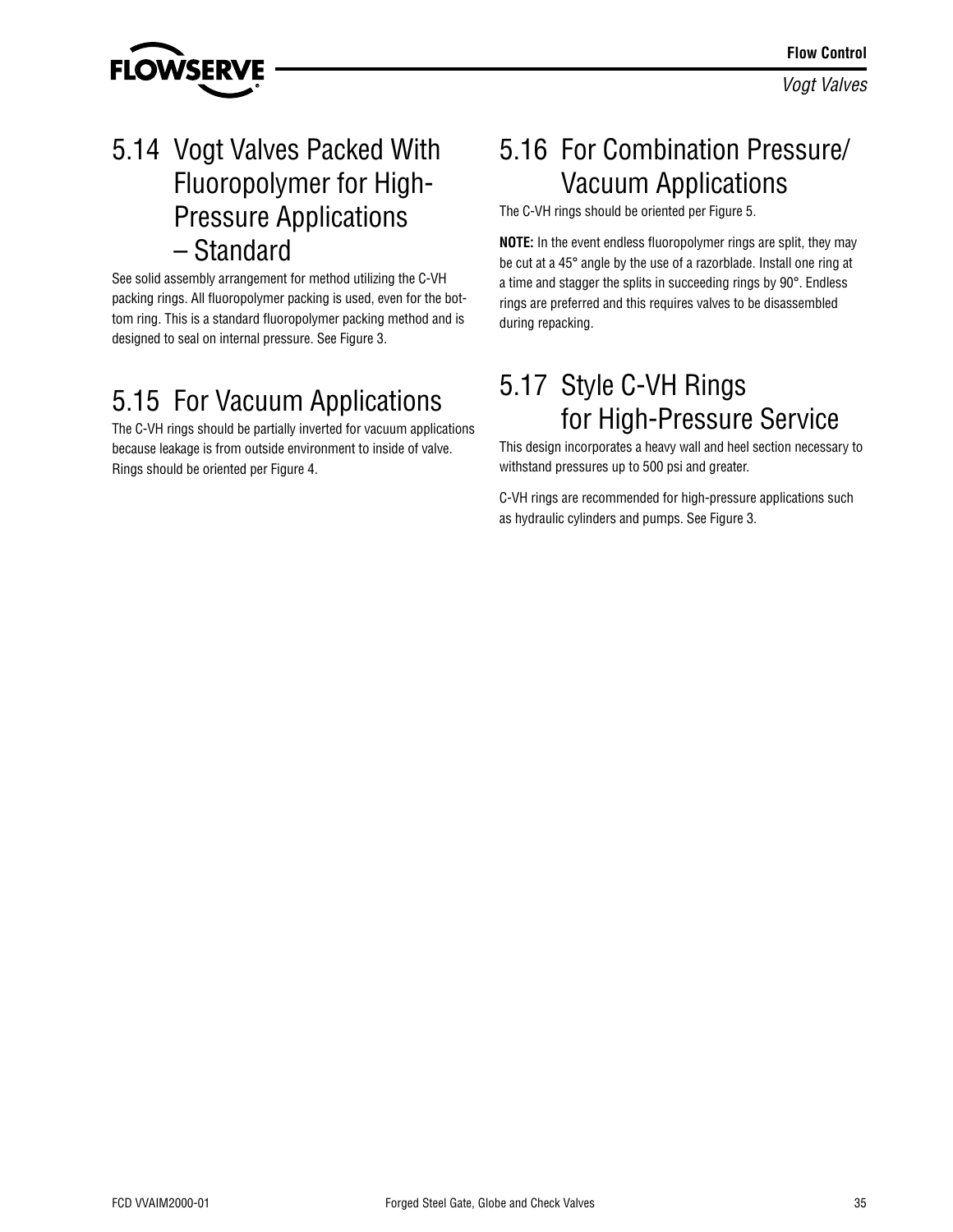## 5.14 Vogt Valves Packed With Fluoropolymer for High-Pressure Applications – Standard

See solid assembly arrangement for method utilizing the C-VH packing rings. All fluoropolymer packing is used, even for the bottom ring. This is a standard fluoropolymer packing method and is designed to seal on internal pressure. See Figure 3.

## 5.15 For Vacuum Applications

The C-VH rings should be partially inverted for vacuum applications because leakage is from outside environment to inside of valve. Rings should be oriented per Figure 4.

## 5.16 For Combination Pressure/ Vacuum Applications

The C-VH rings should be oriented per Figure 5.

**NOTE:** In the event endless fluoropolymer rings are split, they may be cut at a 45° angle by the use of a razorblade. Install one ring at a time and stagger the splits in succeeding rings by 90°. Endless rings are preferred and this requires valves to be disassembled during repacking.

## 5.17 Style C-VH Rings for High-Pressure Service

This design incorporates a heavy wall and heel section necessary to withstand pressures up to 500 psi and greater.

C-VH rings are recommended for high-pressure applications such as hydraulic cylinders and pumps. See Figure 3.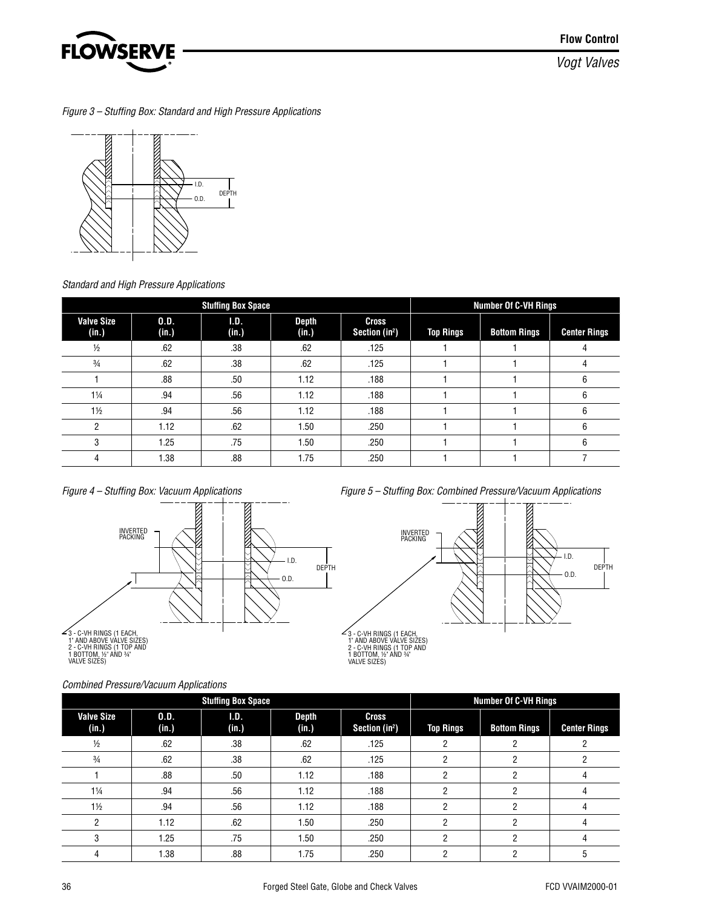*Figure 3 – Stuffing Box: Standard and High Pressure Applications*

*Standard and High Pressure Applications*

| Stuffing Box Space | | | | | Number Of C-VH Rings | | |
|---|---|---|---|---|---|---|---|
| Valve Size (in.) | O.D. (in.) | I.D. (in.) | Depth (in.) | Cross Section (in²) | Top Rings | Bottom Rings | Center Rings |
| ½ | .62 | .38 | .62 | .125 | 1 | 1 | 4 |
| ¾ | .62 | .38 | .62 | .125 | 1 | 1 | 4 |
| 1 | .88 | .50 | 1.12 | .188 | 1 | 1 | 6 |
| 1¼ | .94 | .56 | 1.12 | .188 | 1 | 1 | 6 |
| 1½ | .94 | .56 | 1.12 | .188 | 1 | 1 | 6 |
| 2 | 1.12 | .62 | 1.50 | .250 | 1 | 1 | 6 |
| 3 | 1.25 | .75 | 1.50 | .250 | 1 | 1 | 6 |
| 4 | 1.38 | .88 | 1.75 | .250 | 1 | 1 | 7 |

*Figure 4 – Stuffing Box: Vacuum Applications*

*Figure 5 – Stuffing Box: Combined Pressure/Vacuum Applications*

*Combined Pressure/Vacuum Applications*

| Stuffing Box Space | | | | | Number Of C-VH Rings | | |
|---|---|---|---|---|---|---|---|
| Valve Size (in.) | O.D. (in.) | I.D. (in.) | Depth (in.) | Cross Section (in²) | Top Rings | Bottom Rings | Center Rings |
| ½ | .62 | .38 | .62 | .125 | 2 | 2 | 2 |
| ¾ | .62 | .38 | .62 | .125 | 2 | 2 | 2 |
| 1 | .88 | .50 | 1.12 | .188 | 2 | 2 | 4 |
| 1¼ | .94 | .56 | 1.12 | .188 | 2 | 2 | 4 |
| 1½ | .94 | .56 | 1.12 | .188 | 2 | 2 | 4 |
| 2 | 1.12 | .62 | 1.50 | .250 | 2 | 2 | 4 |
| 3 | 1.25 | .75 | 1.50 | .250 | 2 | 2 | 4 |
| 4 | 1.38 | .88 | 1.75 | .250 | 2 | 2 | 5 |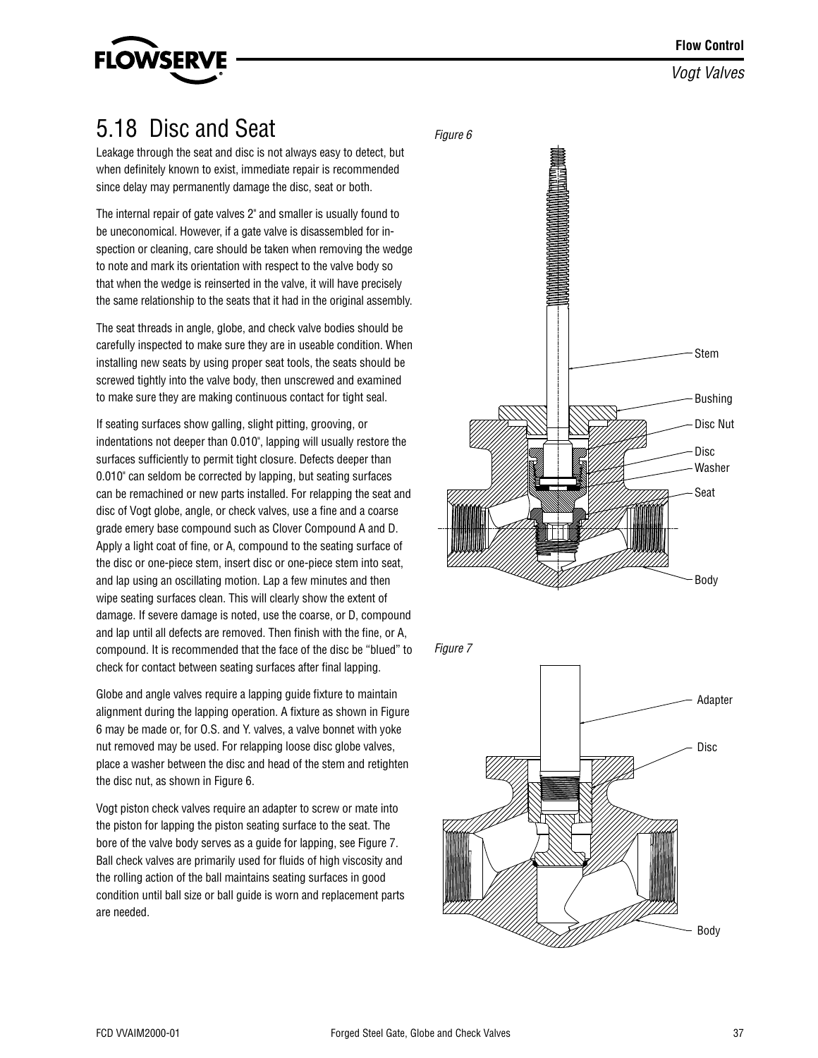## 5.18 Disc and Seat

Leakage through the seat and disc is not always easy to detect, but when definitely known to exist, immediate repair is recommended since delay may permanently damage the disc, seat or both.

The internal repair of gate valves 2" and smaller is usually found to be uneconomical. However, if a gate valve is disassembled for inspection or cleaning, care should be taken when removing the wedge to note and mark its orientation with respect to the valve body so that when the wedge is reinserted in the valve, it will have precisely the same relationship to the seats that it had in the original assembly.

The seat threads in angle, globe, and check valve bodies should be carefully inspected to make sure they are in useable condition. When installing new seats by using proper seat tools, the seats should be screwed tightly into the valve body, then unscrewed and examined to make sure they are making continuous contact for tight seal.

If seating surfaces show galling, slight pitting, grooving, or indentations not deeper than 0.010", lapping will usually restore the surfaces sufficiently to permit tight closure. Defects deeper than 0.010" can seldom be corrected by lapping, but seating surfaces can be remachined or new parts installed. For relapping the seat and disc of Vogt globe, angle, or check valves, use a fine and a coarse grade emery base compound such as Clover Compound A and D. Apply a light coat of fine, or A, compound to the seating surface of the disc or one-piece stem, insert disc or one-piece stem into seat, and lap using an oscillating motion. Lap a few minutes and then wipe seating surfaces clean. This will clearly show the extent of damage. If severe damage is noted, use the coarse, or D, compound and lap until all defects are removed. Then finish with the fine, or A, compound. It is recommended that the face of the disc be "blued" to check for contact between seating surfaces after final lapping.

Globe and angle valves require a lapping guide fixture to maintain alignment during the lapping operation. A fixture as shown in Figure 6 may be made or, for O.S. and Y. valves, a valve bonnet with yoke nut removed may be used. For relapping loose disc globe valves, place a washer between the disc and head of the stem and retighten the disc nut, as shown in Figure 6.

Vogt piston check valves require an adapter to screw or mate into the piston for lapping the piston seating surface to the seat. The bore of the valve body serves as a guide for lapping, see Figure 7. Ball check valves are primarily used for fluids of high viscosity and the rolling action of the ball maintains seating surfaces in good condition until ball size or ball guide is worn and replacement parts are needed.

*Figure 6*

Stem, Bushing, Disc Nut, Disc, Washer, Seat, Body

*Figure 7*

Adapter, Disc, Body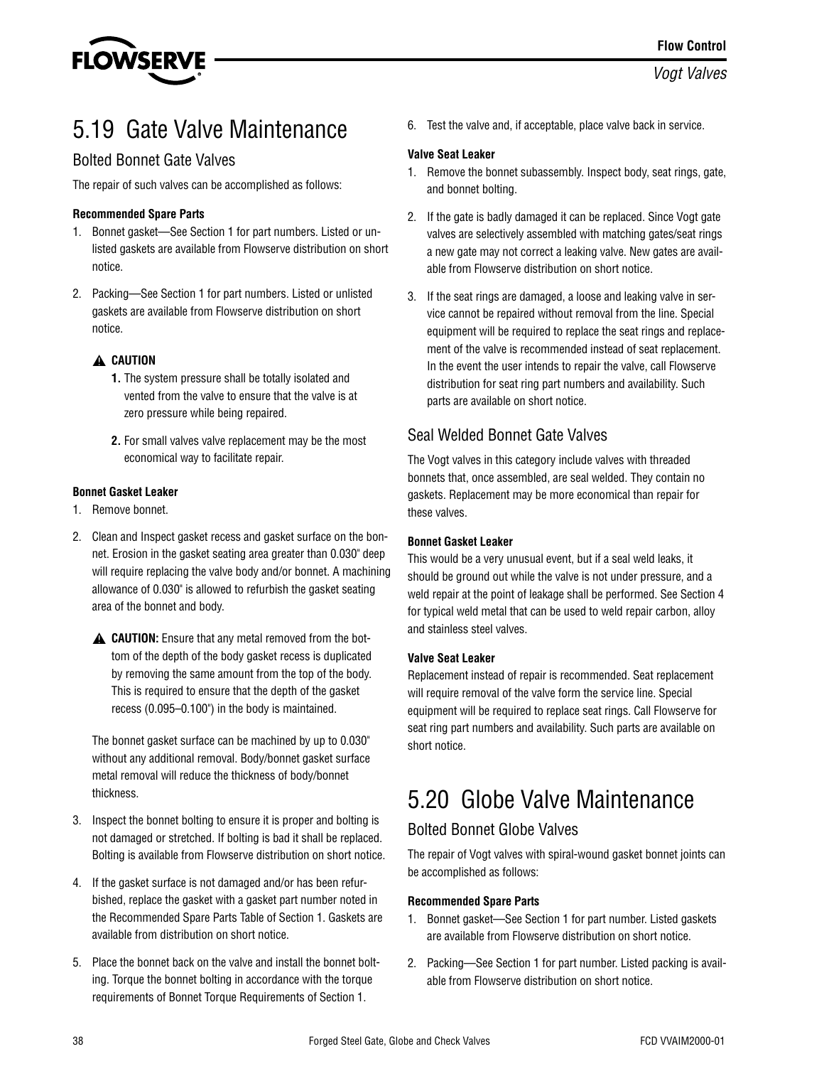## 5.19 Gate Valve Maintenance

### Bolted Bonnet Gate Valves

The repair of such valves can be accomplished as follows:

**Recommended Spare Parts**

1. Bonnet gasket—See Section 1 for part numbers. Listed or unlisted gaskets are available from Flowserve distribution on short notice.
2. Packing—See Section 1 for part numbers. Listed or unlisted gaskets are available from Flowserve distribution on short notice.

> ⚠ **CAUTION**
>
> **1.** The system pressure shall be totally isolated and vented from the valve to ensure that the valve is at zero pressure while being repaired.
>
> **2.** For small valves valve replacement may be the most economical way to facilitate repair.

**Bonnet Gasket Leaker**

1. Remove bonnet.
2. Clean and Inspect gasket recess and gasket surface on the bonnet. Erosion in the gasket seating area greater than 0.030" deep will require replacing the valve body and/or bonnet. A machining allowance of 0.030" is allowed to refurbish the gasket seating area of the bonnet and body.

   ⚠ **CAUTION:** Ensure that any metal removed from the bottom of the depth of the body gasket recess is duplicated by removing the same amount from the top of the body. This is required to ensure that the depth of the gasket recess (0.095–0.100") in the body is maintained.

   The bonnet gasket surface can be machined by up to 0.030" without any additional removal. Body/bonnet gasket surface metal removal will reduce the thickness of body/bonnet thickness.

3. Inspect the bonnet bolting to ensure it is proper and bolting is not damaged or stretched. If bolting is bad it shall be replaced. Bolting is available from Flowserve distribution on short notice.
4. If the gasket surface is not damaged and/or has been refurbished, replace the gasket with a gasket part number noted in the Recommended Spare Parts Table of Section 1. Gaskets are available from distribution on short notice.
5. Place the bonnet back on the valve and install the bonnet bolting. Torque the bonnet bolting in accordance with the torque requirements of Bonnet Torque Requirements of Section 1.
6. Test the valve and, if acceptable, place valve back in service.

**Valve Seat Leaker**

1. Remove the bonnet subassembly. Inspect body, seat rings, gate, and bonnet bolting.
2. If the gate is badly damaged it can be replaced. Since Vogt gate valves are selectively assembled with matching gates/seat rings a new gate may not correct a leaking valve. New gates are available from Flowserve distribution on short notice.
3. If the seat rings are damaged, a loose and leaking valve in service cannot be repaired without removal from the line. Special equipment will be required to replace the seat rings and replacement of the valve is recommended instead of seat replacement. In the event the user intends to repair the valve, call Flowserve distribution for seat ring part numbers and availability. Such parts are available on short notice.

### Seal Welded Bonnet Gate Valves

The Vogt valves in this category include valves with threaded bonnets that, once assembled, are seal welded. They contain no gaskets. Replacement may be more economical than repair for these valves.

**Bonnet Gasket Leaker**

This would be a very unusual event, but if a seal weld leaks, it should be ground out while the valve is not under pressure, and a weld repair at the point of leakage shall be performed. See Section 4 for typical weld metal that can be used to weld repair carbon, alloy and stainless steel valves.

**Valve Seat Leaker**

Replacement instead of repair is recommended. Seat replacement will require removal of the valve form the service line. Special equipment will be required to replace seat rings. Call Flowserve for seat ring part numbers and availability. Such parts are available on short notice.

## 5.20 Globe Valve Maintenance

### Bolted Bonnet Globe Valves

The repair of Vogt valves with spiral-wound gasket bonnet joints can be accomplished as follows:

**Recommended Spare Parts**

1. Bonnet gasket—See Section 1 for part number. Listed gaskets are available from Flowserve distribution on short notice.
2. Packing—See Section 1 for part number. Listed packing is available from Flowserve distribution on short notice.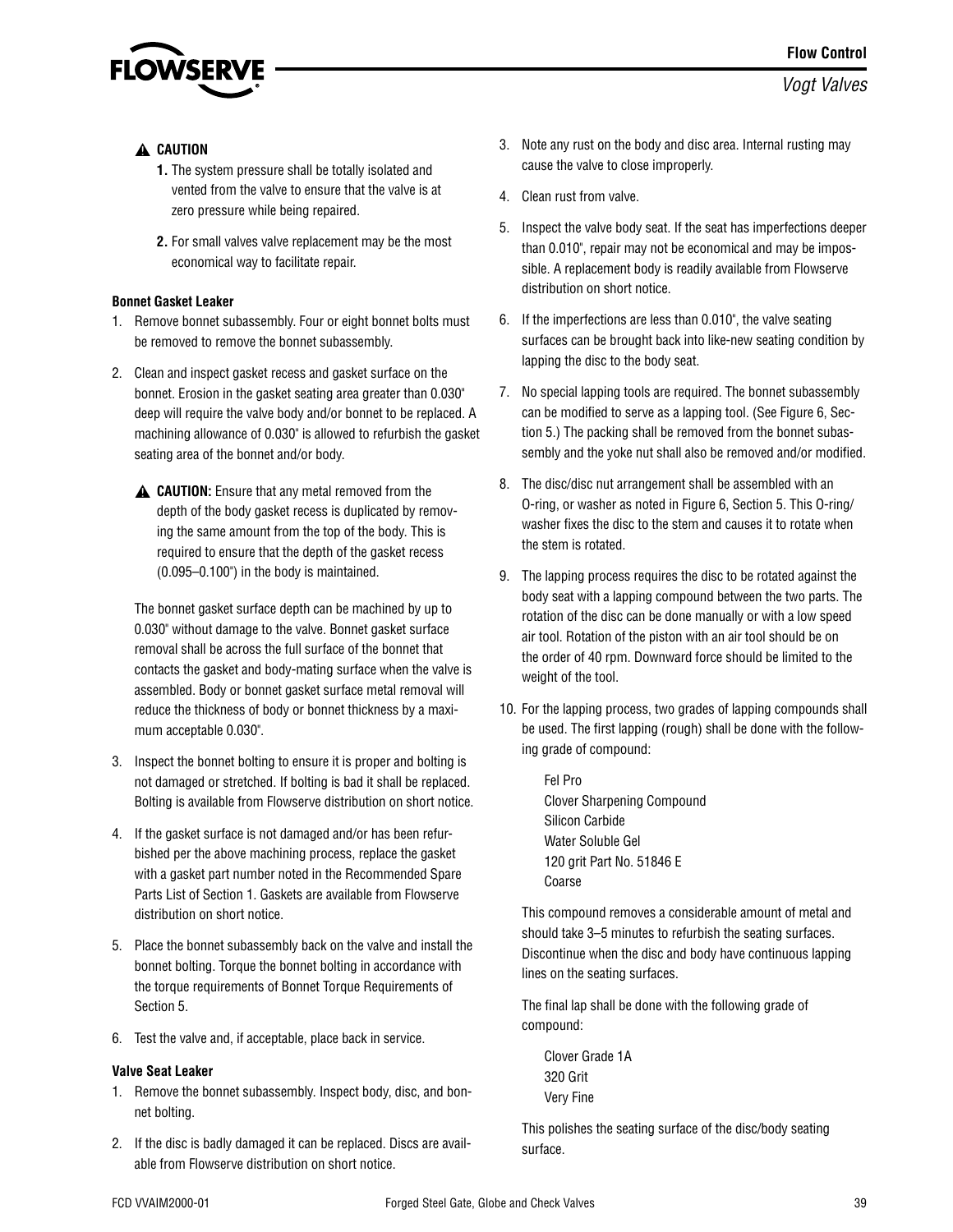**⚠ CAUTION**

1. The system pressure shall be totally isolated and vented from the valve to ensure that the valve is at zero pressure while being repaired.
2. For small valves valve replacement may be the most economical way to facilitate repair.

**Bonnet Gasket Leaker**

1. Remove bonnet subassembly. Four or eight bonnet bolts must be removed to remove the bonnet subassembly.
2. Clean and inspect gasket recess and gasket surface on the bonnet. Erosion in the gasket seating area greater than 0.030" deep will require the valve body and/or bonnet to be replaced. A machining allowance of 0.030" is allowed to refurbish the gasket seating area of the bonnet and/or body.

   **⚠ CAUTION:** Ensure that any metal removed from the depth of the body gasket recess is duplicated by removing the same amount from the top of the body. This is required to ensure that the depth of the gasket recess (0.095–0.100") in the body is maintained.

   The bonnet gasket surface depth can be machined by up to 0.030" without damage to the valve. Bonnet gasket surface removal shall be across the full surface of the bonnet that contacts the gasket and body-mating surface when the valve is assembled. Body or bonnet gasket surface metal removal will reduce the thickness of body or bonnet thickness by a maximum acceptable 0.030".

3. Inspect the bonnet bolting to ensure it is proper and bolting is not damaged or stretched. If bolting is bad it shall be replaced. Bolting is available from Flowserve distribution on short notice.
4. If the gasket surface is not damaged and/or has been refurbished per the above machining process, replace the gasket with a gasket part number noted in the Recommended Spare Parts List of Section 1. Gaskets are available from Flowserve distribution on short notice.
5. Place the bonnet subassembly back on the valve and install the bonnet bolting. Torque the bonnet bolting in accordance with the torque requirements of Bonnet Torque Requirements of Section 5.
6. Test the valve and, if acceptable, place back in service.

**Valve Seat Leaker**

1. Remove the bonnet subassembly. Inspect body, disc, and bonnet bolting.
2. If the disc is badly damaged it can be replaced. Discs are available from Flowserve distribution on short notice.
3. Note any rust on the body and disc area. Internal rusting may cause the valve to close improperly.
4. Clean rust from valve.
5. Inspect the valve body seat. If the seat has imperfections deeper than 0.010", repair may not be economical and may be impossible. A replacement body is readily available from Flowserve distribution on short notice.
6. If the imperfections are less than 0.010", the valve seating surfaces can be brought back into like-new seating condition by lapping the disc to the body seat.
7. No special lapping tools are required. The bonnet subassembly can be modified to serve as a lapping tool. (See Figure 6, Section 5.) The packing shall be removed from the bonnet subassembly and the yoke nut shall also be removed and/or modified.
8. The disc/disc nut arrangement shall be assembled with an O-ring, or washer as noted in Figure 6, Section 5. This O-ring/washer fixes the disc to the stem and causes it to rotate when the stem is rotated.
9. The lapping process requires the disc to be rotated against the body seat with a lapping compound between the two parts. The rotation of the disc can be done manually or with a low speed air tool. Rotation of the piston with an air tool should be on the order of 40 rpm. Downward force should be limited to the weight of the tool.
10. For the lapping process, two grades of lapping compounds shall be used. The first lapping (rough) shall be done with the following grade of compound:

    Fel Pro
    Clover Sharpening Compound
    Silicon Carbide
    Water Soluble Gel
    120 grit Part No. 51846 E
    Coarse

    This compound removes a considerable amount of metal and should take 3–5 minutes to refurbish the seating surfaces. Discontinue when the disc and body have continuous lapping lines on the seating surfaces.

    The final lap shall be done with the following grade of compound:

    Clover Grade 1A
    320 Grit
    Very Fine

    This polishes the seating surface of the disc/body seating surface.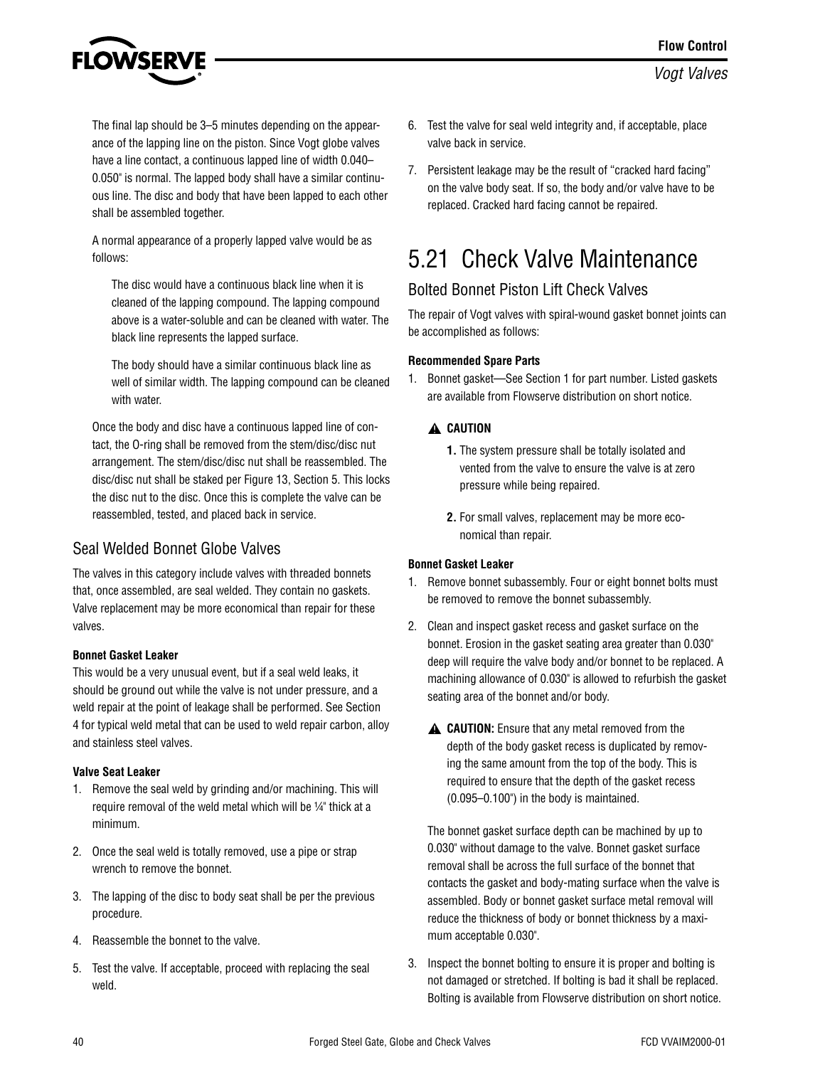The final lap should be 3–5 minutes depending on the appearance of the lapping line on the piston. Since Vogt globe valves have a line contact, a continuous lapped line of width 0.040–0.050" is normal. The lapped body shall have a similar continuous line. The disc and body that have been lapped to each other shall be assembled together.

A normal appearance of a properly lapped valve would be as follows:

> The disc would have a continuous black line when it is cleaned of the lapping compound. The lapping compound above is a water-soluble and can be cleaned with water. The black line represents the lapped surface.
>
> The body should have a similar continuous black line as well of similar width. The lapping compound can be cleaned with water.

Once the body and disc have a continuous lapped line of contact, the O-ring shall be removed from the stem/disc/disc nut arrangement. The stem/disc/disc nut shall be reassembled. The disc/disc nut shall be staked per Figure 13, Section 5. This locks the disc nut to the disc. Once this is complete the valve can be reassembled, tested, and placed back in service.

### Seal Welded Bonnet Globe Valves

The valves in this category include valves with threaded bonnets that, once assembled, are seal welded. They contain no gaskets. Valve replacement may be more economical than repair for these valves.

**Bonnet Gasket Leaker**

This would be a very unusual event, but if a seal weld leaks, it should be ground out while the valve is not under pressure, and a weld repair at the point of leakage shall be performed. See Section 4 for typical weld metal that can be used to weld repair carbon, alloy and stainless steel valves.

**Valve Seat Leaker**

1. Remove the seal weld by grinding and/or machining. This will require removal of the weld metal which will be ¼" thick at a minimum.
2. Once the seal weld is totally removed, use a pipe or strap wrench to remove the bonnet.
3. The lapping of the disc to body seat shall be per the previous procedure.
4. Reassemble the bonnet to the valve.
5. Test the valve. If acceptable, proceed with replacing the seal weld.
6. Test the valve for seal weld integrity and, if acceptable, place valve back in service.
7. Persistent leakage may be the result of "cracked hard facing" on the valve body seat. If so, the body and/or valve have to be replaced. Cracked hard facing cannot be repaired.

## 5.21 Check Valve Maintenance

### Bolted Bonnet Piston Lift Check Valves

The repair of Vogt valves with spiral-wound gasket bonnet joints can be accomplished as follows:

**Recommended Spare Parts**

1. Bonnet gasket—See Section 1 for part number. Listed gaskets are available from Flowserve distribution on short notice.

> ⚠ **CAUTION**
>
> **1.** The system pressure shall be totally isolated and vented from the valve to ensure the valve is at zero pressure while being repaired.
>
> **2.** For small valves, replacement may be more economical than repair.

**Bonnet Gasket Leaker**

1. Remove bonnet subassembly. Four or eight bonnet bolts must be removed to remove the bonnet subassembly.
2. Clean and inspect gasket recess and gasket surface on the bonnet. Erosion in the gasket seating area greater than 0.030" deep will require the valve body and/or bonnet to be replaced. A machining allowance of 0.030" is allowed to refurbish the gasket seating area of the bonnet and/or body.

   > ⚠ **CAUTION:** Ensure that any metal removed from the depth of the body gasket recess is duplicated by removing the same amount from the top of the body. This is required to ensure that the depth of the gasket recess (0.095–0.100") in the body is maintained.

   The bonnet gasket surface depth can be machined by up to 0.030" without damage to the valve. Bonnet gasket surface removal shall be across the full surface of the bonnet that contacts the gasket and body-mating surface when the valve is assembled. Body or bonnet gasket surface metal removal will reduce the thickness of body or bonnet thickness by a maximum acceptable 0.030".
3. Inspect the bonnet bolting to ensure it is proper and bolting is not damaged or stretched. If bolting is bad it shall be replaced. Bolting is available from Flowserve distribution on short notice.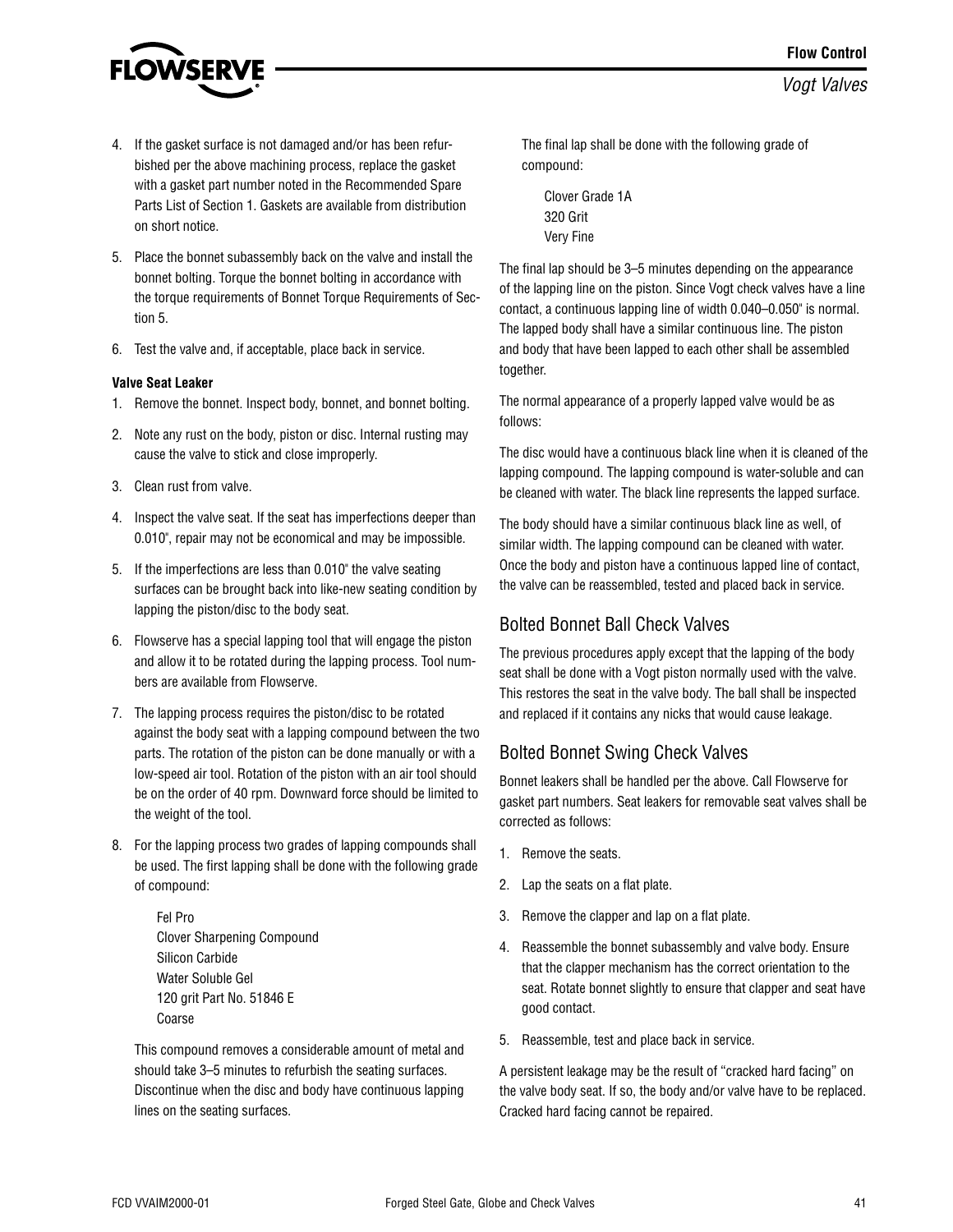4. If the gasket surface is not damaged and/or has been refurbished per the above machining process, replace the gasket with a gasket part number noted in the Recommended Spare Parts List of Section 1. Gaskets are available from distribution on short notice.

5. Place the bonnet subassembly back on the valve and install the bonnet bolting. Torque the bonnet bolting in accordance with the torque requirements of Bonnet Torque Requirements of Section 5.

6. Test the valve and, if acceptable, place back in service.

**Valve Seat Leaker**

1. Remove the bonnet. Inspect body, bonnet, and bonnet bolting.

2. Note any rust on the body, piston or disc. Internal rusting may cause the valve to stick and close improperly.

3. Clean rust from valve.

4. Inspect the valve seat. If the seat has imperfections deeper than 0.010", repair may not be economical and may be impossible.

5. If the imperfections are less than 0.010" the valve seating surfaces can be brought back into like-new seating condition by lapping the piston/disc to the body seat.

6. Flowserve has a special lapping tool that will engage the piston and allow it to be rotated during the lapping process. Tool numbers are available from Flowserve.

7. The lapping process requires the piston/disc to be rotated against the body seat with a lapping compound between the two parts. The rotation of the piston can be done manually or with a low-speed air tool. Rotation of the piston with an air tool should be on the order of 40 rpm. Downward force should be limited to the weight of the tool.

8. For the lapping process two grades of lapping compounds shall be used. The first lapping shall be done with the following grade of compound:

   Fel Pro
   Clover Sharpening Compound
   Silicon Carbide
   Water Soluble Gel
   120 grit Part No. 51846 E
   Coarse

   This compound removes a considerable amount of metal and should take 3–5 minutes to refurbish the seating surfaces. Discontinue when the disc and body have continuous lapping lines on the seating surfaces.

   The final lap shall be done with the following grade of compound:

   Clover Grade 1A
   320 Grit
   Very Fine

The final lap should be 3–5 minutes depending on the appearance of the lapping line on the piston. Since Vogt check valves have a line contact, a continuous lapping line of width 0.040–0.050" is normal. The lapped body shall have a similar continuous line. The piston and body that have been lapped to each other shall be assembled together.

The normal appearance of a properly lapped valve would be as follows:

The disc would have a continuous black line when it is cleaned of the lapping compound. The lapping compound is water-soluble and can be cleaned with water. The black line represents the lapped surface.

The body should have a similar continuous black line as well, of similar width. The lapping compound can be cleaned with water. Once the body and piston have a continuous lapped line of contact, the valve can be reassembled, tested and placed back in service.

## Bolted Bonnet Ball Check Valves

The previous procedures apply except that the lapping of the body seat shall be done with a Vogt piston normally used with the valve. This restores the seat in the valve body. The ball shall be inspected and replaced if it contains any nicks that would cause leakage.

## Bolted Bonnet Swing Check Valves

Bonnet leakers shall be handled per the above. Call Flowserve for gasket part numbers. Seat leakers for removable seat valves shall be corrected as follows:

1. Remove the seats.

2. Lap the seats on a flat plate.

3. Remove the clapper and lap on a flat plate.

4. Reassemble the bonnet subassembly and valve body. Ensure that the clapper mechanism has the correct orientation to the seat. Rotate bonnet slightly to ensure that clapper and seat have good contact.

5. Reassemble, test and place back in service.

A persistent leakage may be the result of "cracked hard facing" on the valve body seat. If so, the body and/or valve have to be replaced. Cracked hard facing cannot be repaired.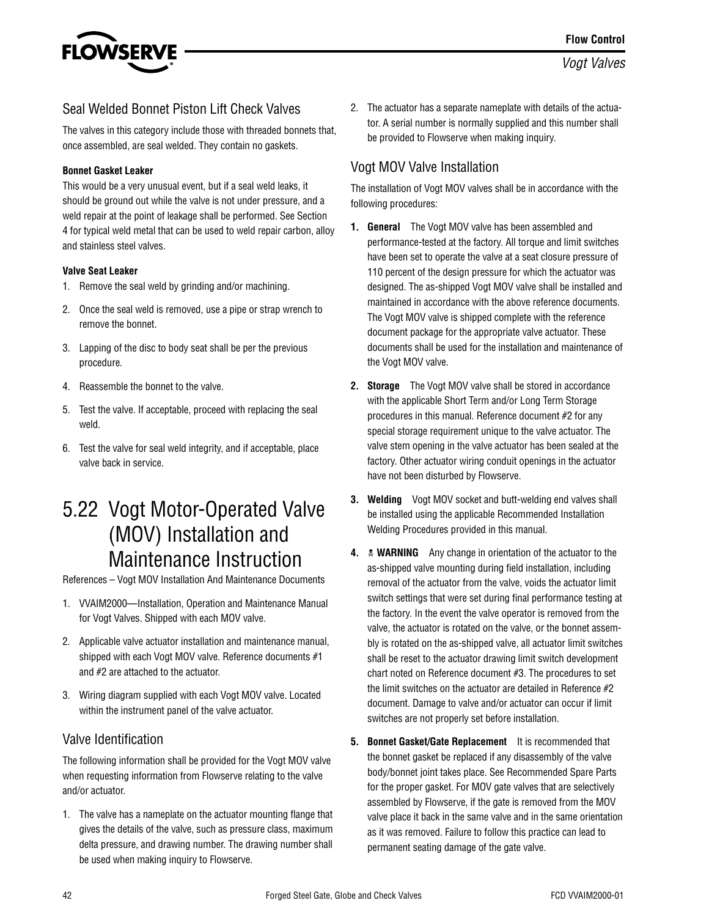### Seal Welded Bonnet Piston Lift Check Valves

The valves in this category include those with threaded bonnets that, once assembled, are seal welded. They contain no gaskets.

**Bonnet Gasket Leaker**

This would be a very unusual event, but if a seal weld leaks, it should be ground out while the valve is not under pressure, and a weld repair at the point of leakage shall be performed. See Section 4 for typical weld metal that can be used to weld repair carbon, alloy and stainless steel valves.

**Valve Seat Leaker**

1. Remove the seal weld by grinding and/or machining.
2. Once the seal weld is removed, use a pipe or strap wrench to remove the bonnet.
3. Lapping of the disc to body seat shall be per the previous procedure.
4. Reassemble the bonnet to the valve.
5. Test the valve. If acceptable, proceed with replacing the seal weld.
6. Test the valve for seal weld integrity, and if acceptable, place valve back in service.

## 5.22 Vogt Motor-Operated Valve (MOV) Installation and Maintenance Instruction

References – Vogt MOV Installation And Maintenance Documents

1. VVAIM2000—Installation, Operation and Maintenance Manual for Vogt Valves. Shipped with each MOV valve.
2. Applicable valve actuator installation and maintenance manual, shipped with each Vogt MOV valve. Reference documents #1 and #2 are attached to the actuator.
3. Wiring diagram supplied with each Vogt MOV valve. Located within the instrument panel of the valve actuator.

### Valve Identification

The following information shall be provided for the Vogt MOV valve when requesting information from Flowserve relating to the valve and/or actuator.

1. The valve has a nameplate on the actuator mounting flange that gives the details of the valve, such as pressure class, maximum delta pressure, and drawing number. The drawing number shall be used when making inquiry to Flowserve.
2. The actuator has a separate nameplate with details of the actuator. A serial number is normally supplied and this number shall be provided to Flowserve when making inquiry.

### Vogt MOV Valve Installation

The installation of Vogt MOV valves shall be in accordance with the following procedures:

1. **General** The Vogt MOV valve has been assembled and performance-tested at the factory. All torque and limit switches have been set to operate the valve at a seat closure pressure of 110 percent of the design pressure for which the actuator was designed. The as-shipped Vogt MOV valve shall be installed and maintained in accordance with the above reference documents. The Vogt MOV valve is shipped complete with the reference document package for the appropriate valve actuator. These documents shall be used for the installation and maintenance of the Vogt MOV valve.
2. **Storage** The Vogt MOV valve shall be stored in accordance with the applicable Short Term and/or Long Term Storage procedures in this manual. Reference document #2 for any special storage requirement unique to the valve actuator. The valve stem opening in the valve actuator has been sealed at the factory. Other actuator wiring conduit openings in the actuator have not been disturbed by Flowserve.
3. **Welding** Vogt MOV socket and butt-welding end valves shall be installed using the applicable Recommended Installation Welding Procedures provided in this manual.
4. **WARNING** Any change in orientation of the actuator to the as-shipped valve mounting during field installation, including removal of the actuator from the valve, voids the actuator limit switch settings that were set during final performance testing at the factory. In the event the valve operator is removed from the valve, the actuator is rotated on the valve, or the bonnet assembly is rotated on the as-shipped valve, all actuator limit switches shall be reset to the actuator drawing limit switch development chart noted on Reference document #3. The procedures to set the limit switches on the actuator are detailed in Reference #2 document. Damage to valve and/or actuator can occur if limit switches are not properly set before installation.
5. **Bonnet Gasket/Gate Replacement** It is recommended that the bonnet gasket be replaced if any disassembly of the valve body/bonnet joint takes place. See Recommended Spare Parts for the proper gasket. For MOV gate valves that are selectively assembled by Flowserve, if the gate is removed from the MOV valve place it back in the same valve and in the same orientation as it was removed. Failure to follow this practice can lead to permanent seating damage of the gate valve.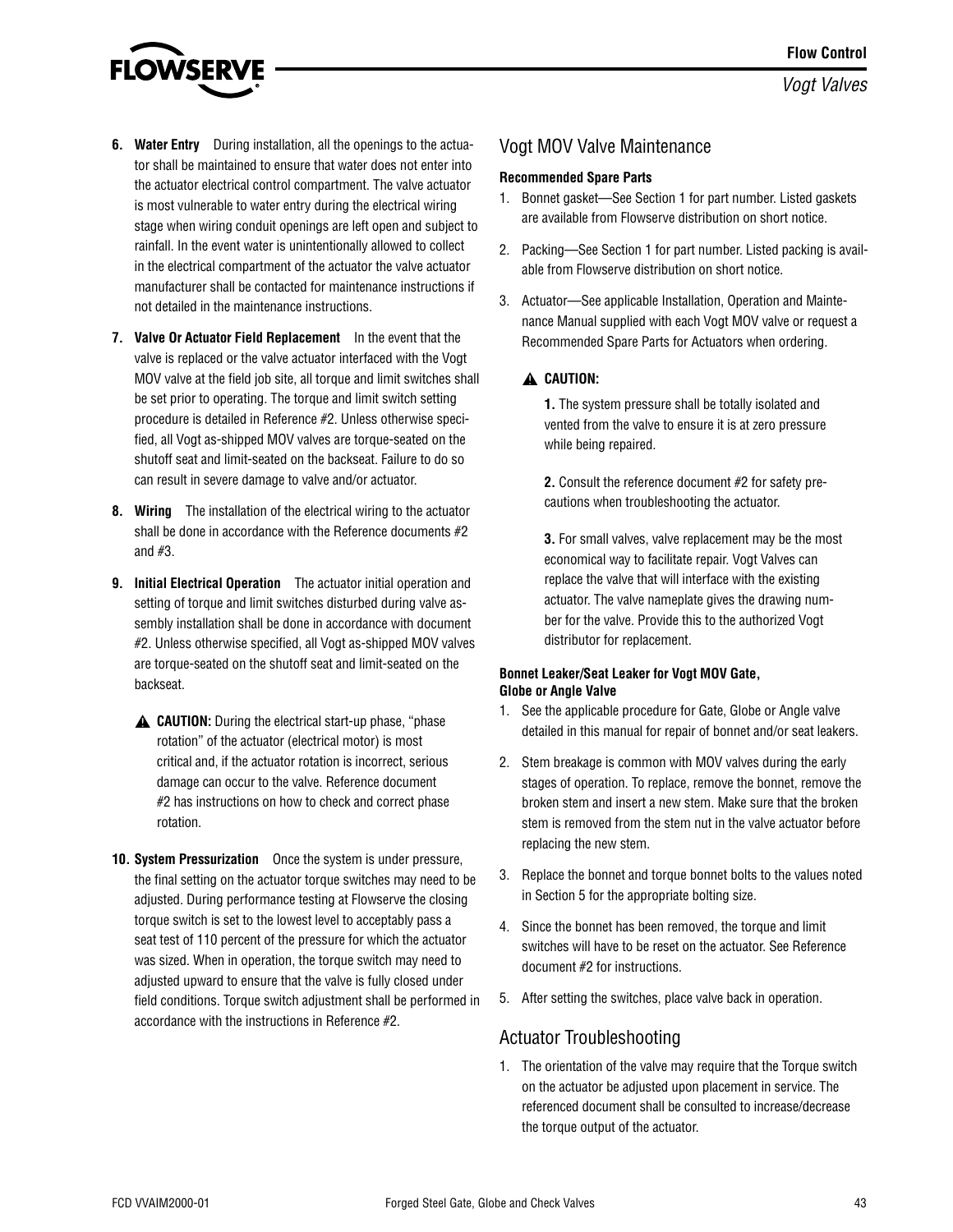6. **Water Entry** During installation, all the openings to the actuator shall be maintained to ensure that water does not enter into the actuator electrical control compartment. The valve actuator is most vulnerable to water entry during the electrical wiring stage when wiring conduit openings are left open and subject to rainfall. In the event water is unintentionally allowed to collect in the electrical compartment of the actuator the valve actuator manufacturer shall be contacted for maintenance instructions if not detailed in the maintenance instructions.

7. **Valve Or Actuator Field Replacement** In the event that the valve is replaced or the valve actuator interfaced with the Vogt MOV valve at the field job site, all torque and limit switches shall be set prior to operating. The torque and limit switch setting procedure is detailed in Reference #2. Unless otherwise specified, all Vogt as-shipped MOV valves are torque-seated on the shutoff seat and limit-seated on the backseat. Failure to do so can result in severe damage to valve and/or actuator.

8. **Wiring** The installation of the electrical wiring to the actuator shall be done in accordance with the Reference documents #2 and #3.

9. **Initial Electrical Operation** The actuator initial operation and setting of torque and limit switches disturbed during valve assembly installation shall be done in accordance with document #2. Unless otherwise specified, all Vogt as-shipped MOV valves are torque-seated on the shutoff seat and limit-seated on the backseat.

   ⚠ **CAUTION:** During the electrical start-up phase, "phase rotation" of the actuator (electrical motor) is most critical and, if the actuator rotation is incorrect, serious damage can occur to the valve. Reference document #2 has instructions on how to check and correct phase rotation.

10. **System Pressurization** Once the system is under pressure, the final setting on the actuator torque switches may need to be adjusted. During performance testing at Flowserve the closing torque switch is set to the lowest level to acceptably pass a seat test of 110 percent of the pressure for which the actuator was sized. When in operation, the torque switch may need to adjusted upward to ensure that the valve is fully closed under field conditions. Torque switch adjustment shall be performed in accordance with the instructions in Reference #2.

## Vogt MOV Valve Maintenance

**Recommended Spare Parts**

1. Bonnet gasket—See Section 1 for part number. Listed gaskets are available from Flowserve distribution on short notice.
2. Packing—See Section 1 for part number. Listed packing is available from Flowserve distribution on short notice.
3. Actuator—See applicable Installation, Operation and Maintenance Manual supplied with each Vogt MOV valve or request a Recommended Spare Parts for Actuators when ordering.

⚠ **CAUTION:**

**1.** The system pressure shall be totally isolated and vented from the valve to ensure it is at zero pressure while being repaired.

**2.** Consult the reference document #2 for safety precautions when troubleshooting the actuator.

**3.** For small valves, valve replacement may be the most economical way to facilitate repair. Vogt Valves can replace the valve that will interface with the existing actuator. The valve nameplate gives the drawing number for the valve. Provide this to the authorized Vogt distributor for replacement.

**Bonnet Leaker/Seat Leaker for Vogt MOV Gate, Globe or Angle Valve**

1. See the applicable procedure for Gate, Globe or Angle valve detailed in this manual for repair of bonnet and/or seat leakers.
2. Stem breakage is common with MOV valves during the early stages of operation. To replace, remove the bonnet, remove the broken stem and insert a new stem. Make sure that the broken stem is removed from the stem nut in the valve actuator before replacing the new stem.
3. Replace the bonnet and torque bonnet bolts to the values noted in Section 5 for the appropriate bolting size.
4. Since the bonnet has been removed, the torque and limit switches will have to be reset on the actuator. See Reference document #2 for instructions.
5. After setting the switches, place valve back in operation.

## Actuator Troubleshooting

1. The orientation of the valve may require that the Torque switch on the actuator be adjusted upon placement in service. The referenced document shall be consulted to increase/decrease the torque output of the actuator.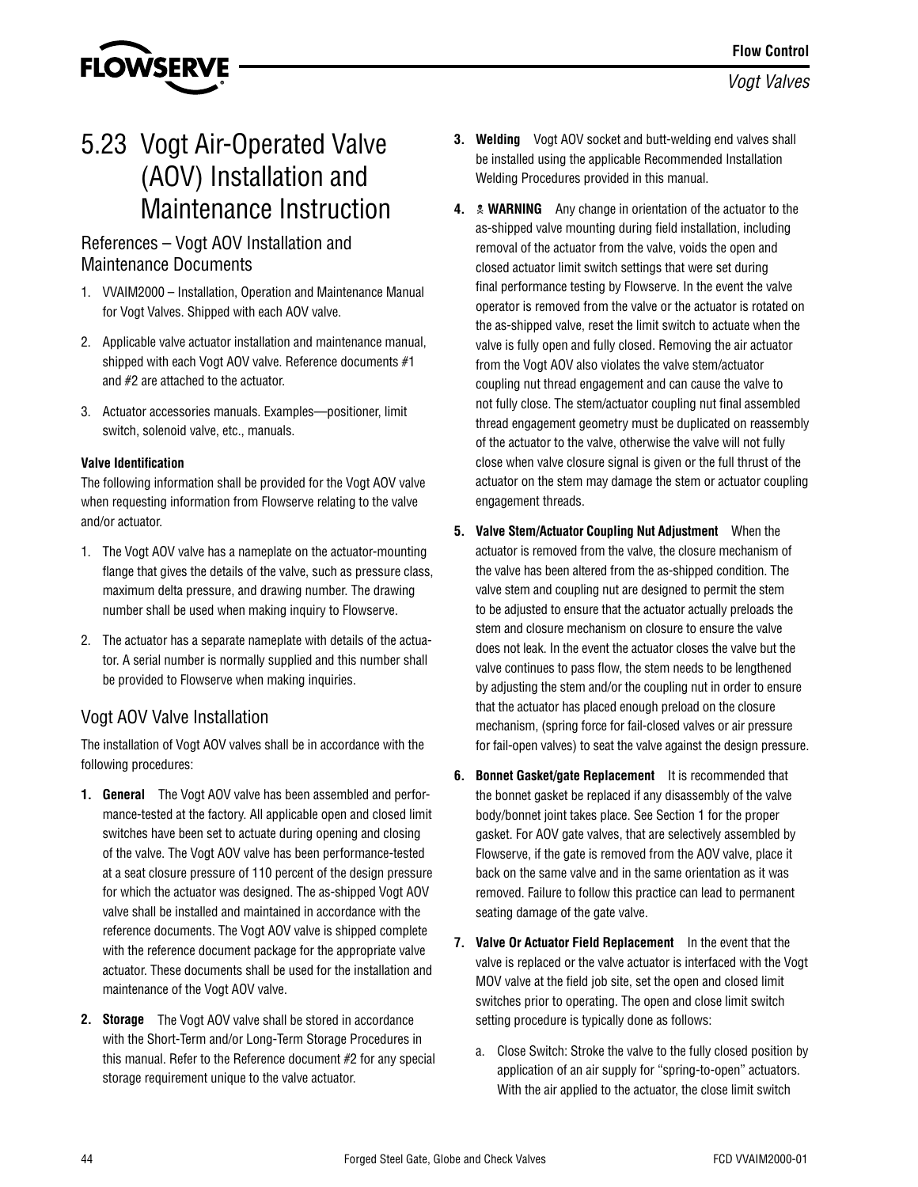# 5.23 Vogt Air-Operated Valve (AOV) Installation and Maintenance Instruction

## References – Vogt AOV Installation and Maintenance Documents

1. VVAIM2000 – Installation, Operation and Maintenance Manual for Vogt Valves. Shipped with each AOV valve.
2. Applicable valve actuator installation and maintenance manual, shipped with each Vogt AOV valve. Reference documents #1 and #2 are attached to the actuator.
3. Actuator accessories manuals. Examples—positioner, limit switch, solenoid valve, etc., manuals.

**Valve Identification**

The following information shall be provided for the Vogt AOV valve when requesting information from Flowserve relating to the valve and/or actuator.

1. The Vogt AOV valve has a nameplate on the actuator-mounting flange that gives the details of the valve, such as pressure class, maximum delta pressure, and drawing number. The drawing number shall be used when making inquiry to Flowserve.
2. The actuator has a separate nameplate with details of the actuator. A serial number is normally supplied and this number shall be provided to Flowserve when making inquiries.

## Vogt AOV Valve Installation

The installation of Vogt AOV valves shall be in accordance with the following procedures:

1. **General** The Vogt AOV valve has been assembled and performance-tested at the factory. All applicable open and closed limit switches have been set to actuate during opening and closing of the valve. The Vogt AOV valve has been performance-tested at a seat closure pressure of 110 percent of the design pressure for which the actuator was designed. The as-shipped Vogt AOV valve shall be installed and maintained in accordance with the reference documents. The Vogt AOV valve is shipped complete with the reference document package for the appropriate valve actuator. These documents shall be used for the installation and maintenance of the Vogt AOV valve.
2. **Storage** The Vogt AOV valve shall be stored in accordance with the Short-Term and/or Long-Term Storage Procedures in this manual. Refer to the Reference document #2 for any special storage requirement unique to the valve actuator.
3. **Welding** Vogt AOV socket and butt-welding end valves shall be installed using the applicable Recommended Installation Welding Procedures provided in this manual.
4. **WARNING** Any change in orientation of the actuator to the as-shipped valve mounting during field installation, including removal of the actuator from the valve, voids the open and closed actuator limit switch settings that were set during final performance testing by Flowserve. In the event the valve operator is removed from the valve or the actuator is rotated on the as-shipped valve, reset the limit switch to actuate when the valve is fully open and fully closed. Removing the air actuator from the Vogt AOV also violates the valve stem/actuator coupling nut thread engagement and can cause the valve to not fully close. The stem/actuator coupling nut final assembled thread engagement geometry must be duplicated on reassembly of the actuator to the valve, otherwise the valve will not fully close when valve closure signal is given or the full thrust of the actuator on the stem may damage the stem or actuator coupling engagement threads.
5. **Valve Stem/Actuator Coupling Nut Adjustment** When the actuator is removed from the valve, the closure mechanism of the valve has been altered from the as-shipped condition. The valve stem and coupling nut are designed to permit the stem to be adjusted to ensure that the actuator actually preloads the stem and closure mechanism on closure to ensure the valve does not leak. In the event the actuator closes the valve but the valve continues to pass flow, the stem needs to be lengthened by adjusting the stem and/or the coupling nut in order to ensure that the actuator has placed enough preload on the closure mechanism, (spring force for fail-closed valves or air pressure for fail-open valves) to seat the valve against the design pressure.
6. **Bonnet Gasket/gate Replacement** It is recommended that the bonnet gasket be replaced if any disassembly of the valve body/bonnet joint takes place. See Section 1 for the proper gasket. For AOV gate valves, that are selectively assembled by Flowserve, if the gate is removed from the AOV valve, place it back on the same valve and in the same orientation as it was removed. Failure to follow this practice can lead to permanent seating damage of the gate valve.
7. **Valve Or Actuator Field Replacement** In the event that the valve is replaced or the valve actuator is interfaced with the Vogt MOV valve at the field job site, set the open and closed limit switches prior to operating. The open and close limit switch setting procedure is typically done as follows:
   a. Close Switch: Stroke the valve to the fully closed position by application of an air supply for "spring-to-open" actuators. With the air applied to the actuator, the close limit switch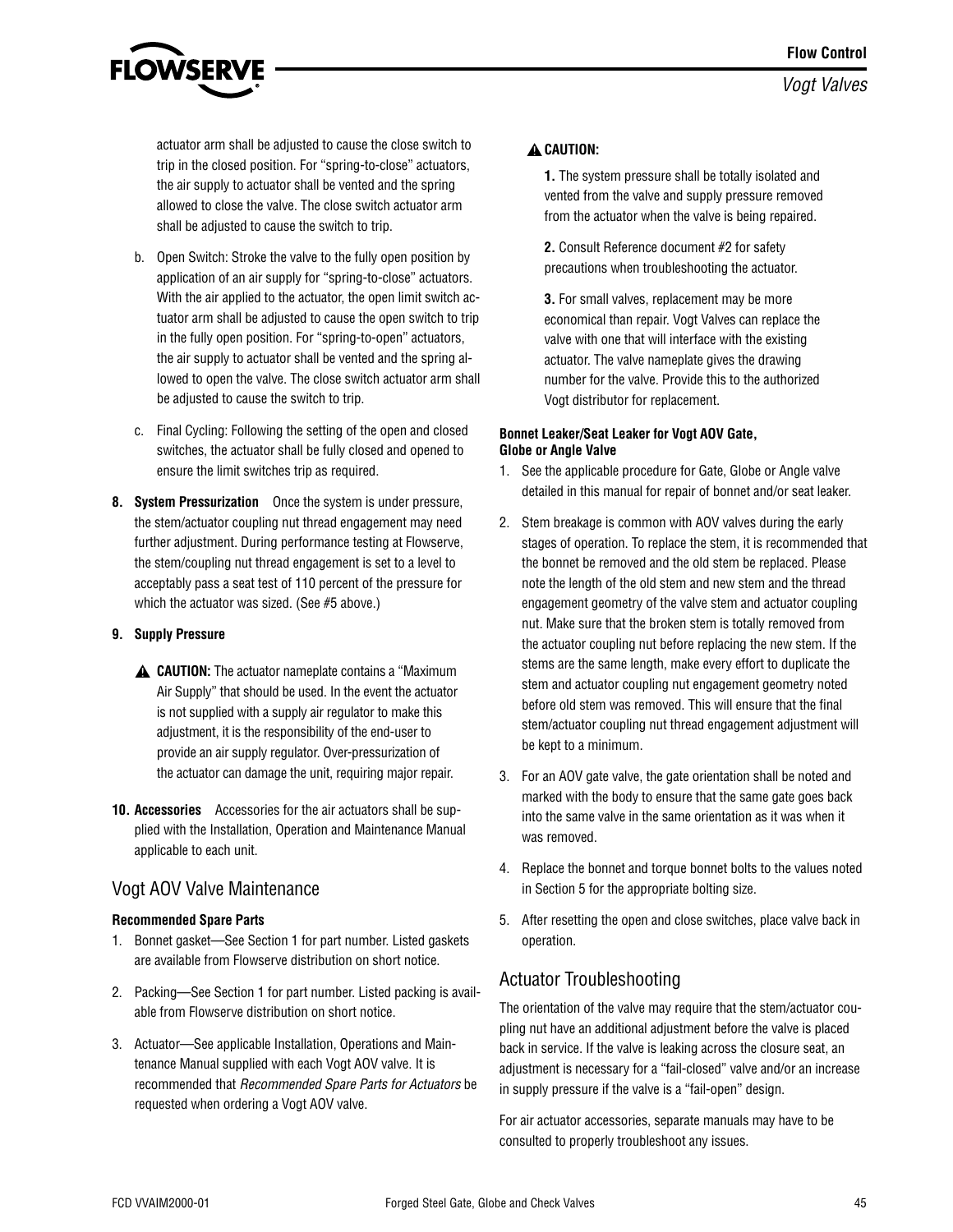actuator arm shall be adjusted to cause the close switch to trip in the closed position. For "spring-to-close" actuators, the air supply to actuator shall be vented and the spring allowed to close the valve. The close switch actuator arm shall be adjusted to cause the switch to trip.

b. Open Switch: Stroke the valve to the fully open position by application of an air supply for "spring-to-close" actuators. With the air applied to the actuator, the open limit switch actuator arm shall be adjusted to cause the open switch to trip in the fully open position. For "spring-to-open" actuators, the air supply to actuator shall be vented and the spring allowed to open the valve. The close switch actuator arm shall be adjusted to cause the switch to trip.

c. Final Cycling: Following the setting of the open and closed switches, the actuator shall be fully closed and opened to ensure the limit switches trip as required.

**8. System Pressurization** Once the system is under pressure, the stem/actuator coupling nut thread engagement may need further adjustment. During performance testing at Flowserve, the stem/coupling nut thread engagement is set to a level to acceptably pass a seat test of 110 percent of the pressure for which the actuator was sized. (See #5 above.)

**9. Supply Pressure**

⚠ **CAUTION:** The actuator nameplate contains a "Maximum Air Supply" that should be used. In the event the actuator is not supplied with a supply air regulator to make this adjustment, it is the responsibility of the end-user to provide an air supply regulator. Over-pressurization of the actuator can damage the unit, requiring major repair.

**10. Accessories** Accessories for the air actuators shall be supplied with the Installation, Operation and Maintenance Manual applicable to each unit.

## Vogt AOV Valve Maintenance

**Recommended Spare Parts**

1. Bonnet gasket—See Section 1 for part number. Listed gaskets are available from Flowserve distribution on short notice.
2. Packing—See Section 1 for part number. Listed packing is available from Flowserve distribution on short notice.
3. Actuator—See applicable Installation, Operations and Maintenance Manual supplied with each Vogt AOV valve. It is recommended that *Recommended Spare Parts for Actuators* be requested when ordering a Vogt AOV valve.

⚠ **CAUTION:**

**1.** The system pressure shall be totally isolated and vented from the valve and supply pressure removed from the actuator when the valve is being repaired.

**2.** Consult Reference document #2 for safety precautions when troubleshooting the actuator.

**3.** For small valves, replacement may be more economical than repair. Vogt Valves can replace the valve with one that will interface with the existing actuator. The valve nameplate gives the drawing number for the valve. Provide this to the authorized Vogt distributor for replacement.

**Bonnet Leaker/Seat Leaker for Vogt AOV Gate, Globe or Angle Valve**

1. See the applicable procedure for Gate, Globe or Angle valve detailed in this manual for repair of bonnet and/or seat leaker.
2. Stem breakage is common with AOV valves during the early stages of operation. To replace the stem, it is recommended that the bonnet be removed and the old stem be replaced. Please note the length of the old stem and new stem and the thread engagement geometry of the valve stem and actuator coupling nut. Make sure that the broken stem is totally removed from the actuator coupling nut before replacing the new stem. If the stems are the same length, make every effort to duplicate the stem and actuator coupling nut engagement geometry noted before old stem was removed. This will ensure that the final stem/actuator coupling nut thread engagement adjustment will be kept to a minimum.
3. For an AOV gate valve, the gate orientation shall be noted and marked with the body to ensure that the same gate goes back into the same valve in the same orientation as it was when it was removed.
4. Replace the bonnet and torque bonnet bolts to the values noted in Section 5 for the appropriate bolting size.
5. After resetting the open and close switches, place valve back in operation.

## Actuator Troubleshooting

The orientation of the valve may require that the stem/actuator coupling nut have an additional adjustment before the valve is placed back in service. If the valve is leaking across the closure seat, an adjustment is necessary for a "fail-closed" valve and/or an increase in supply pressure if the valve is a "fail-open" design.

For air actuator accessories, separate manuals may have to be consulted to properly troubleshoot any issues.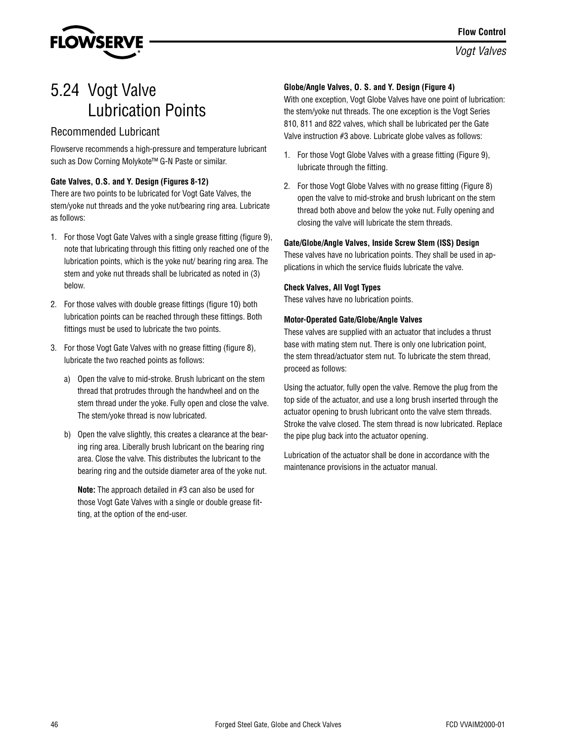# 5.24 Vogt Valve Lubrication Points

## Recommended Lubricant

Flowserve recommends a high-pressure and temperature lubricant such as Dow Corning Molykote™ G-N Paste or similar.

**Gate Valves, O.S. and Y. Design (Figures 8-12)**

There are two points to be lubricated for Vogt Gate Valves, the stem/yoke nut threads and the yoke nut/bearing ring area. Lubricate as follows:

1. For those Vogt Gate Valves with a single grease fitting (figure 9), note that lubricating through this fitting only reached one of the lubrication points, which is the yoke nut/ bearing ring area. The stem and yoke nut threads shall be lubricated as noted in (3) below.
2. For those valves with double grease fittings (figure 10) both lubrication points can be reached through these fittings. Both fittings must be used to lubricate the two points.
3. For those Vogt Gate Valves with no grease fitting (figure 8), lubricate the two reached points as follows:
   a) Open the valve to mid-stroke. Brush lubricant on the stem thread that protrudes through the handwheel and on the stem thread under the yoke. Fully open and close the valve. The stem/yoke thread is now lubricated.
   b) Open the valve slightly, this creates a clearance at the bearing ring area. Liberally brush lubricant on the bearing ring area. Close the valve. This distributes the lubricant to the bearing ring and the outside diameter area of the yoke nut.

   **Note:** The approach detailed in #3 can also be used for those Vogt Gate Valves with a single or double grease fitting, at the option of the end-user.

**Globe/Angle Valves, O. S. and Y. Design (Figure 4)**

With one exception, Vogt Globe Valves have one point of lubrication: the stem/yoke nut threads. The one exception is the Vogt Series 810, 811 and 822 valves, which shall be lubricated per the Gate Valve instruction #3 above. Lubricate globe valves as follows:

1. For those Vogt Globe Valves with a grease fitting (Figure 9), lubricate through the fitting.
2. For those Vogt Globe Valves with no grease fitting (Figure 8) open the valve to mid-stroke and brush lubricant on the stem thread both above and below the yoke nut. Fully opening and closing the valve will lubricate the stem threads.

**Gate/Globe/Angle Valves, Inside Screw Stem (ISS) Design**

These valves have no lubrication points. They shall be used in applications in which the service fluids lubricate the valve.

**Check Valves, All Vogt Types**

These valves have no lubrication points.

**Motor-Operated Gate/Globe/Angle Valves**

These valves are supplied with an actuator that includes a thrust base with mating stem nut. There is only one lubrication point, the stem thread/actuator stem nut. To lubricate the stem thread, proceed as follows:

Using the actuator, fully open the valve. Remove the plug from the top side of the actuator, and use a long brush inserted through the actuator opening to brush lubricant onto the valve stem threads. Stroke the valve closed. The stem thread is now lubricated. Replace the pipe plug back into the actuator opening.

Lubrication of the actuator shall be done in accordance with the maintenance provisions in the actuator manual.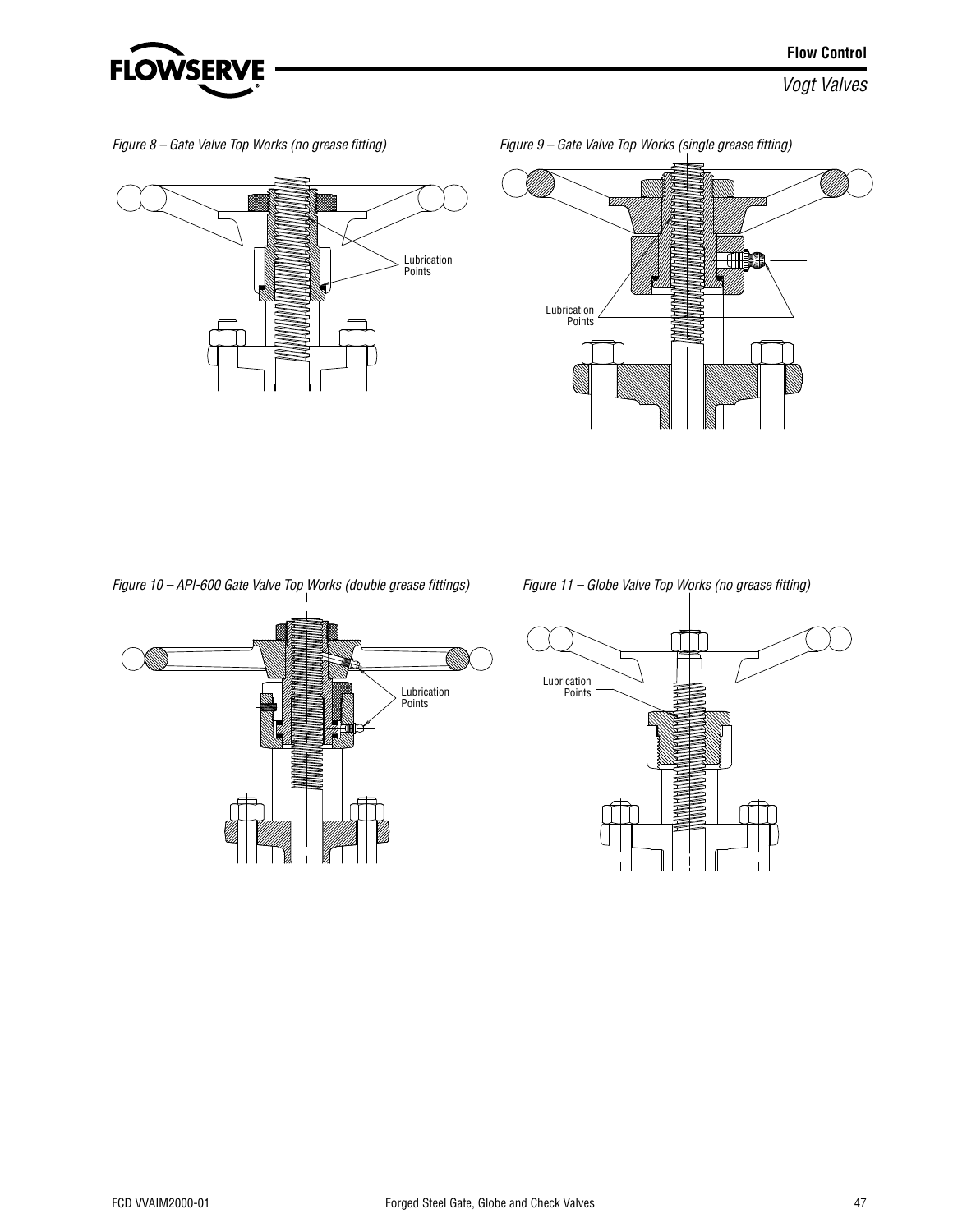*Figure 8 – Gate Valve Top Works (no grease fitting)*

Lubrication Points

*Figure 9 – Gate Valve Top Works (single grease fitting)*

Lubrication Points

*Figure 10 – API-600 Gate Valve Top Works (double grease fittings)*

Lubrication Points

*Figure 11 – Globe Valve Top Works (no grease fitting)*

Lubrication Points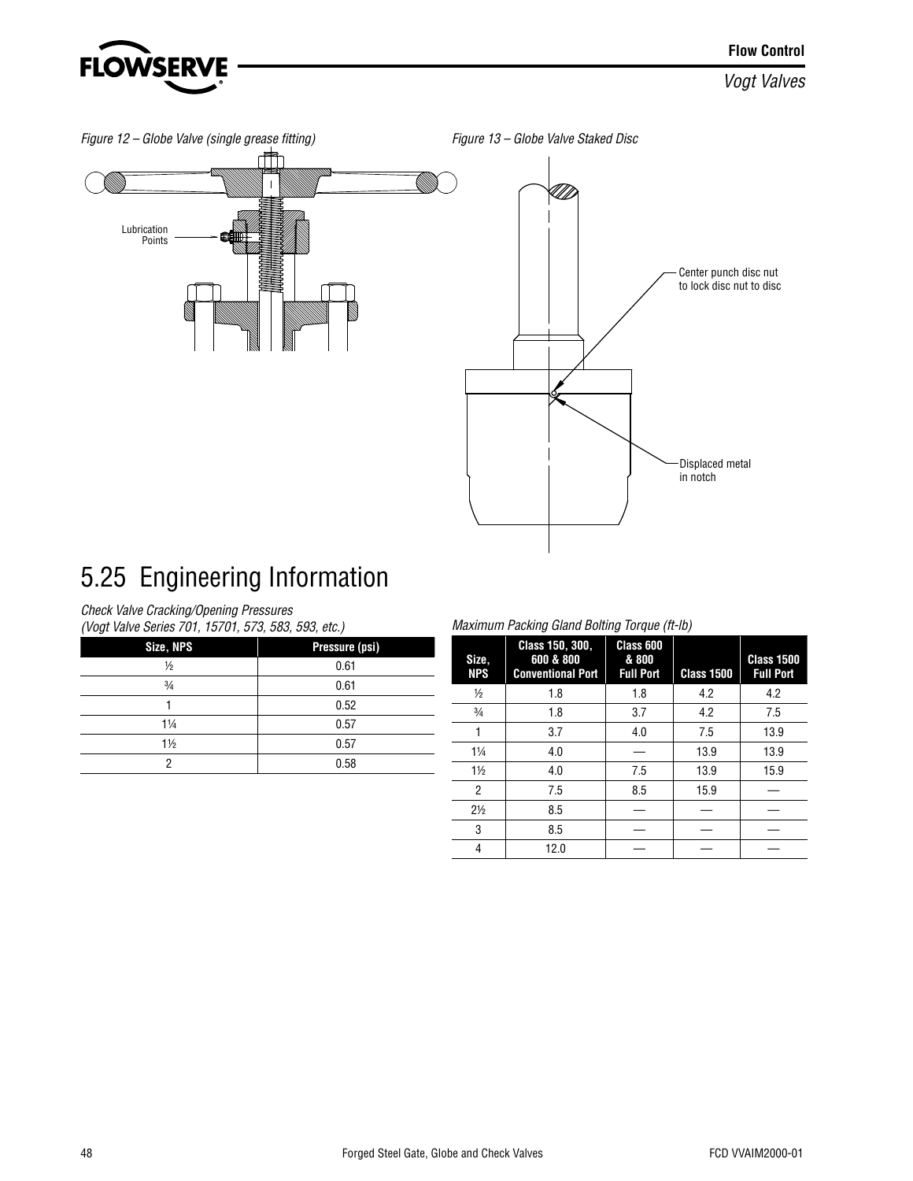*Figure 12 – Globe Valve (single grease fitting)*

Lubrication Points

*Figure 13 – Globe Valve Staked Disc*

Center punch disc nut to lock disc nut to disc

Displaced metal in notch

# 5.25 Engineering Information

*Check Valve Cracking/Opening Pressures*
*(Vogt Valve Series 701, 15701, 573, 583, 593, etc.)*

| Size, NPS | Pressure (psi) |
|---|---|
| ½ | 0.61 |
| ¾ | 0.61 |
| 1 | 0.52 |
| 1¼ | 0.57 |
| 1½ | 0.57 |
| 2 | 0.58 |

*Maximum Packing Gland Bolting Torque (ft-lb)*

| Size, NPS | Class 150, 300, 600 & 800 Conventional Port | Class 600 & 800 Full Port | Class 1500 | Class 1500 Full Port |
|---|---|---|---|---|
| ½ | 1.8 | 1.8 | 4.2 | 4.2 |
| ¾ | 1.8 | 3.7 | 4.2 | 7.5 |
| 1 | 3.7 | 4.0 | 7.5 | 13.9 |
| 1¼ | 4.0 | — | 13.9 | 13.9 |
| 1½ | 4.0 | 7.5 | 13.9 | 15.9 |
| 2 | 7.5 | 8.5 | 15.9 | — |
| 2½ | 8.5 | — | — | — |
| 3 | 8.5 | — | — | — |
| 4 | 12.0 | — | — | — |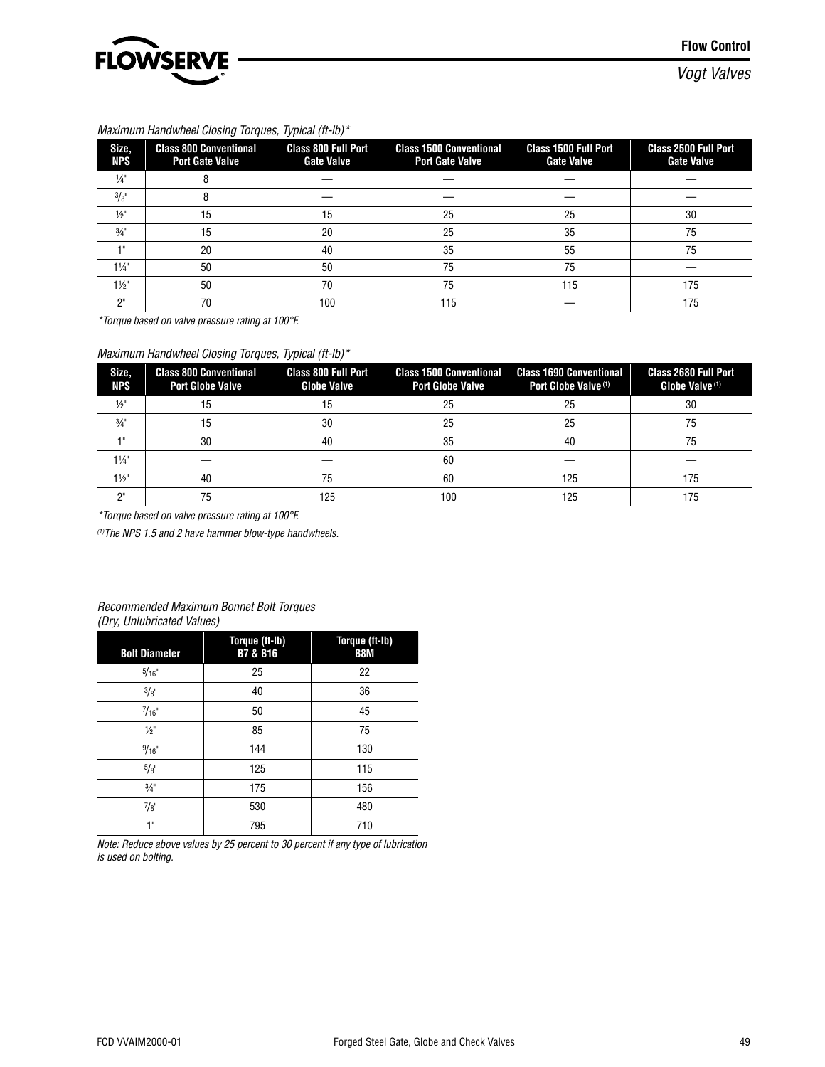*Maximum Handwheel Closing Torques, Typical (ft-lb)**

| Size, NPS | Class 800 Conventional Port Gate Valve | Class 800 Full Port Gate Valve | Class 1500 Conventional Port Gate Valve | Class 1500 Full Port Gate Valve | Class 2500 Full Port Gate Valve |
|---|---|---|---|---|---|
| ¼" | 8 | — | — | — | — |
| 3/8" | 8 | — | — | — | — |
| ½" | 15 | 15 | 25 | 25 | 30 |
| ¾" | 15 | 20 | 25 | 35 | 75 |
| 1" | 20 | 40 | 35 | 55 | 75 |
| 1¼" | 50 | 50 | 75 | 75 | — |
| 1½" | 50 | 70 | 75 | 115 | 175 |
| 2" | 70 | 100 | 115 | — | 175 |

*\*Torque based on valve pressure rating at 100°F.*

*Maximum Handwheel Closing Torques, Typical (ft-lb)**

| Size, NPS | Class 800 Conventional Port Globe Valve | Class 800 Full Port Globe Valve | Class 1500 Conventional Port Globe Valve | Class 1690 Conventional Port Globe Valve [1] | Class 2680 Full Port Globe Valve [1] |
|---|---|---|---|---|---|
| ½" | 15 | 15 | 25 | 25 | 30 |
| ¾" | 15 | 30 | 25 | 25 | 75 |
| 1" | 30 | 40 | 35 | 40 | 75 |
| 1¼" | — | — | 60 | — | — |
| 1½" | 40 | 75 | 60 | 125 | 175 |
| 2" | 75 | 125 | 100 | 125 | 175 |

*\*Torque based on valve pressure rating at 100°F.*

*[1] The NPS 1.5 and 2 have hammer blow-type handwheels.*

*Recommended Maximum Bonnet Bolt Torques (Dry, Unlubricated Values)*

| Bolt Diameter | Torque (ft-lb) B7 & B16 | Torque (ft-lb) B8M |
|---|---|---|
| 5/16" | 25 | 22 |
| 3/8" | 40 | 36 |
| 7/16" | 50 | 45 |
| ½" | 85 | 75 |
| 9/16" | 144 | 130 |
| 5/8" | 125 | 115 |
| ¾" | 175 | 156 |
| 7/8" | 530 | 480 |
| 1" | 795 | 710 |

*Note: Reduce above values by 25 percent to 30 percent if any type of lubrication is used on bolting.*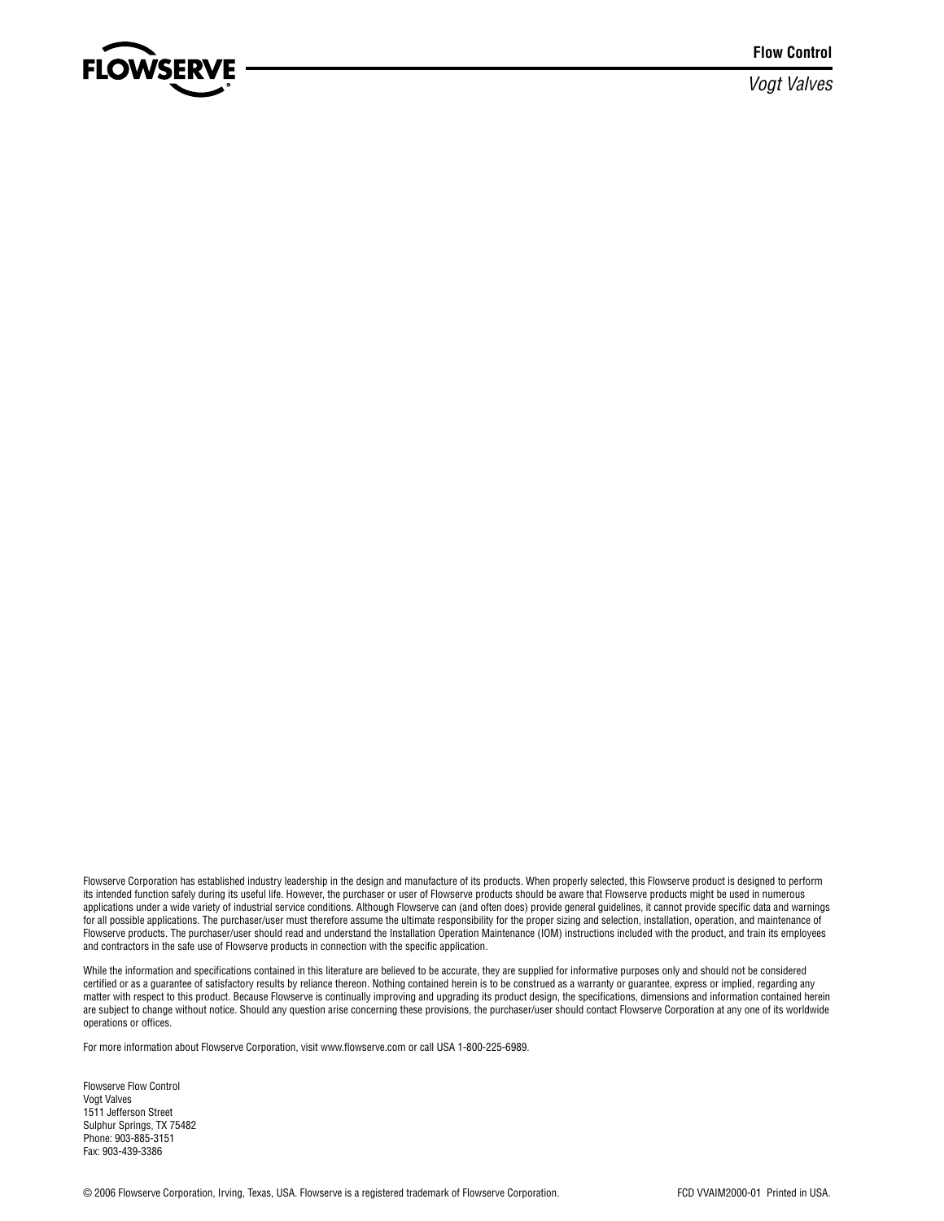Flowserve Corporation has established industry leadership in the design and manufacture of its products. When properly selected, this Flowserve product is designed to perform its intended function safely during its useful life. However, the purchaser or user of Flowserve products should be aware that Flowserve products might be used in numerous applications under a wide variety of industrial service conditions. Although Flowserve can (and often does) provide general guidelines, it cannot provide specific data and warnings for all possible applications. The purchaser/user must therefore assume the ultimate responsibility for the proper sizing and selection, installation, operation, and maintenance of Flowserve products. The purchaser/user should read and understand the Installation Operation Maintenance (IOM) instructions included with the product, and train its employees and contractors in the safe use of Flowserve products in connection with the specific application.

While the information and specifications contained in this literature are believed to be accurate, they are supplied for informative purposes only and should not be considered certified or as a guarantee of satisfactory results by reliance thereon. Nothing contained herein is to be construed as a warranty or guarantee, express or implied, regarding any matter with respect to this product. Because Flowserve is continually improving and upgrading its product design, the specifications, dimensions and information contained herein are subject to change without notice. Should any question arise concerning these provisions, the purchaser/user should contact Flowserve Corporation at any one of its worldwide operations or offices.

For more information about Flowserve Corporation, visit www.flowserve.com or call USA 1-800-225-6989.

Flowserve Flow Control
Vogt Valves
1511 Jefferson Street
Sulphur Springs, TX 75482
Phone: 903-885-3151
Fax: 903-439-3386

© 2006 Flowserve Corporation, Irving, Texas, USA. Flowserve is a registered trademark of Flowserve Corporation.

FCD VVAIM2000-01 Printed in USA.